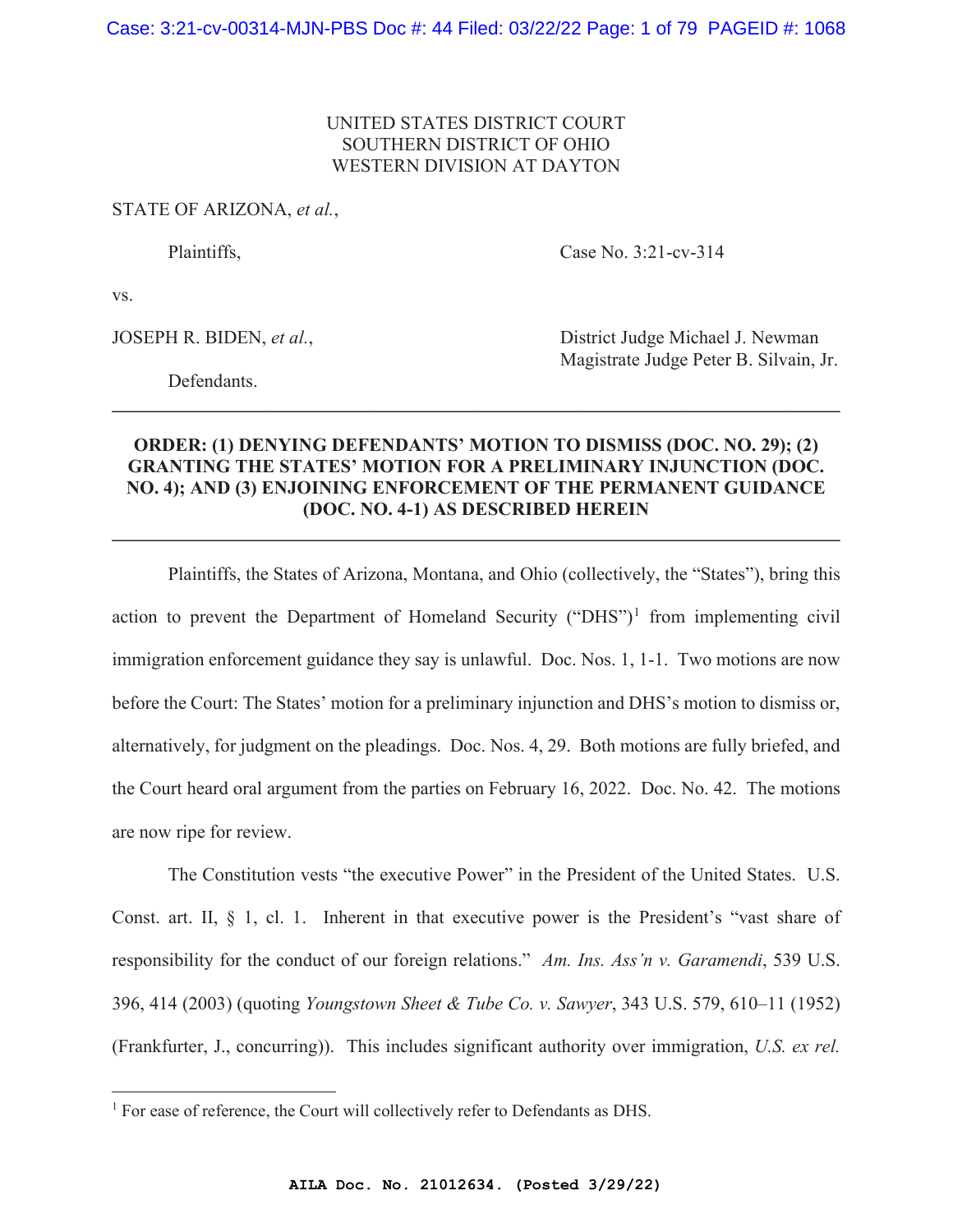UNITED STATES DISTRICT COURT
SOUTHERN DISTRICT OF OHIO
WESTERN DIVISION AT DAYTON

STATE OF ARIZONA, *et al.*,

Plaintiffs,

Case No. 3:21-cv-314

vs.

JOSEPH R. BIDEN, *et al.*,

District Judge Michael J. Newman
Magistrate Judge Peter B. Silvain, Jr.

Defendants.

---

**ORDER: (1) DENYING DEFENDANTS' MOTION TO DISMISS (DOC. NO. 29); (2) GRANTING THE STATES' MOTION FOR A PRELIMINARY INJUNCTION (DOC. NO. 4); AND (3) ENJOINING ENFORCEMENT OF THE PERMANENT GUIDANCE (DOC. NO. 4-1) AS DESCRIBED HEREIN**

---

Plaintiffs, the States of Arizona, Montana, and Ohio (collectively, the "States"), bring this action to prevent the Department of Homeland Security ("DHS")[1] from implementing civil immigration enforcement guidance they say is unlawful. Doc. Nos. 1, 1-1. Two motions are now before the Court: The States' motion for a preliminary injunction and DHS's motion to dismiss or, alternatively, for judgment on the pleadings. Doc. Nos. 4, 29. Both motions are fully briefed, and the Court heard oral argument from the parties on February 16, 2022. Doc. No. 42. The motions are now ripe for review.

The Constitution vests "the executive Power" in the President of the United States. U.S. Const. art. II, § 1, cl. 1. Inherent in that executive power is the President's "vast share of responsibility for the conduct of our foreign relations." *Am. Ins. Ass'n v. Garamendi*, 539 U.S. 396, 414 (2003) (quoting *Youngstown Sheet & Tube Co. v. Sawyer*, 343 U.S. 579, 610–11 (1952) (Frankfurter, J., concurring)). This includes significant authority over immigration, *U.S. ex rel.*

---

[1] For ease of reference, the Court will collectively refer to Defendants as DHS.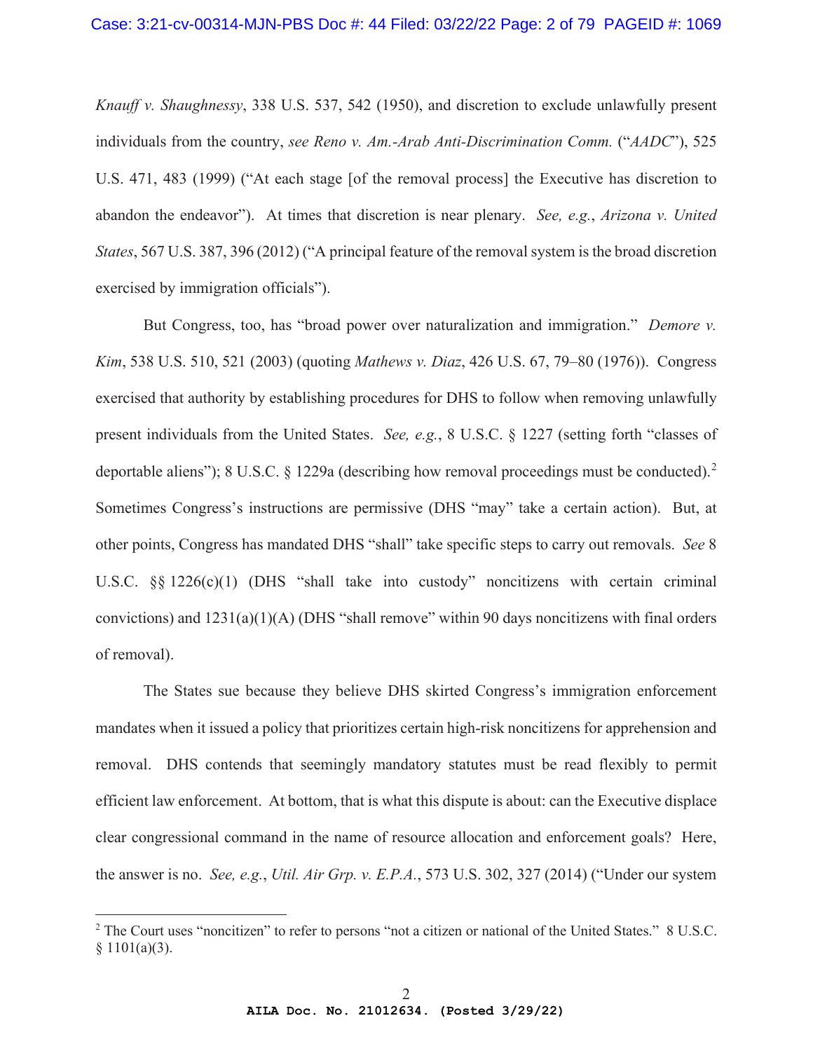*Knauff v. Shaughnessy*, 338 U.S. 537, 542 (1950), and discretion to exclude unlawfully present individuals from the country, *see Reno v. Am.-Arab Anti-Discrimination Comm.* ("*AADC*"), 525 U.S. 471, 483 (1999) ("At each stage [of the removal process] the Executive has discretion to abandon the endeavor"). At times that discretion is near plenary. *See, e.g.*, *Arizona v. United States*, 567 U.S. 387, 396 (2012) ("A principal feature of the removal system is the broad discretion exercised by immigration officials").

But Congress, too, has "broad power over naturalization and immigration." *Demore v. Kim*, 538 U.S. 510, 521 (2003) (quoting *Mathews v. Diaz*, 426 U.S. 67, 79–80 (1976)). Congress exercised that authority by establishing procedures for DHS to follow when removing unlawfully present individuals from the United States. *See, e.g.*, 8 U.S.C. § 1227 (setting forth "classes of deportable aliens"); 8 U.S.C. § 1229a (describing how removal proceedings must be conducted).[2] Sometimes Congress's instructions are permissive (DHS "may" take a certain action). But, at other points, Congress has mandated DHS "shall" take specific steps to carry out removals. *See* 8 U.S.C. §§ 1226(c)(1) (DHS "shall take into custody" noncitizens with certain criminal convictions) and 1231(a)(1)(A) (DHS "shall remove" within 90 days noncitizens with final orders of removal).

The States sue because they believe DHS skirted Congress's immigration enforcement mandates when it issued a policy that prioritizes certain high-risk noncitizens for apprehension and removal. DHS contends that seemingly mandatory statutes must be read flexibly to permit efficient law enforcement. At bottom, that is what this dispute is about: can the Executive displace clear congressional command in the name of resource allocation and enforcement goals? Here, the answer is no. *See, e.g.*, *Util. Air Grp. v. E.P.A.*, 573 U.S. 302, 327 (2014) ("Under our system

[2] The Court uses "noncitizen" to refer to persons "not a citizen or national of the United States." 8 U.S.C. § 1101(a)(3).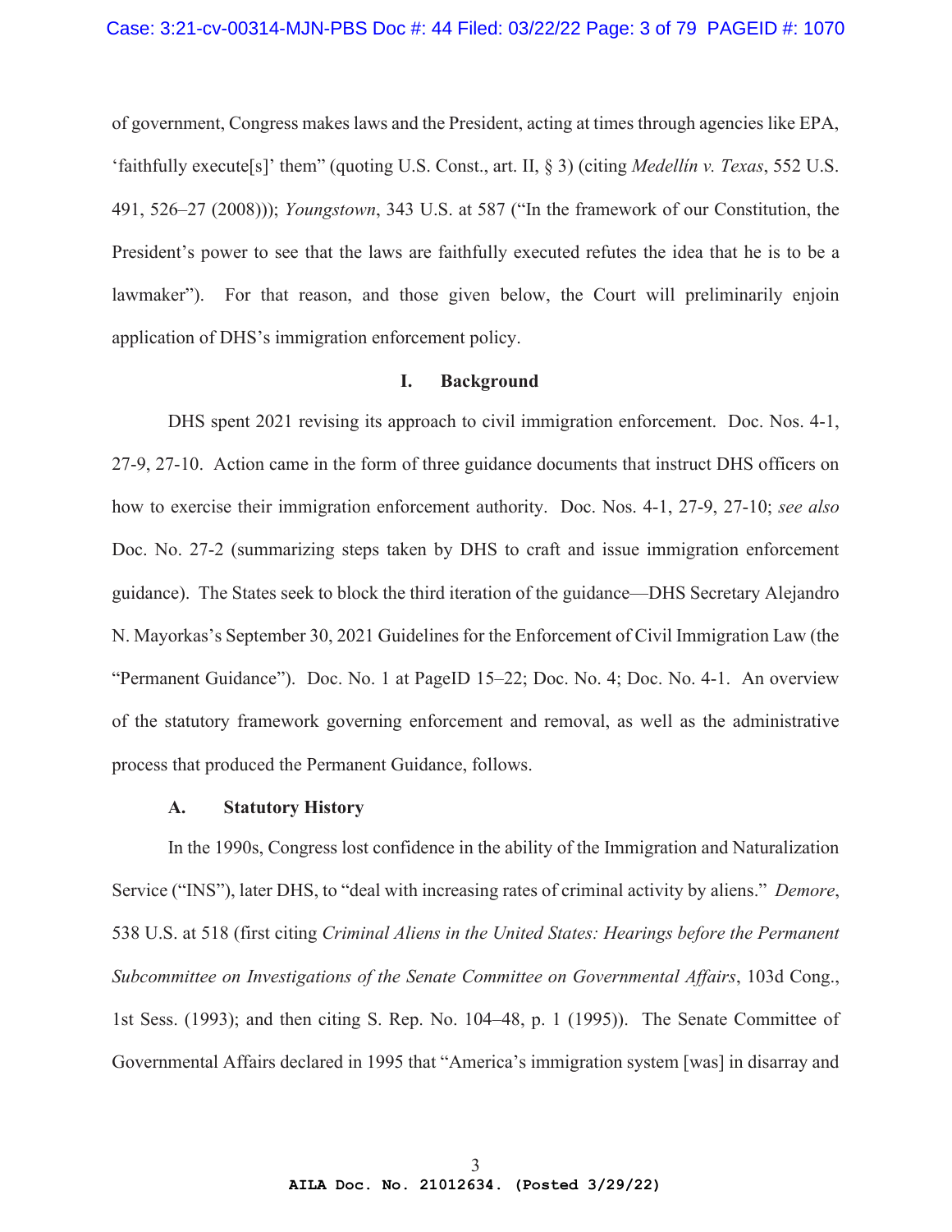of government, Congress makes laws and the President, acting at times through agencies like EPA, 'faithfully execute[s]' them" (quoting U.S. Const., art. II, § 3) (citing *Medellín v. Texas*, 552 U.S. 491, 526–27 (2008))); *Youngstown*, 343 U.S. at 587 ("In the framework of our Constitution, the President's power to see that the laws are faithfully executed refutes the idea that he is to be a lawmaker"). For that reason, and those given below, the Court will preliminarily enjoin application of DHS's immigration enforcement policy.

## I. Background

DHS spent 2021 revising its approach to civil immigration enforcement. Doc. Nos. 4-1, 27-9, 27-10. Action came in the form of three guidance documents that instruct DHS officers on how to exercise their immigration enforcement authority. Doc. Nos. 4-1, 27-9, 27-10; *see also* Doc. No. 27-2 (summarizing steps taken by DHS to craft and issue immigration enforcement guidance). The States seek to block the third iteration of the guidance—DHS Secretary Alejandro N. Mayorkas's September 30, 2021 Guidelines for the Enforcement of Civil Immigration Law (the "Permanent Guidance"). Doc. No. 1 at PageID 15–22; Doc. No. 4; Doc. No. 4-1. An overview of the statutory framework governing enforcement and removal, as well as the administrative process that produced the Permanent Guidance, follows.

### A. Statutory History

In the 1990s, Congress lost confidence in the ability of the Immigration and Naturalization Service ("INS"), later DHS, to "deal with increasing rates of criminal activity by aliens." *Demore*, 538 U.S. at 518 (first citing *Criminal Aliens in the United States: Hearings before the Permanent Subcommittee on Investigations of the Senate Committee on Governmental Affairs*, 103d Cong., 1st Sess. (1993); and then citing S. Rep. No. 104–48, p. 1 (1995)). The Senate Committee of Governmental Affairs declared in 1995 that "America's immigration system [was] in disarray and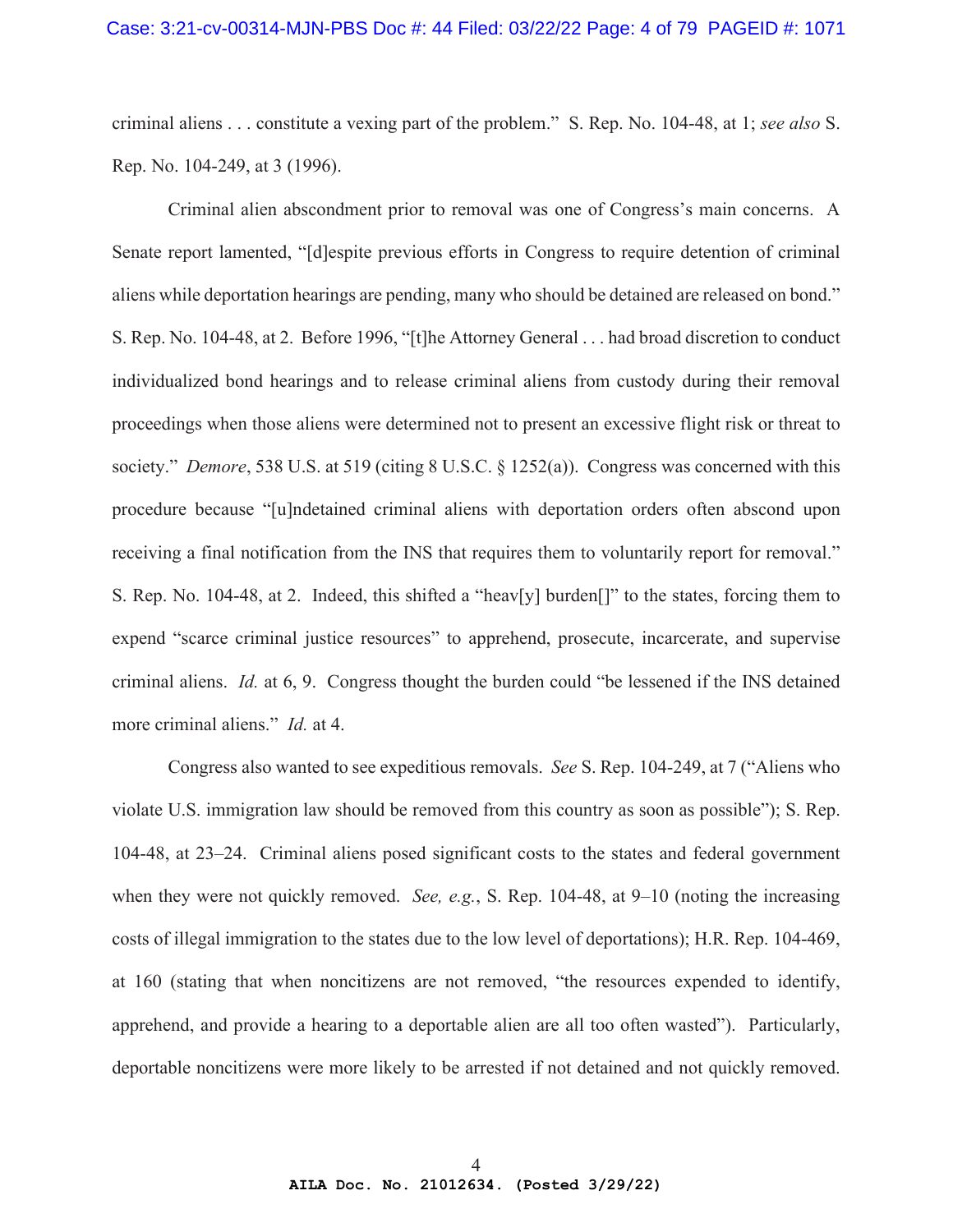criminal aliens . . . constitute a vexing part of the problem." S. Rep. No. 104-48, at 1; *see also* S. Rep. No. 104-249, at 3 (1996).

Criminal alien abscondment prior to removal was one of Congress's main concerns. A Senate report lamented, "[d]espite previous efforts in Congress to require detention of criminal aliens while deportation hearings are pending, many who should be detained are released on bond." S. Rep. No. 104-48, at 2. Before 1996, "[t]he Attorney General . . . had broad discretion to conduct individualized bond hearings and to release criminal aliens from custody during their removal proceedings when those aliens were determined not to present an excessive flight risk or threat to society." *Demore*, 538 U.S. at 519 (citing 8 U.S.C. § 1252(a)). Congress was concerned with this procedure because "[u]ndetained criminal aliens with deportation orders often abscond upon receiving a final notification from the INS that requires them to voluntarily report for removal." S. Rep. No. 104-48, at 2. Indeed, this shifted a "heav[y] burden[]" to the states, forcing them to expend "scarce criminal justice resources" to apprehend, prosecute, incarcerate, and supervise criminal aliens. *Id.* at 6, 9. Congress thought the burden could "be lessened if the INS detained more criminal aliens." *Id.* at 4.

Congress also wanted to see expeditious removals. *See* S. Rep. 104-249, at 7 ("Aliens who violate U.S. immigration law should be removed from this country as soon as possible"); S. Rep. 104-48, at 23–24. Criminal aliens posed significant costs to the states and federal government when they were not quickly removed. *See, e.g.*, S. Rep. 104-48, at 9–10 (noting the increasing costs of illegal immigration to the states due to the low level of deportations); H.R. Rep. 104-469, at 160 (stating that when noncitizens are not removed, "the resources expended to identify, apprehend, and provide a hearing to a deportable alien are all too often wasted"). Particularly, deportable noncitizens were more likely to be arrested if not detained and not quickly removed.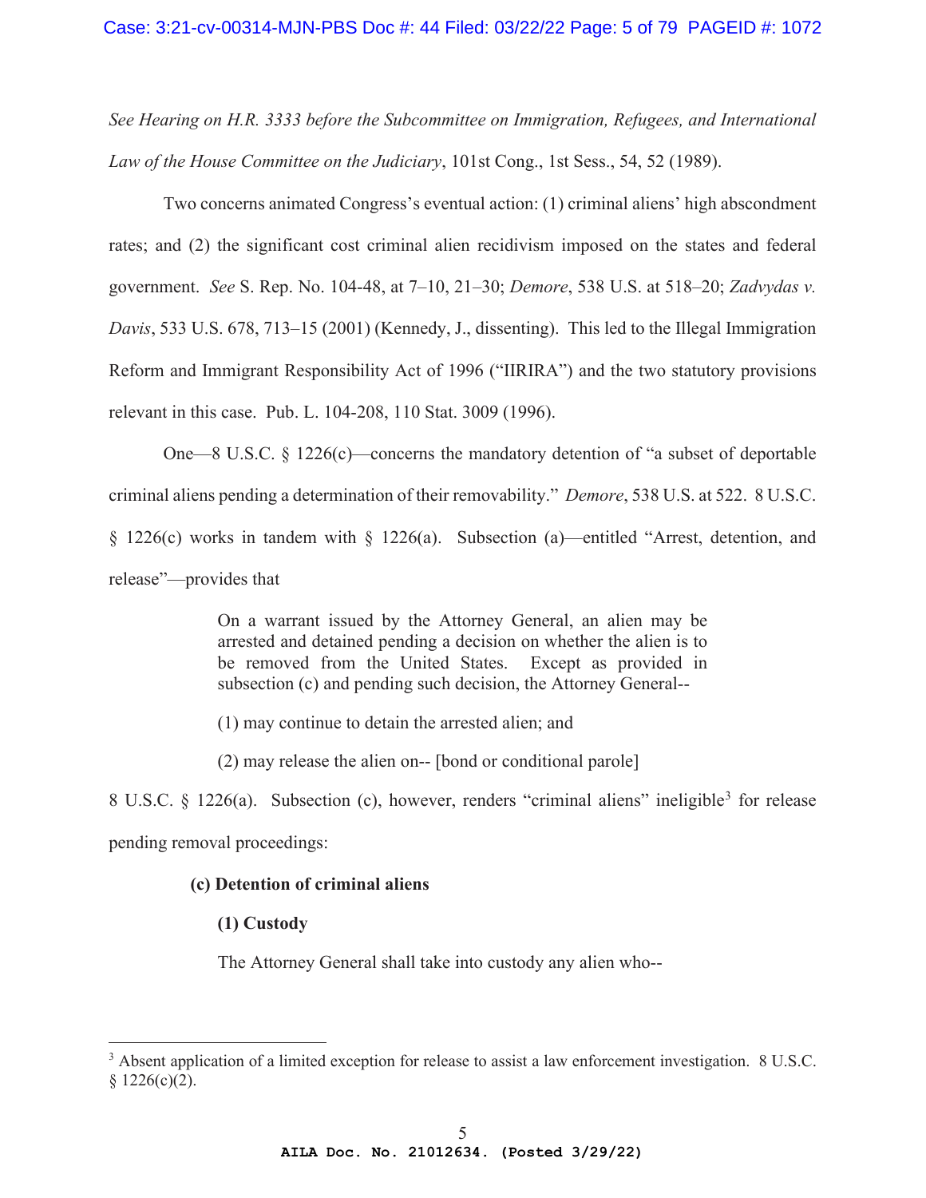*See Hearing on H.R. 3333 before the Subcommittee on Immigration, Refugees, and International Law of the House Committee on the Judiciary*, 101st Cong., 1st Sess., 54, 52 (1989).

Two concerns animated Congress's eventual action: (1) criminal aliens' high abscondment rates; and (2) the significant cost criminal alien recidivism imposed on the states and federal government. *See* S. Rep. No. 104-48, at 7–10, 21–30; *Demore*, 538 U.S. at 518–20; *Zadvydas v. Davis*, 533 U.S. 678, 713–15 (2001) (Kennedy, J., dissenting). This led to the Illegal Immigration Reform and Immigrant Responsibility Act of 1996 ("IIRIRA") and the two statutory provisions relevant in this case. Pub. L. 104-208, 110 Stat. 3009 (1996).

One—8 U.S.C. § 1226(c)—concerns the mandatory detention of "a subset of deportable criminal aliens pending a determination of their removability." *Demore*, 538 U.S. at 522. 8 U.S.C. § 1226(c) works in tandem with § 1226(a). Subsection (a)—entitled "Arrest, detention, and release"—provides that

> On a warrant issued by the Attorney General, an alien may be arrested and detained pending a decision on whether the alien is to be removed from the United States. Except as provided in subsection (c) and pending such decision, the Attorney General--
>
> (1) may continue to detain the arrested alien; and
>
> (2) may release the alien on-- [bond or conditional parole]

8 U.S.C. § 1226(a). Subsection (c), however, renders "criminal aliens" ineligible[3] for release pending removal proceedings:

> **(c) Detention of criminal aliens**
>
> **(1) Custody**
>
> The Attorney General shall take into custody any alien who--

[3] Absent application of a limited exception for release to assist a law enforcement investigation. 8 U.S.C. § 1226(c)(2).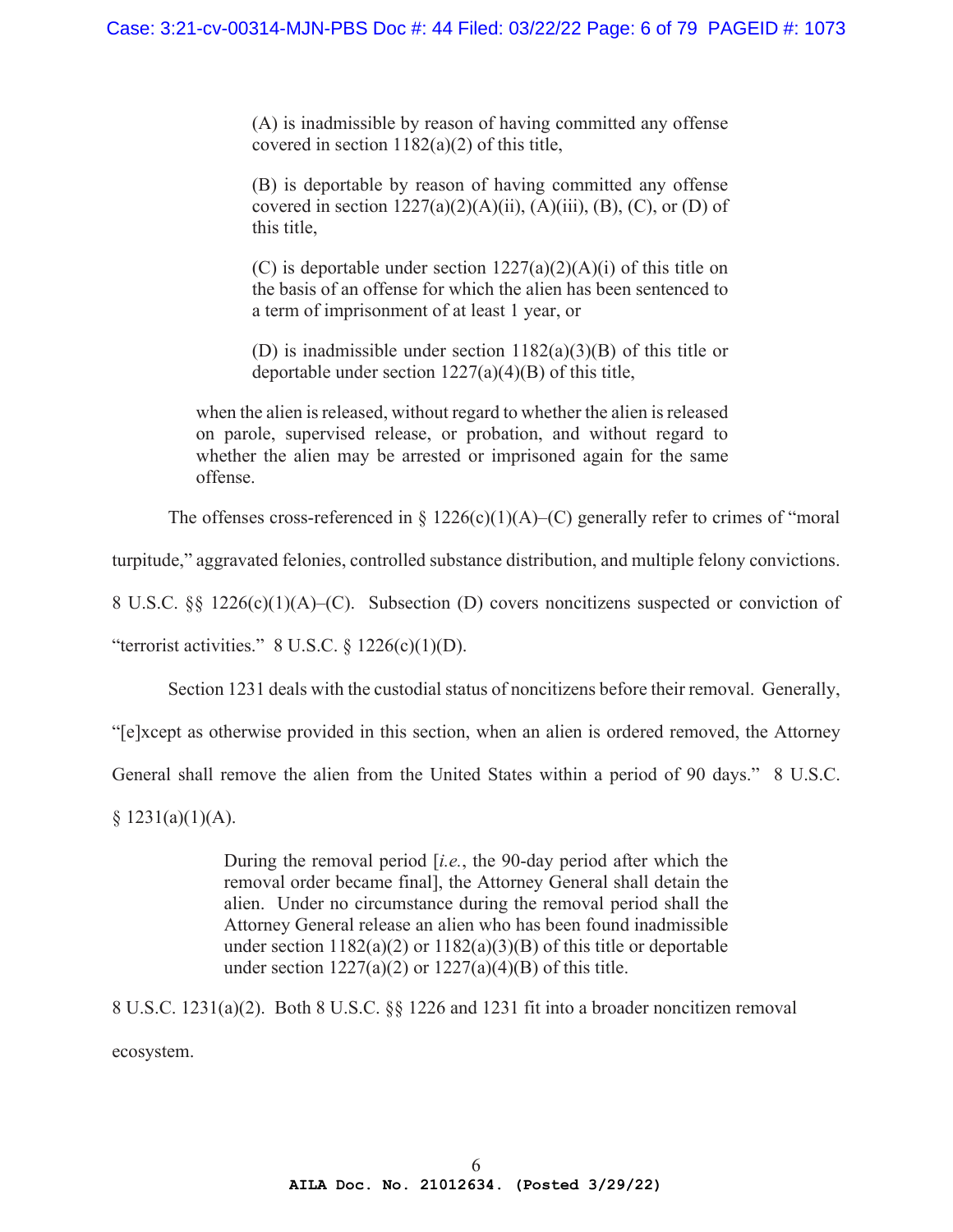> (A) is inadmissible by reason of having committed any offense covered in section 1182(a)(2) of this title,
>
> (B) is deportable by reason of having committed any offense covered in section 1227(a)(2)(A)(ii), (A)(iii), (B), (C), or (D) of this title,
>
> (C) is deportable under section 1227(a)(2)(A)(i) of this title on the basis of an offense for which the alien has been sentenced to a term of imprisonment of at least 1 year, or
>
> (D) is inadmissible under section 1182(a)(3)(B) of this title or deportable under section 1227(a)(4)(B) of this title,
>
> when the alien is released, without regard to whether the alien is released on parole, supervised release, or probation, and without regard to whether the alien may be arrested or imprisoned again for the same offense.

The offenses cross-referenced in § 1226(c)(1)(A)–(C) generally refer to crimes of "moral turpitude," aggravated felonies, controlled substance distribution, and multiple felony convictions. 8 U.S.C. §§ 1226(c)(1)(A)–(C). Subsection (D) covers noncitizens suspected or conviction of "terrorist activities." 8 U.S.C. § 1226(c)(1)(D).

Section 1231 deals with the custodial status of noncitizens before their removal. Generally, "[e]xcept as otherwise provided in this section, when an alien is ordered removed, the Attorney General shall remove the alien from the United States within a period of 90 days." 8 U.S.C. § 1231(a)(1)(A).

> During the removal period [*i.e.*, the 90-day period after which the removal order became final], the Attorney General shall detain the alien. Under no circumstance during the removal period shall the Attorney General release an alien who has been found inadmissible under section 1182(a)(2) or 1182(a)(3)(B) of this title or deportable under section 1227(a)(2) or 1227(a)(4)(B) of this title.

8 U.S.C. 1231(a)(2). Both 8 U.S.C. §§ 1226 and 1231 fit into a broader noncitizen removal ecosystem.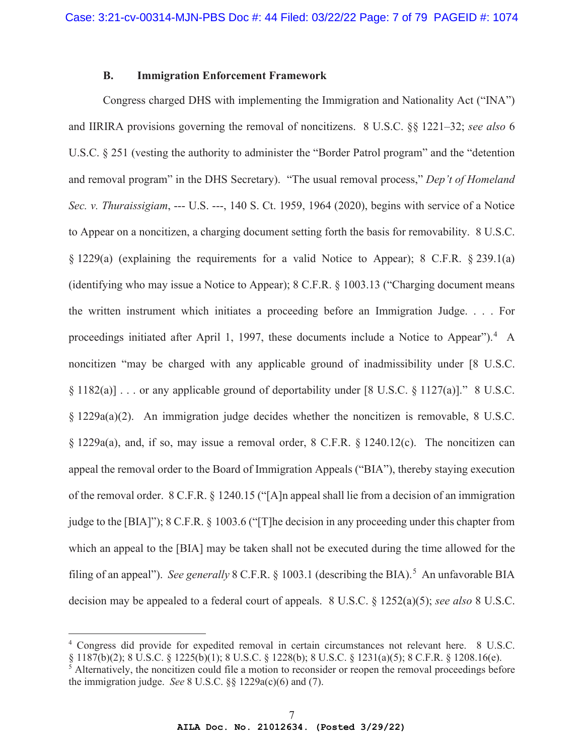### B. Immigration Enforcement Framework

Congress charged DHS with implementing the Immigration and Nationality Act ("INA") and IIRIRA provisions governing the removal of noncitizens. 8 U.S.C. §§ 1221–32; *see also* 6 U.S.C. § 251 (vesting the authority to administer the "Border Patrol program" and the "detention and removal program" in the DHS Secretary). "The usual removal process," *Dep't of Homeland Sec. v. Thuraissigiam*, --- U.S. ---, 140 S. Ct. 1959, 1964 (2020), begins with service of a Notice to Appear on a noncitizen, a charging document setting forth the basis for removability. 8 U.S.C. § 1229(a) (explaining the requirements for a valid Notice to Appear); 8 C.F.R. § 239.1(a) (identifying who may issue a Notice to Appear); 8 C.F.R. § 1003.13 ("Charging document means the written instrument which initiates a proceeding before an Immigration Judge. . . . For proceedings initiated after April 1, 1997, these documents include a Notice to Appear").[4] A noncitizen "may be charged with any applicable ground of inadmissibility under [8 U.S.C. § 1182(a)] . . . or any applicable ground of deportability under [8 U.S.C. § 1127(a)]." 8 U.S.C. § 1229a(a)(2). An immigration judge decides whether the noncitizen is removable, 8 U.S.C. § 1229a(a), and, if so, may issue a removal order, 8 C.F.R. § 1240.12(c). The noncitizen can appeal the removal order to the Board of Immigration Appeals ("BIA"), thereby staying execution of the removal order. 8 C.F.R. § 1240.15 ("[A]n appeal shall lie from a decision of an immigration judge to the [BIA]"); 8 C.F.R. § 1003.6 ("[T]he decision in any proceeding under this chapter from which an appeal to the [BIA] may be taken shall not be executed during the time allowed for the filing of an appeal"). *See generally* 8 C.F.R. § 1003.1 (describing the BIA).[5] An unfavorable BIA decision may be appealed to a federal court of appeals. 8 U.S.C. § 1252(a)(5); *see also* 8 U.S.C.

---

[4] Congress did provide for expedited removal in certain circumstances not relevant here. 8 U.S.C. § 1187(b)(2); 8 U.S.C. § 1225(b)(1); 8 U.S.C. § 1228(b); 8 U.S.C. § 1231(a)(5); 8 C.F.R. § 1208.16(e).

[5] Alternatively, the noncitizen could file a motion to reconsider or reopen the removal proceedings before the immigration judge. *See* 8 U.S.C. §§ 1229a(c)(6) and (7).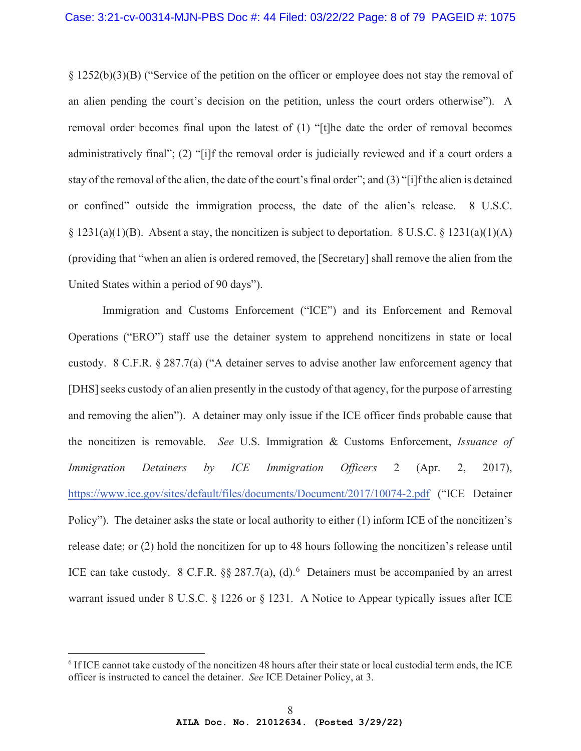§ 1252(b)(3)(B) ("Service of the petition on the officer or employee does not stay the removal of an alien pending the court's decision on the petition, unless the court orders otherwise"). A removal order becomes final upon the latest of (1) "[t]he date the order of removal becomes administratively final"; (2) "[i]f the removal order is judicially reviewed and if a court orders a stay of the removal of the alien, the date of the court's final order"; and (3) "[i]f the alien is detained or confined" outside the immigration process, the date of the alien's release. 8 U.S.C. § 1231(a)(1)(B). Absent a stay, the noncitizen is subject to deportation. 8 U.S.C. § 1231(a)(1)(A) (providing that "when an alien is ordered removed, the [Secretary] shall remove the alien from the United States within a period of 90 days").

Immigration and Customs Enforcement ("ICE") and its Enforcement and Removal Operations ("ERO") staff use the detainer system to apprehend noncitizens in state or local custody. 8 C.F.R. § 287.7(a) ("A detainer serves to advise another law enforcement agency that [DHS] seeks custody of an alien presently in the custody of that agency, for the purpose of arresting and removing the alien"). A detainer may only issue if the ICE officer finds probable cause that the noncitizen is removable. *See* U.S. Immigration & Customs Enforcement, *Issuance of Immigration Detainers by ICE Immigration Officers* 2 (Apr. 2, 2017), https://www.ice.gov/sites/default/files/documents/Document/2017/10074-2.pdf ("ICE Detainer Policy"). The detainer asks the state or local authority to either (1) inform ICE of the noncitizen's release date; or (2) hold the noncitizen for up to 48 hours following the noncitizen's release until ICE can take custody. 8 C.F.R. §§ 287.7(a), (d).[6] Detainers must be accompanied by an arrest warrant issued under 8 U.S.C. § 1226 or § 1231. A Notice to Appear typically issues after ICE

---

[6] If ICE cannot take custody of the noncitizen 48 hours after their state or local custodial term ends, the ICE officer is instructed to cancel the detainer. *See* ICE Detainer Policy, at 3.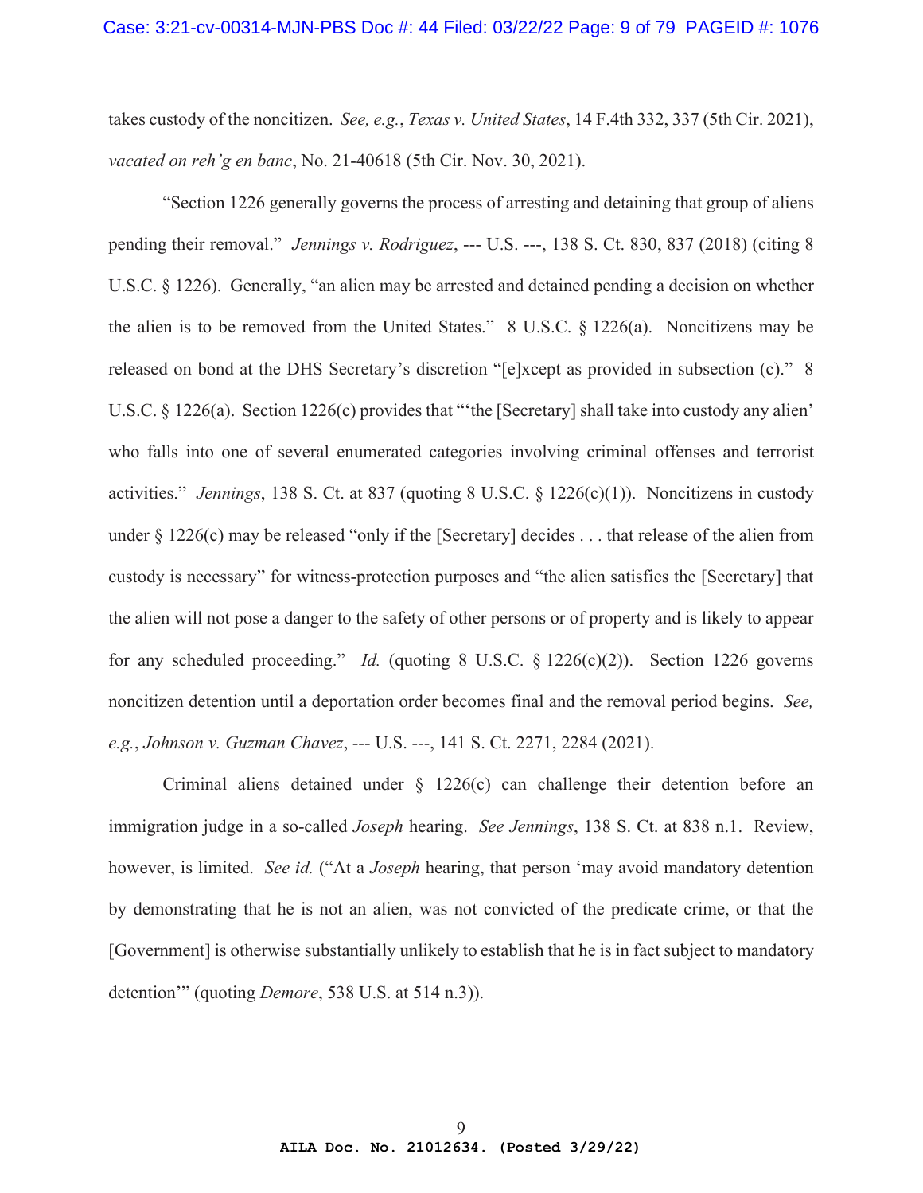takes custody of the noncitizen. *See, e.g.*, *Texas v. United States*, 14 F.4th 332, 337 (5th Cir. 2021), *vacated on reh'g en banc*, No. 21-40618 (5th Cir. Nov. 30, 2021).

"Section 1226 generally governs the process of arresting and detaining that group of aliens pending their removal." *Jennings v. Rodriguez*, --- U.S. ---, 138 S. Ct. 830, 837 (2018) (citing 8 U.S.C. § 1226). Generally, "an alien may be arrested and detained pending a decision on whether the alien is to be removed from the United States." 8 U.S.C. § 1226(a). Noncitizens may be released on bond at the DHS Secretary's discretion "[e]xcept as provided in subsection (c)." 8 U.S.C. § 1226(a). Section 1226(c) provides that "'the [Secretary] shall take into custody any alien' who falls into one of several enumerated categories involving criminal offenses and terrorist activities." *Jennings*, 138 S. Ct. at 837 (quoting 8 U.S.C. § 1226(c)(1)). Noncitizens in custody under § 1226(c) may be released "only if the [Secretary] decides . . . that release of the alien from custody is necessary" for witness-protection purposes and "the alien satisfies the [Secretary] that the alien will not pose a danger to the safety of other persons or of property and is likely to appear for any scheduled proceeding." *Id.* (quoting 8 U.S.C. § 1226(c)(2)). Section 1226 governs noncitizen detention until a deportation order becomes final and the removal period begins. *See, e.g.*, *Johnson v. Guzman Chavez*, --- U.S. ---, 141 S. Ct. 2271, 2284 (2021).

Criminal aliens detained under § 1226(c) can challenge their detention before an immigration judge in a so-called *Joseph* hearing. *See Jennings*, 138 S. Ct. at 838 n.1. Review, however, is limited. *See id.* ("At a *Joseph* hearing, that person 'may avoid mandatory detention by demonstrating that he is not an alien, was not convicted of the predicate crime, or that the [Government] is otherwise substantially unlikely to establish that he is in fact subject to mandatory detention'" (quoting *Demore*, 538 U.S. at 514 n.3)).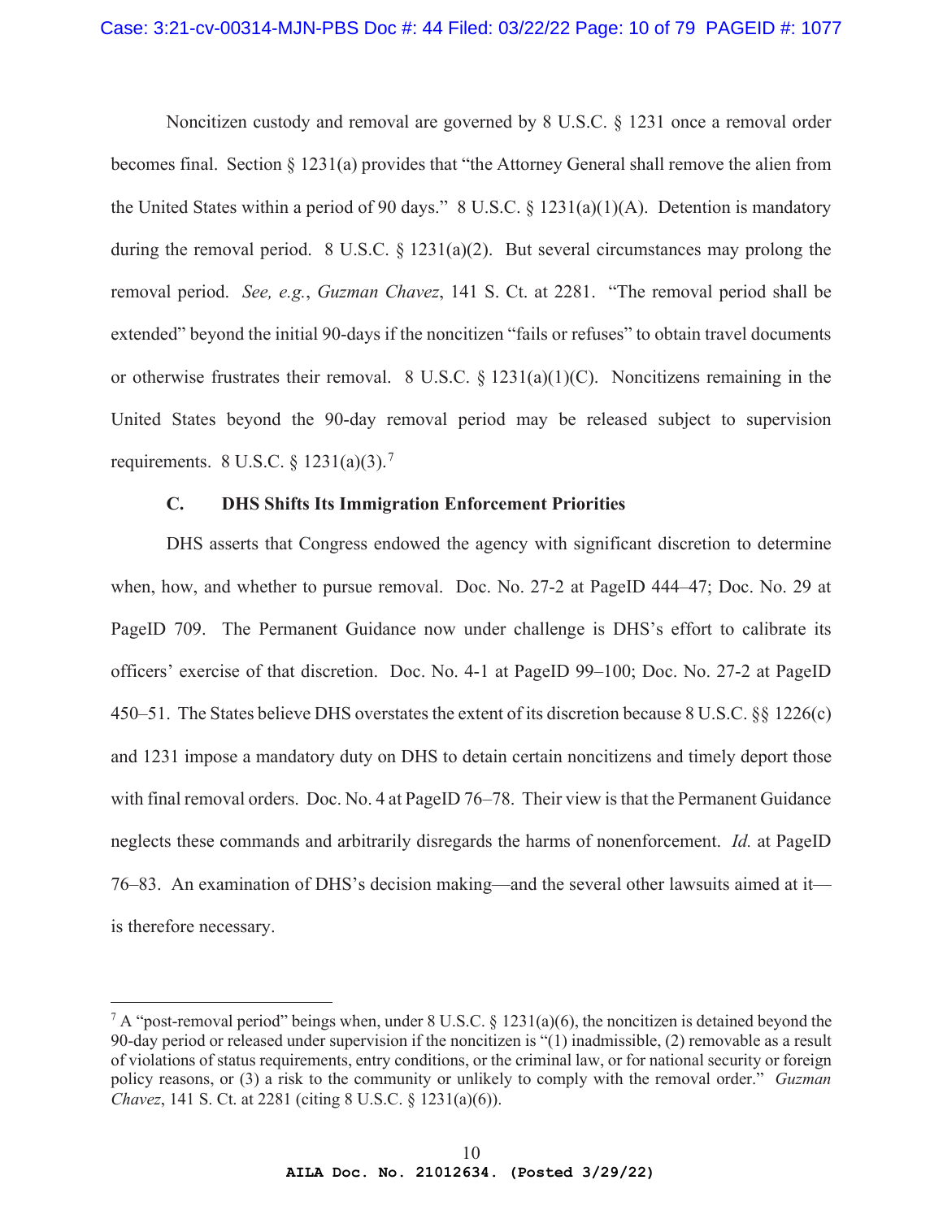Noncitizen custody and removal are governed by 8 U.S.C. § 1231 once a removal order becomes final. Section § 1231(a) provides that "the Attorney General shall remove the alien from the United States within a period of 90 days." 8 U.S.C. § 1231(a)(1)(A). Detention is mandatory during the removal period. 8 U.S.C. § 1231(a)(2). But several circumstances may prolong the removal period. *See, e.g.*, *Guzman Chavez*, 141 S. Ct. at 2281. "The removal period shall be extended" beyond the initial 90-days if the noncitizen "fails or refuses" to obtain travel documents or otherwise frustrates their removal. 8 U.S.C. § 1231(a)(1)(C). Noncitizens remaining in the United States beyond the 90-day removal period may be released subject to supervision requirements. 8 U.S.C. § 1231(a)(3).[7]

### C. DHS Shifts Its Immigration Enforcement Priorities

DHS asserts that Congress endowed the agency with significant discretion to determine when, how, and whether to pursue removal. Doc. No. 27-2 at PageID 444–47; Doc. No. 29 at PageID 709. The Permanent Guidance now under challenge is DHS's effort to calibrate its officers' exercise of that discretion. Doc. No. 4-1 at PageID 99–100; Doc. No. 27-2 at PageID 450–51. The States believe DHS overstates the extent of its discretion because 8 U.S.C. §§ 1226(c) and 1231 impose a mandatory duty on DHS to detain certain noncitizens and timely deport those with final removal orders. Doc. No. 4 at PageID 76–78. Their view is that the Permanent Guidance neglects these commands and arbitrarily disregards the harms of nonenforcement. *Id.* at PageID 76–83. An examination of DHS's decision making—and the several other lawsuits aimed at it—is therefore necessary.

---

[7] A "post-removal period" beings when, under 8 U.S.C. § 1231(a)(6), the noncitizen is detained beyond the 90-day period or released under supervision if the noncitizen is "(1) inadmissible, (2) removable as a result of violations of status requirements, entry conditions, or the criminal law, or for national security or foreign policy reasons, or (3) a risk to the community or unlikely to comply with the removal order." *Guzman Chavez*, 141 S. Ct. at 2281 (citing 8 U.S.C. § 1231(a)(6)).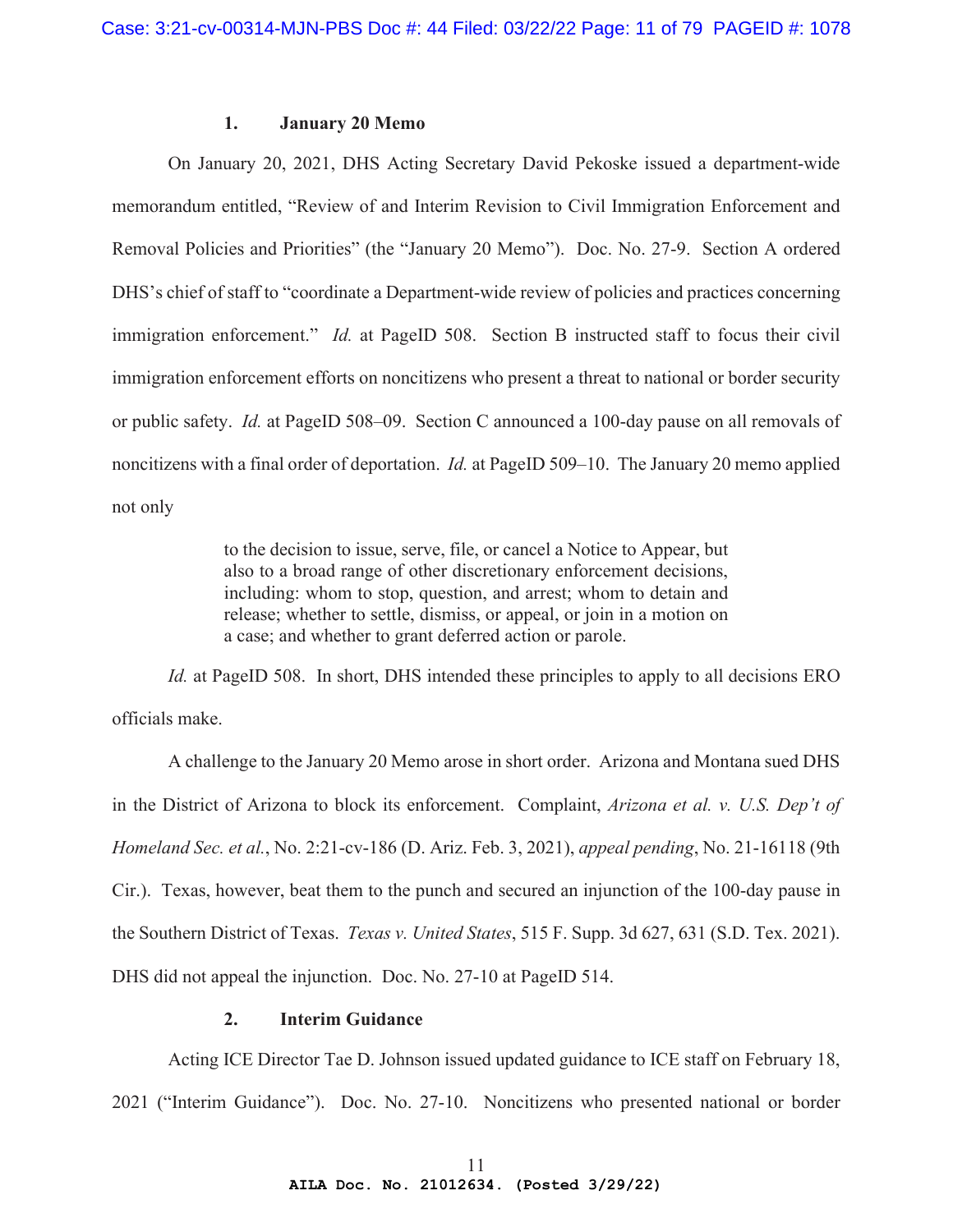### 1. January 20 Memo

On January 20, 2021, DHS Acting Secretary David Pekoske issued a department-wide memorandum entitled, "Review of and Interim Revision to Civil Immigration Enforcement and Removal Policies and Priorities" (the "January 20 Memo"). Doc. No. 27-9. Section A ordered DHS's chief of staff to "coordinate a Department-wide review of policies and practices concerning immigration enforcement." *Id.* at PageID 508. Section B instructed staff to focus their civil immigration enforcement efforts on noncitizens who present a threat to national or border security or public safety. *Id.* at PageID 508–09. Section C announced a 100-day pause on all removals of noncitizens with a final order of deportation. *Id.* at PageID 509–10. The January 20 memo applied not only

> to the decision to issue, serve, file, or cancel a Notice to Appear, but also to a broad range of other discretionary enforcement decisions, including: whom to stop, question, and arrest; whom to detain and release; whether to settle, dismiss, or appeal, or join in a motion on a case; and whether to grant deferred action or parole.

*Id.* at PageID 508. In short, DHS intended these principles to apply to all decisions ERO officials make.

A challenge to the January 20 Memo arose in short order. Arizona and Montana sued DHS in the District of Arizona to block its enforcement. Complaint, *Arizona et al. v. U.S. Dep't of Homeland Sec. et al.*, No. 2:21-cv-186 (D. Ariz. Feb. 3, 2021), *appeal pending*, No. 21-16118 (9th Cir.). Texas, however, beat them to the punch and secured an injunction of the 100-day pause in the Southern District of Texas. *Texas v. United States*, 515 F. Supp. 3d 627, 631 (S.D. Tex. 2021). DHS did not appeal the injunction. Doc. No. 27-10 at PageID 514.

### 2. Interim Guidance

Acting ICE Director Tae D. Johnson issued updated guidance to ICE staff on February 18, 2021 ("Interim Guidance"). Doc. No. 27-10. Noncitizens who presented national or border

**AILA Doc. No. 21012634. (Posted 3/29/22)**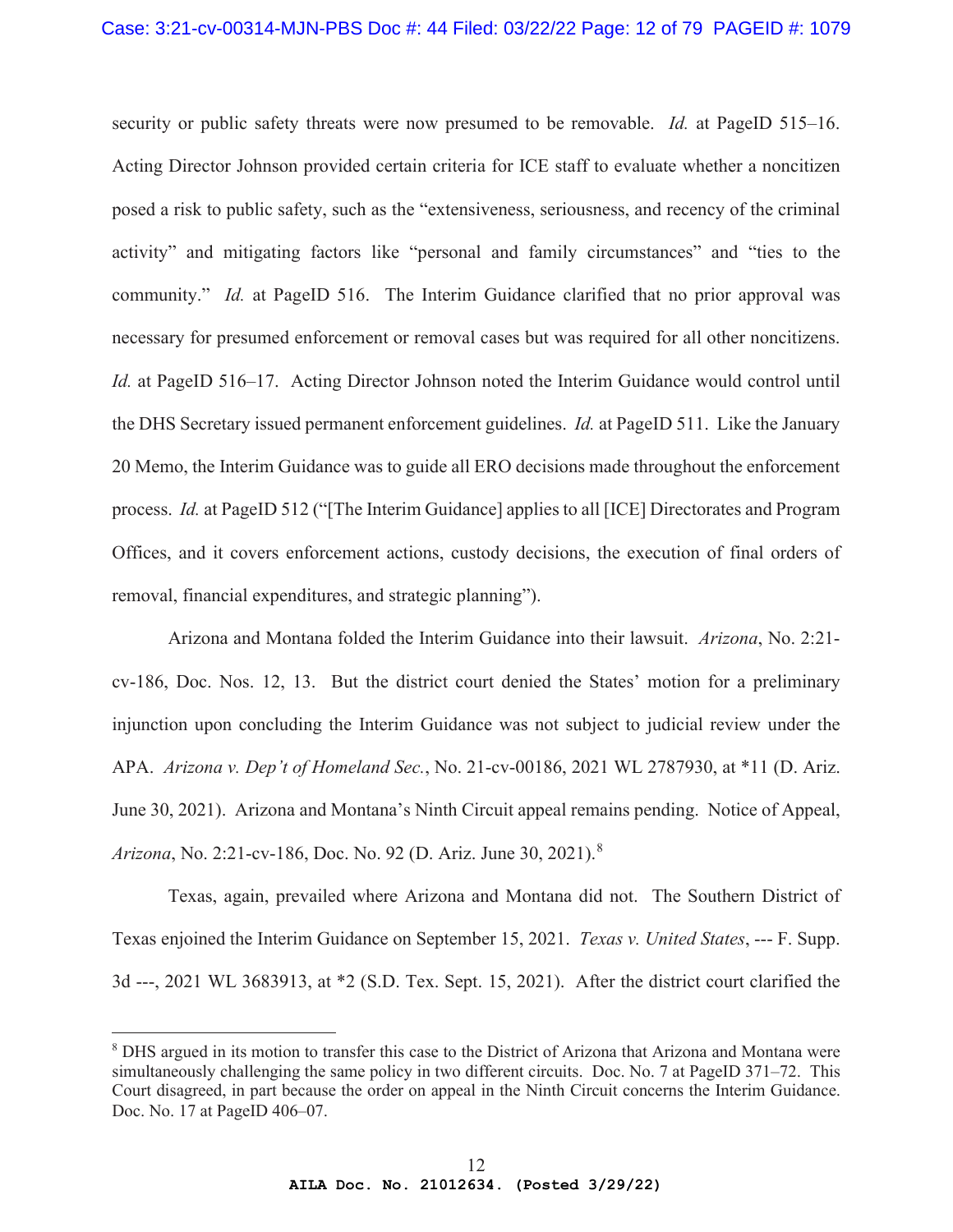security or public safety threats were now presumed to be removable. *Id.* at PageID 515–16. Acting Director Johnson provided certain criteria for ICE staff to evaluate whether a noncitizen posed a risk to public safety, such as the "extensiveness, seriousness, and recency of the criminal activity" and mitigating factors like "personal and family circumstances" and "ties to the community." *Id.* at PageID 516. The Interim Guidance clarified that no prior approval was necessary for presumed enforcement or removal cases but was required for all other noncitizens. *Id.* at PageID 516–17. Acting Director Johnson noted the Interim Guidance would control until the DHS Secretary issued permanent enforcement guidelines. *Id.* at PageID 511. Like the January 20 Memo, the Interim Guidance was to guide all ERO decisions made throughout the enforcement process. *Id.* at PageID 512 ("[The Interim Guidance] applies to all [ICE] Directorates and Program Offices, and it covers enforcement actions, custody decisions, the execution of final orders of removal, financial expenditures, and strategic planning").

Arizona and Montana folded the Interim Guidance into their lawsuit. *Arizona*, No. 2:21-cv-186, Doc. Nos. 12, 13. But the district court denied the States' motion for a preliminary injunction upon concluding the Interim Guidance was not subject to judicial review under the APA. *Arizona v. Dep't of Homeland Sec.*, No. 21-cv-00186, 2021 WL 2787930, at *11 (D. Ariz. June 30, 2021). Arizona and Montana's Ninth Circuit appeal remains pending. Notice of Appeal, *Arizona*, No. 2:21-cv-186, Doc. No. 92 (D. Ariz. June 30, 2021).[8]

Texas, again, prevailed where Arizona and Montana did not. The Southern District of Texas enjoined the Interim Guidance on September 15, 2021. *Texas v. United States*, --- F. Supp. 3d ---, 2021 WL 3683913, at *2 (S.D. Tex. Sept. 15, 2021). After the district court clarified the

[8] DHS argued in its motion to transfer this case to the District of Arizona that Arizona and Montana were simultaneously challenging the same policy in two different circuits. Doc. No. 7 at PageID 371–72. This Court disagreed, in part because the order on appeal in the Ninth Circuit concerns the Interim Guidance. Doc. No. 17 at PageID 406–07.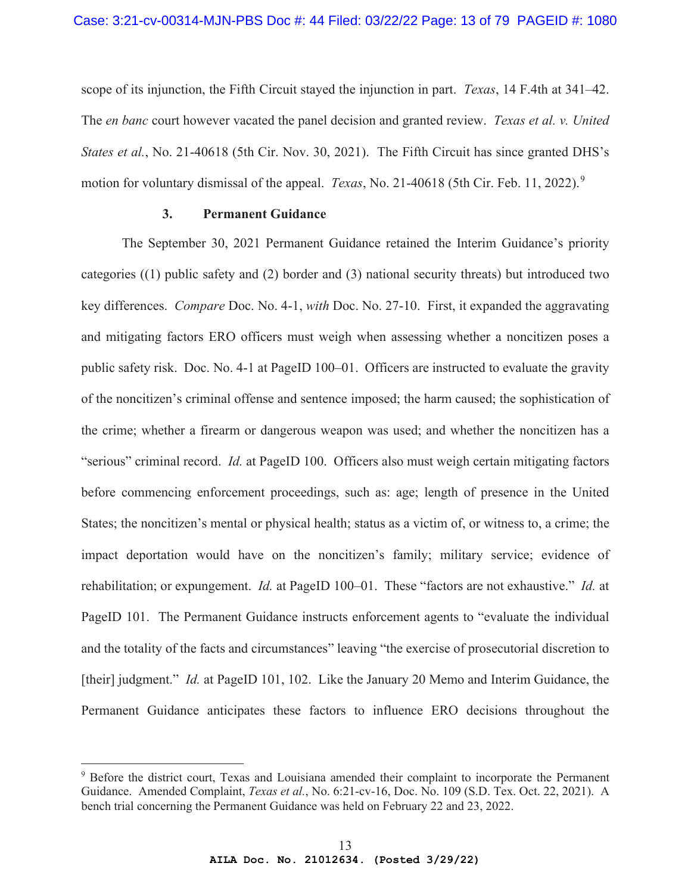scope of its injunction, the Fifth Circuit stayed the injunction in part. *Texas*, 14 F.4th at 341–42. The *en banc* court however vacated the panel decision and granted review. *Texas et al. v. United States et al.*, No. 21-40618 (5th Cir. Nov. 30, 2021). The Fifth Circuit has since granted DHS's motion for voluntary dismissal of the appeal. *Texas*, No. 21-40618 (5th Cir. Feb. 11, 2022).[9]

### 3. Permanent Guidance

The September 30, 2021 Permanent Guidance retained the Interim Guidance's priority categories ((1) public safety and (2) border and (3) national security threats) but introduced two key differences. *Compare* Doc. No. 4-1, *with* Doc. No. 27-10. First, it expanded the aggravating and mitigating factors ERO officers must weigh when assessing whether a noncitizen poses a public safety risk. Doc. No. 4-1 at PageID 100–01. Officers are instructed to evaluate the gravity of the noncitizen's criminal offense and sentence imposed; the harm caused; the sophistication of the crime; whether a firearm or dangerous weapon was used; and whether the noncitizen has a "serious" criminal record. *Id.* at PageID 100. Officers also must weigh certain mitigating factors before commencing enforcement proceedings, such as: age; length of presence in the United States; the noncitizen's mental or physical health; status as a victim of, or witness to, a crime; the impact deportation would have on the noncitizen's family; military service; evidence of rehabilitation; or expungement. *Id.* at PageID 100–01. These "factors are not exhaustive." *Id.* at PageID 101. The Permanent Guidance instructs enforcement agents to "evaluate the individual and the totality of the facts and circumstances" leaving "the exercise of prosecutorial discretion to [their] judgment." *Id.* at PageID 101, 102. Like the January 20 Memo and Interim Guidance, the Permanent Guidance anticipates these factors to influence ERO decisions throughout the

---

[9] Before the district court, Texas and Louisiana amended their complaint to incorporate the Permanent Guidance. Amended Complaint, *Texas et al.*, No. 6:21-cv-16, Doc. No. 109 (S.D. Tex. Oct. 22, 2021). A bench trial concerning the Permanent Guidance was held on February 22 and 23, 2022.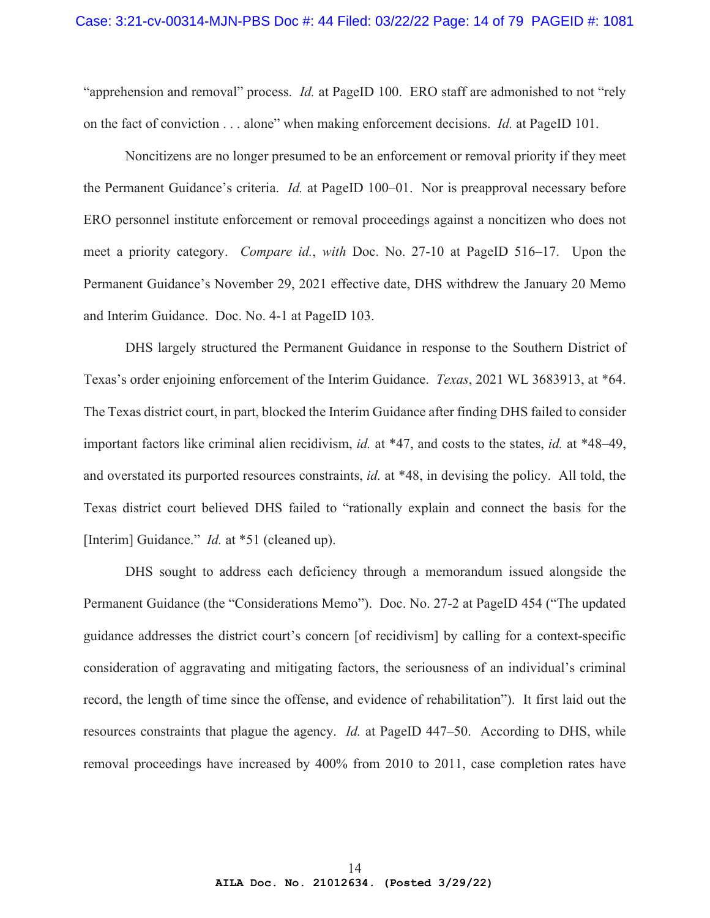"apprehension and removal" process. *Id.* at PageID 100. ERO staff are admonished to not "rely on the fact of conviction . . . alone" when making enforcement decisions. *Id.* at PageID 101.

Noncitizens are no longer presumed to be an enforcement or removal priority if they meet the Permanent Guidance's criteria. *Id.* at PageID 100–01. Nor is preapproval necessary before ERO personnel institute enforcement or removal proceedings against a noncitizen who does not meet a priority category. *Compare id.*, *with* Doc. No. 27-10 at PageID 516–17. Upon the Permanent Guidance's November 29, 2021 effective date, DHS withdrew the January 20 Memo and Interim Guidance. Doc. No. 4-1 at PageID 103.

DHS largely structured the Permanent Guidance in response to the Southern District of Texas's order enjoining enforcement of the Interim Guidance. *Texas*, 2021 WL 3683913, at *64. The Texas district court, in part, blocked the Interim Guidance after finding DHS failed to consider important factors like criminal alien recidivism, *id.* at *47, and costs to the states, *id.* at *48–49, and overstated its purported resources constraints, *id.* at *48, in devising the policy. All told, the Texas district court believed DHS failed to "rationally explain and connect the basis for the [Interim] Guidance." *Id.* at *51 (cleaned up).

DHS sought to address each deficiency through a memorandum issued alongside the Permanent Guidance (the "Considerations Memo"). Doc. No. 27-2 at PageID 454 ("The updated guidance addresses the district court's concern [of recidivism] by calling for a context-specific consideration of aggravating and mitigating factors, the seriousness of an individual's criminal record, the length of time since the offense, and evidence of rehabilitation"). It first laid out the resources constraints that plague the agency. *Id.* at PageID 447–50. According to DHS, while removal proceedings have increased by 400% from 2010 to 2011, case completion rates have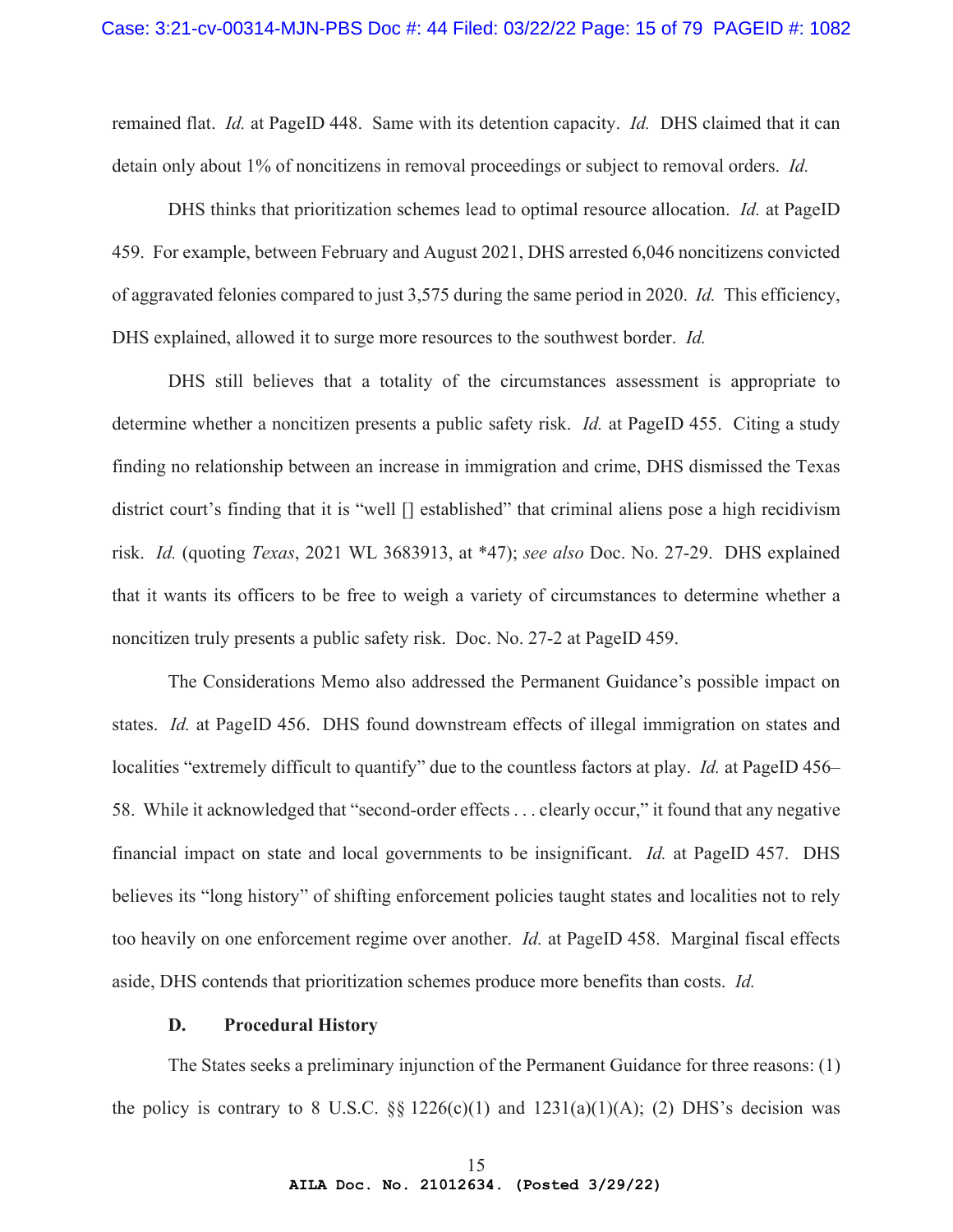remained flat. *Id.* at PageID 448. Same with its detention capacity. *Id.* DHS claimed that it can detain only about 1% of noncitizens in removal proceedings or subject to removal orders. *Id.*

DHS thinks that prioritization schemes lead to optimal resource allocation. *Id.* at PageID 459. For example, between February and August 2021, DHS arrested 6,046 noncitizens convicted of aggravated felonies compared to just 3,575 during the same period in 2020. *Id.* This efficiency, DHS explained, allowed it to surge more resources to the southwest border. *Id.*

DHS still believes that a totality of the circumstances assessment is appropriate to determine whether a noncitizen presents a public safety risk. *Id.* at PageID 455. Citing a study finding no relationship between an increase in immigration and crime, DHS dismissed the Texas district court's finding that it is "well [] established" that criminal aliens pose a high recidivism risk. *Id.* (quoting *Texas*, 2021 WL 3683913, at *47); *see also* Doc. No. 27-29. DHS explained that it wants its officers to be free to weigh a variety of circumstances to determine whether a noncitizen truly presents a public safety risk. Doc. No. 27-2 at PageID 459.

The Considerations Memo also addressed the Permanent Guidance's possible impact on states. *Id.* at PageID 456. DHS found downstream effects of illegal immigration on states and localities "extremely difficult to quantify" due to the countless factors at play. *Id.* at PageID 456–58. While it acknowledged that "second-order effects . . . clearly occur," it found that any negative financial impact on state and local governments to be insignificant. *Id.* at PageID 457. DHS believes its "long history" of shifting enforcement policies taught states and localities not to rely too heavily on one enforcement regime over another. *Id.* at PageID 458. Marginal fiscal effects aside, DHS contends that prioritization schemes produce more benefits than costs. *Id.*

### D. Procedural History

The States seeks a preliminary injunction of the Permanent Guidance for three reasons: (1) the policy is contrary to 8 U.S.C. §§ 1226(c)(1) and 1231(a)(1)(A); (2) DHS's decision was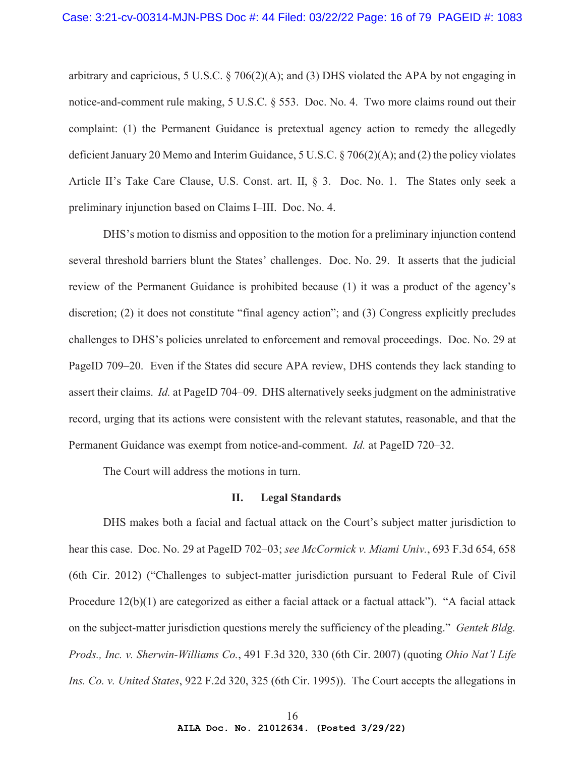arbitrary and capricious, 5 U.S.C. § 706(2)(A); and (3) DHS violated the APA by not engaging in notice-and-comment rule making, 5 U.S.C. § 553. Doc. No. 4. Two more claims round out their complaint: (1) the Permanent Guidance is pretextual agency action to remedy the allegedly deficient January 20 Memo and Interim Guidance, 5 U.S.C. § 706(2)(A); and (2) the policy violates Article II's Take Care Clause, U.S. Const. art. II, § 3. Doc. No. 1. The States only seek a preliminary injunction based on Claims I–III. Doc. No. 4.

DHS's motion to dismiss and opposition to the motion for a preliminary injunction contend several threshold barriers blunt the States' challenges. Doc. No. 29. It asserts that the judicial review of the Permanent Guidance is prohibited because (1) it was a product of the agency's discretion; (2) it does not constitute "final agency action"; and (3) Congress explicitly precludes challenges to DHS's policies unrelated to enforcement and removal proceedings. Doc. No. 29 at PageID 709–20. Even if the States did secure APA review, DHS contends they lack standing to assert their claims. *Id.* at PageID 704–09. DHS alternatively seeks judgment on the administrative record, urging that its actions were consistent with the relevant statutes, reasonable, and that the Permanent Guidance was exempt from notice-and-comment. *Id.* at PageID 720–32.

The Court will address the motions in turn.

## II. Legal Standards

DHS makes both a facial and factual attack on the Court's subject matter jurisdiction to hear this case. Doc. No. 29 at PageID 702–03; *see McCormick v. Miami Univ.*, 693 F.3d 654, 658 (6th Cir. 2012) ("Challenges to subject-matter jurisdiction pursuant to Federal Rule of Civil Procedure 12(b)(1) are categorized as either a facial attack or a factual attack"). "A facial attack on the subject-matter jurisdiction questions merely the sufficiency of the pleading." *Gentek Bldg. Prods., Inc. v. Sherwin-Williams Co.*, 491 F.3d 320, 330 (6th Cir. 2007) (quoting *Ohio Nat'l Life Ins. Co. v. United States*, 922 F.2d 320, 325 (6th Cir. 1995)). The Court accepts the allegations in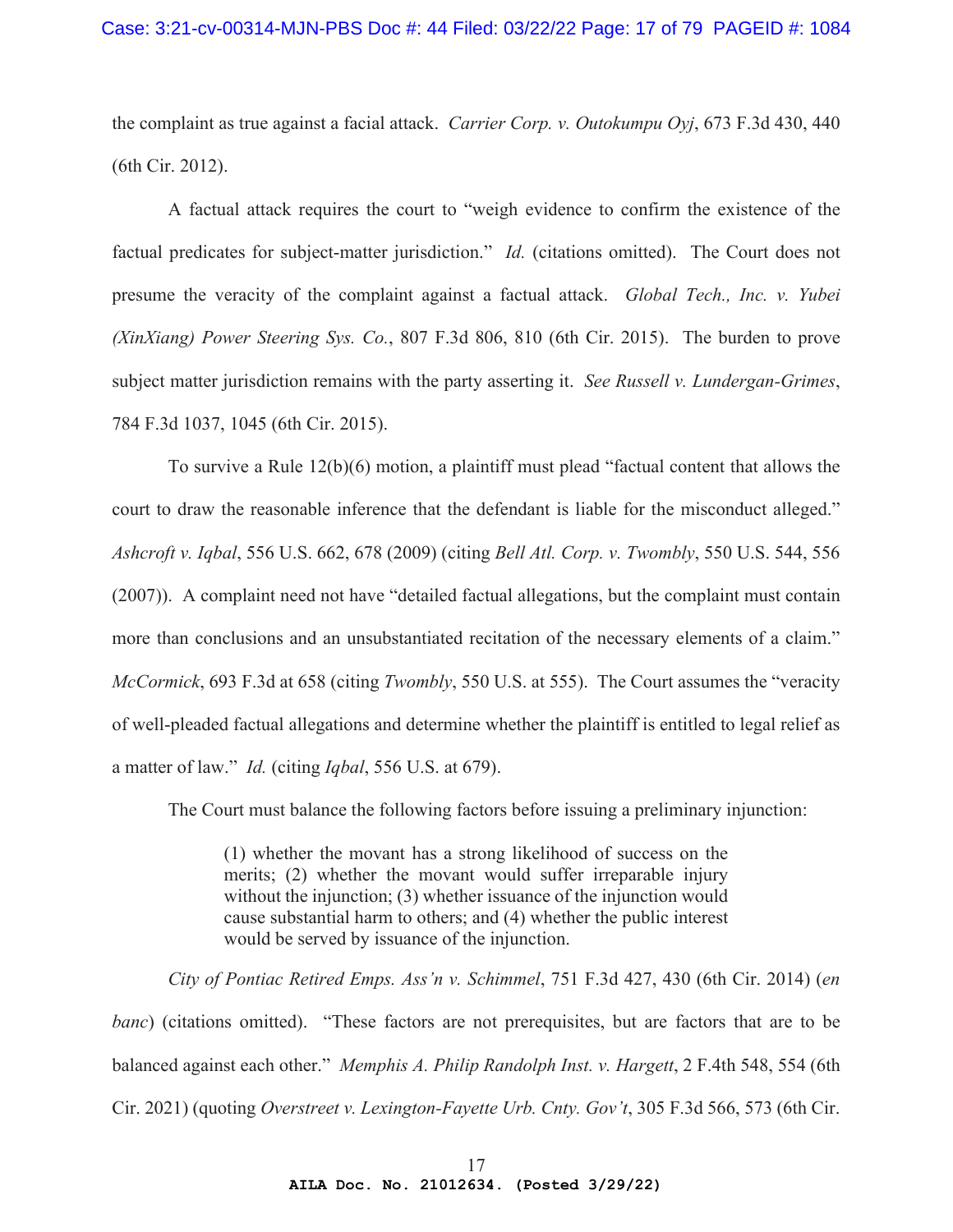the complaint as true against a facial attack. *Carrier Corp. v. Outokumpu Oyj*, 673 F.3d 430, 440 (6th Cir. 2012).

A factual attack requires the court to "weigh evidence to confirm the existence of the factual predicates for subject-matter jurisdiction." *Id.* (citations omitted). The Court does not presume the veracity of the complaint against a factual attack. *Global Tech., Inc. v. Yubei (XinXiang) Power Steering Sys. Co.*, 807 F.3d 806, 810 (6th Cir. 2015). The burden to prove subject matter jurisdiction remains with the party asserting it. *See Russell v. Lundergan-Grimes*, 784 F.3d 1037, 1045 (6th Cir. 2015).

To survive a Rule 12(b)(6) motion, a plaintiff must plead "factual content that allows the court to draw the reasonable inference that the defendant is liable for the misconduct alleged." *Ashcroft v. Iqbal*, 556 U.S. 662, 678 (2009) (citing *Bell Atl. Corp. v. Twombly*, 550 U.S. 544, 556 (2007)). A complaint need not have "detailed factual allegations, but the complaint must contain more than conclusions and an unsubstantiated recitation of the necessary elements of a claim." *McCormick*, 693 F.3d at 658 (citing *Twombly*, 550 U.S. at 555). The Court assumes the "veracity of well-pleaded factual allegations and determine whether the plaintiff is entitled to legal relief as a matter of law." *Id.* (citing *Iqbal*, 556 U.S. at 679).

The Court must balance the following factors before issuing a preliminary injunction:

> (1) whether the movant has a strong likelihood of success on the merits; (2) whether the movant would suffer irreparable injury without the injunction; (3) whether issuance of the injunction would cause substantial harm to others; and (4) whether the public interest would be served by issuance of the injunction.

*City of Pontiac Retired Emps. Ass'n v. Schimmel*, 751 F.3d 427, 430 (6th Cir. 2014) (*en banc*) (citations omitted). "These factors are not prerequisites, but are factors that are to be balanced against each other." *Memphis A. Philip Randolph Inst. v. Hargett*, 2 F.4th 548, 554 (6th Cir. 2021) (quoting *Overstreet v. Lexington-Fayette Urb. Cnty. Gov't*, 305 F.3d 566, 573 (6th Cir.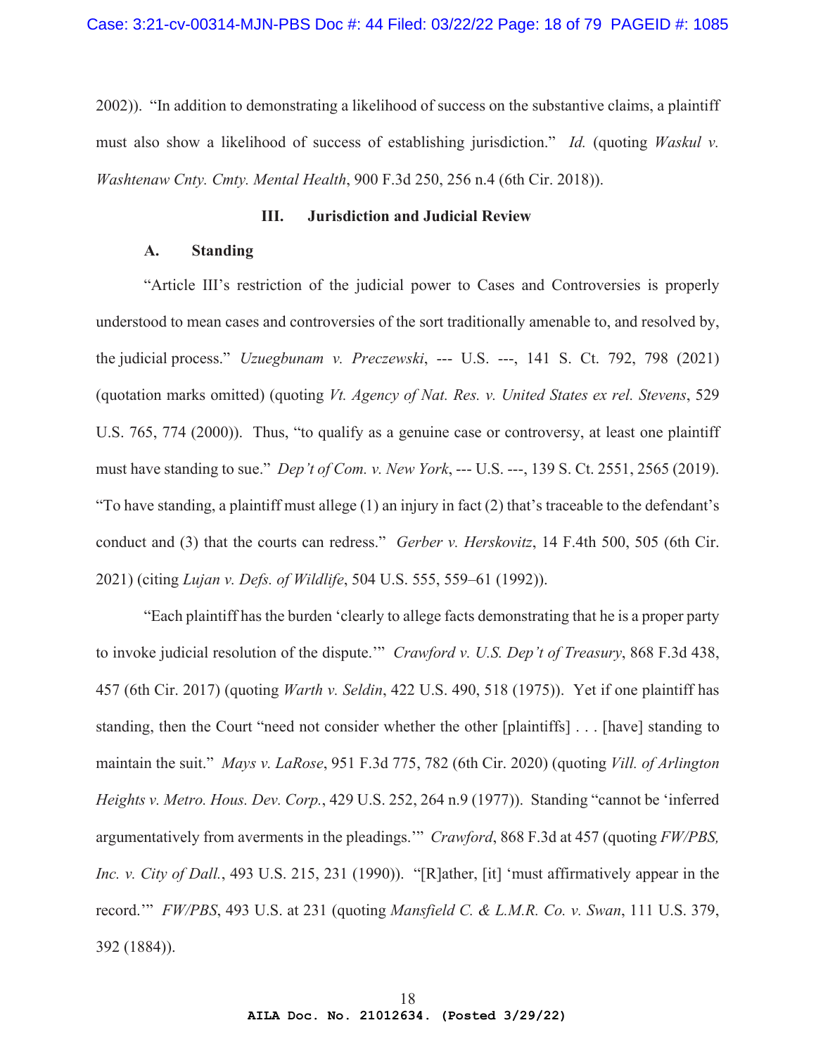2002)). "In addition to demonstrating a likelihood of success on the substantive claims, a plaintiff must also show a likelihood of success of establishing jurisdiction." *Id.* (quoting *Waskul v. Washtenaw Cnty. Cmty. Mental Health*, 900 F.3d 250, 256 n.4 (6th Cir. 2018)).

## III. Jurisdiction and Judicial Review

### A. Standing

"Article III's restriction of the judicial power to Cases and Controversies is properly understood to mean cases and controversies of the sort traditionally amenable to, and resolved by, the judicial process." *Uzuegbunam v. Preczewski*, --- U.S. ---, 141 S. Ct. 792, 798 (2021) (quotation marks omitted) (quoting *Vt. Agency of Nat. Res. v. United States ex rel. Stevens*, 529 U.S. 765, 774 (2000)). Thus, "to qualify as a genuine case or controversy, at least one plaintiff must have standing to sue." *Dep't of Com. v. New York*, --- U.S. ---, 139 S. Ct. 2551, 2565 (2019). "To have standing, a plaintiff must allege (1) an injury in fact (2) that's traceable to the defendant's conduct and (3) that the courts can redress." *Gerber v. Herskovitz*, 14 F.4th 500, 505 (6th Cir. 2021) (citing *Lujan v. Defs. of Wildlife*, 504 U.S. 555, 559–61 (1992)).

"Each plaintiff has the burden 'clearly to allege facts demonstrating that he is a proper party to invoke judicial resolution of the dispute.'" *Crawford v. U.S. Dep't of Treasury*, 868 F.3d 438, 457 (6th Cir. 2017) (quoting *Warth v. Seldin*, 422 U.S. 490, 518 (1975)). Yet if one plaintiff has standing, then the Court "need not consider whether the other [plaintiffs] . . . [have] standing to maintain the suit." *Mays v. LaRose*, 951 F.3d 775, 782 (6th Cir. 2020) (quoting *Vill. of Arlington Heights v. Metro. Hous. Dev. Corp.*, 429 U.S. 252, 264 n.9 (1977)). Standing "cannot be 'inferred argumentatively from averments in the pleadings.'" *Crawford*, 868 F.3d at 457 (quoting *FW/PBS, Inc. v. City of Dall.*, 493 U.S. 215, 231 (1990)). "[R]ather, [it] 'must affirmatively appear in the record.'" *FW/PBS*, 493 U.S. at 231 (quoting *Mansfield C. & L.M.R. Co. v. Swan*, 111 U.S. 379, 392 (1884)).

AILA Doc. No. 21012634. (Posted 3/29/22)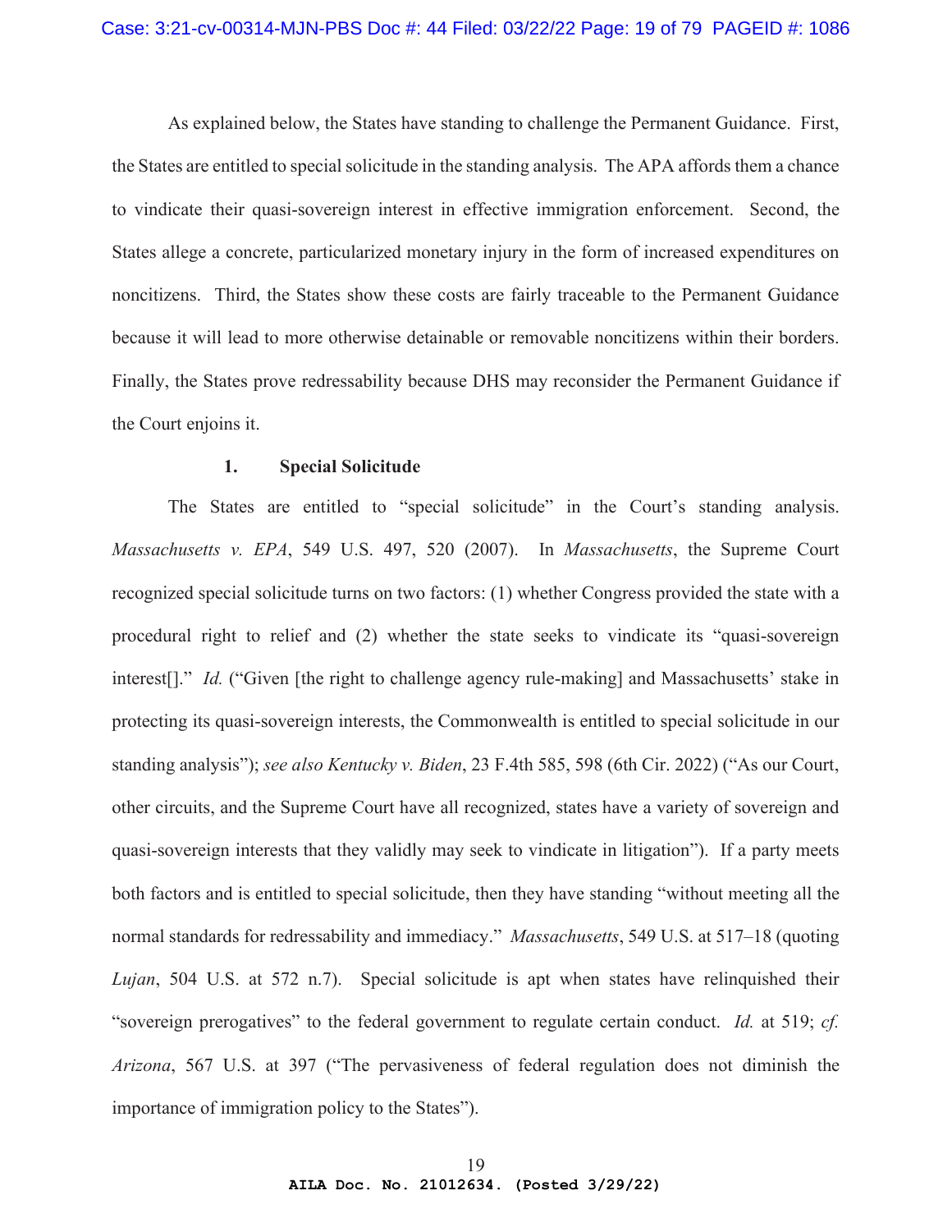As explained below, the States have standing to challenge the Permanent Guidance. First, the States are entitled to special solicitude in the standing analysis. The APA affords them a chance to vindicate their quasi-sovereign interest in effective immigration enforcement. Second, the States allege a concrete, particularized monetary injury in the form of increased expenditures on noncitizens. Third, the States show these costs are fairly traceable to the Permanent Guidance because it will lead to more otherwise detainable or removable noncitizens within their borders. Finally, the States prove redressability because DHS may reconsider the Permanent Guidance if the Court enjoins it.

### 1. Special Solicitude

The States are entitled to "special solicitude" in the Court's standing analysis. *Massachusetts v. EPA*, 549 U.S. 497, 520 (2007). In *Massachusetts*, the Supreme Court recognized special solicitude turns on two factors: (1) whether Congress provided the state with a procedural right to relief and (2) whether the state seeks to vindicate its "quasi-sovereign interest[]." *Id.* ("Given [the right to challenge agency rule-making] and Massachusetts' stake in protecting its quasi-sovereign interests, the Commonwealth is entitled to special solicitude in our standing analysis"); *see also Kentucky v. Biden*, 23 F.4th 585, 598 (6th Cir. 2022) ("As our Court, other circuits, and the Supreme Court have all recognized, states have a variety of sovereign and quasi-sovereign interests that they validly may seek to vindicate in litigation"). If a party meets both factors and is entitled to special solicitude, then they have standing "without meeting all the normal standards for redressability and immediacy." *Massachusetts*, 549 U.S. at 517–18 (quoting *Lujan*, 504 U.S. at 572 n.7). Special solicitude is apt when states have relinquished their "sovereign prerogatives" to the federal government to regulate certain conduct. *Id.* at 519; *cf. Arizona*, 567 U.S. at 397 ("The pervasiveness of federal regulation does not diminish the importance of immigration policy to the States").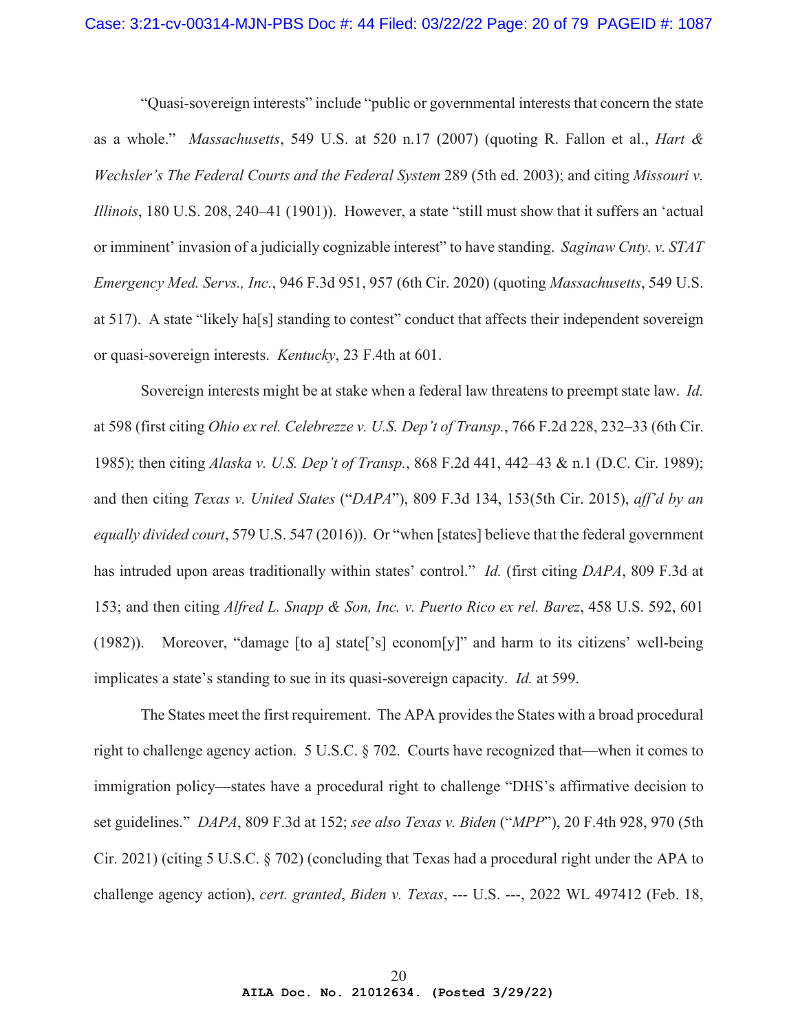"Quasi-sovereign interests" include "public or governmental interests that concern the state as a whole." *Massachusetts*, 549 U.S. at 520 n.17 (2007) (quoting R. Fallon et al., *Hart & Wechsler's The Federal Courts and the Federal System* 289 (5th ed. 2003); and citing *Missouri v. Illinois*, 180 U.S. 208, 240–41 (1901)). However, a state "still must show that it suffers an 'actual or imminent' invasion of a judicially cognizable interest" to have standing. *Saginaw Cnty. v. STAT Emergency Med. Servs., Inc.*, 946 F.3d 951, 957 (6th Cir. 2020) (quoting *Massachusetts*, 549 U.S. at 517). A state "likely ha[s] standing to contest" conduct that affects their independent sovereign or quasi-sovereign interests. *Kentucky*, 23 F.4th at 601.

Sovereign interests might be at stake when a federal law threatens to preempt state law. *Id.* at 598 (first citing *Ohio ex rel. Celebrezze v. U.S. Dep't of Transp.*, 766 F.2d 228, 232–33 (6th Cir. 1985); then citing *Alaska v. U.S. Dep't of Transp.*, 868 F.2d 441, 442–43 & n.1 (D.C. Cir. 1989); and then citing *Texas v. United States* ("*DAPA*"), 809 F.3d 134, 153(5th Cir. 2015), *aff'd by an equally divided court*, 579 U.S. 547 (2016)). Or "when [states] believe that the federal government has intruded upon areas traditionally within states' control." *Id.* (first citing *DAPA*, 809 F.3d at 153; and then citing *Alfred L. Snapp & Son, Inc. v. Puerto Rico ex rel. Barez*, 458 U.S. 592, 601 (1982)). Moreover, "damage [to a] state['s] econom[y]" and harm to its citizens' well-being implicates a state's standing to sue in its quasi-sovereign capacity. *Id.* at 599.

The States meet the first requirement. The APA provides the States with a broad procedural right to challenge agency action. 5 U.S.C. § 702. Courts have recognized that—when it comes to immigration policy—states have a procedural right to challenge "DHS's affirmative decision to set guidelines." *DAPA*, 809 F.3d at 152; *see also Texas v. Biden* ("*MPP*"), 20 F.4th 928, 970 (5th Cir. 2021) (citing 5 U.S.C. § 702) (concluding that Texas had a procedural right under the APA to challenge agency action), *cert. granted*, *Biden v. Texas*, --- U.S. ---, 2022 WL 497412 (Feb. 18,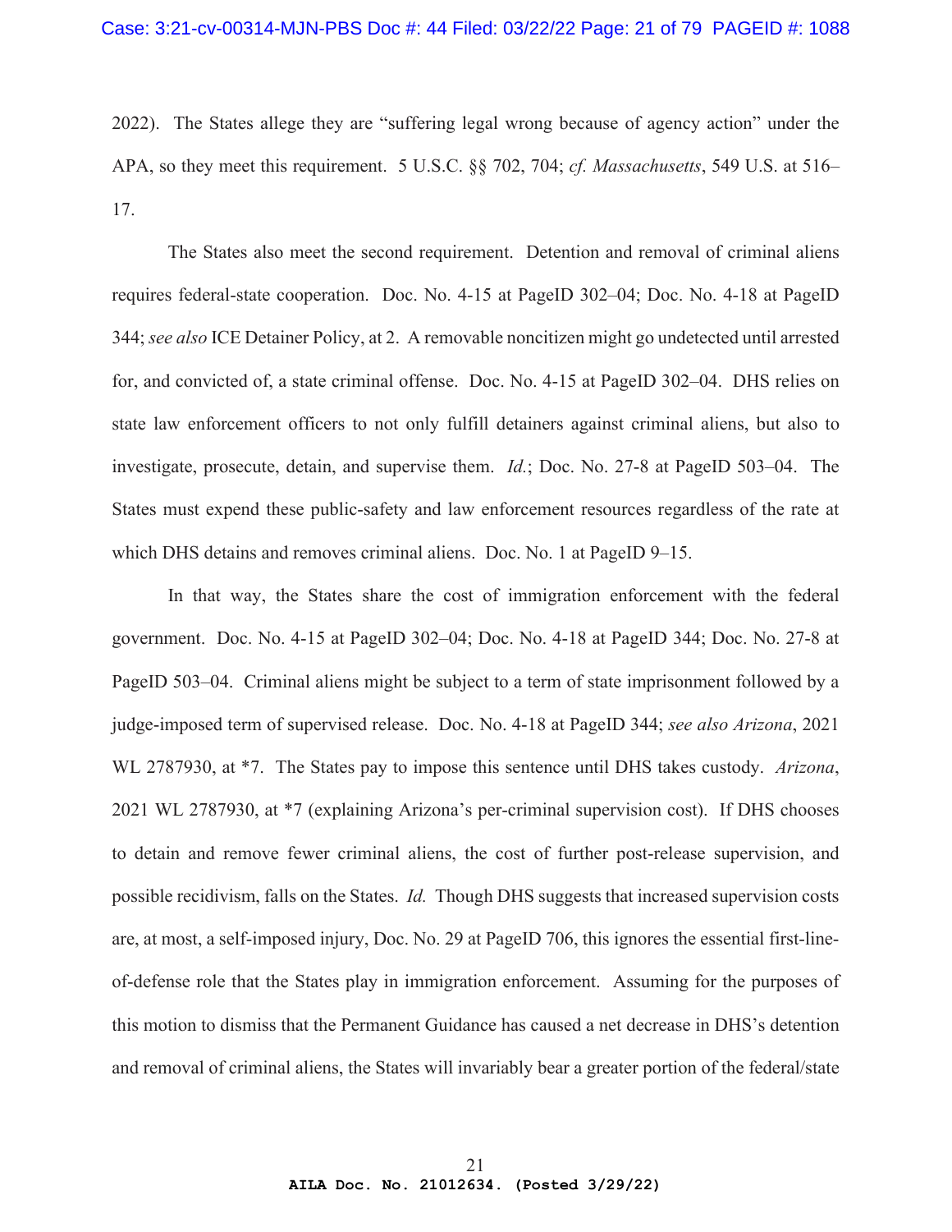2022). The States allege they are "suffering legal wrong because of agency action" under the APA, so they meet this requirement. 5 U.S.C. §§ 702, 704; *cf. Massachusetts*, 549 U.S. at 516–17.

The States also meet the second requirement. Detention and removal of criminal aliens requires federal-state cooperation. Doc. No. 4-15 at PageID 302–04; Doc. No. 4-18 at PageID 344; *see also* ICE Detainer Policy, at 2. A removable noncitizen might go undetected until arrested for, and convicted of, a state criminal offense. Doc. No. 4-15 at PageID 302–04. DHS relies on state law enforcement officers to not only fulfill detainers against criminal aliens, but also to investigate, prosecute, detain, and supervise them. *Id.*; Doc. No. 27-8 at PageID 503–04. The States must expend these public-safety and law enforcement resources regardless of the rate at which DHS detains and removes criminal aliens. Doc. No. 1 at PageID 9–15.

In that way, the States share the cost of immigration enforcement with the federal government. Doc. No. 4-15 at PageID 302–04; Doc. No. 4-18 at PageID 344; Doc. No. 27-8 at PageID 503–04. Criminal aliens might be subject to a term of state imprisonment followed by a judge-imposed term of supervised release. Doc. No. 4-18 at PageID 344; *see also Arizona*, 2021 WL 2787930, at *7. The States pay to impose this sentence until DHS takes custody. *Arizona*, 2021 WL 2787930, at *7 (explaining Arizona's per-criminal supervision cost). If DHS chooses to detain and remove fewer criminal aliens, the cost of further post-release supervision, and possible recidivism, falls on the States. *Id.* Though DHS suggests that increased supervision costs are, at most, a self-imposed injury, Doc. No. 29 at PageID 706, this ignores the essential first-line-of-defense role that the States play in immigration enforcement. Assuming for the purposes of this motion to dismiss that the Permanent Guidance has caused a net decrease in DHS's detention and removal of criminal aliens, the States will invariably bear a greater portion of the federal/state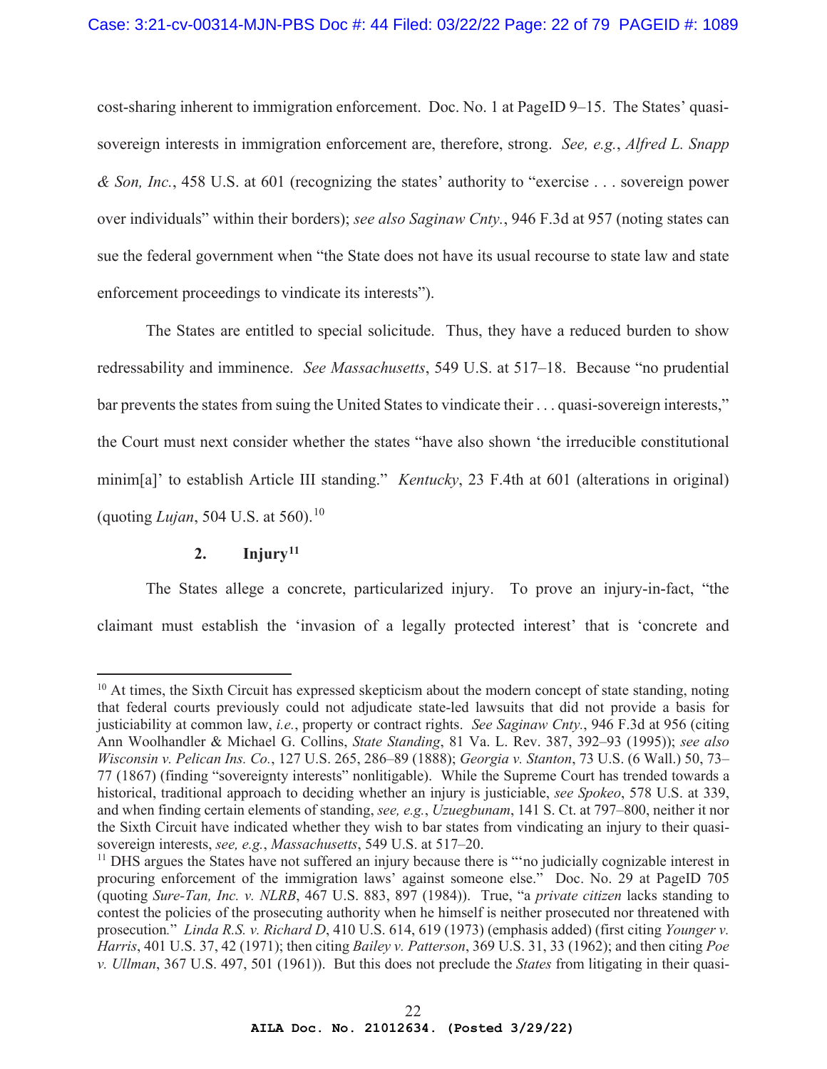cost-sharing inherent to immigration enforcement. Doc. No. 1 at PageID 9–15. The States' quasi-sovereign interests in immigration enforcement are, therefore, strong. *See, e.g.*, *Alfred L. Snapp & Son, Inc.*, 458 U.S. at 601 (recognizing the states' authority to "exercise . . . sovereign power over individuals" within their borders); *see also Saginaw Cnty.*, 946 F.3d at 957 (noting states can sue the federal government when "the State does not have its usual recourse to state law and state enforcement proceedings to vindicate its interests").

The States are entitled to special solicitude. Thus, they have a reduced burden to show redressability and imminence. *See Massachusetts*, 549 U.S. at 517–18. Because "no prudential bar prevents the states from suing the United States to vindicate their . . . quasi-sovereign interests," the Court must next consider whether the states "have also shown 'the irreducible constitutional minim[a]' to establish Article III standing." *Kentucky*, 23 F.4th at 601 (alterations in original) (quoting *Lujan*, 504 U.S. at 560).[10]

### 2. Injury[11]

The States allege a concrete, particularized injury. To prove an injury-in-fact, "the claimant must establish the 'invasion of a legally protected interest' that is 'concrete and

---

[10] At times, the Sixth Circuit has expressed skepticism about the modern concept of state standing, noting that federal courts previously could not adjudicate state-led lawsuits that did not provide a basis for justiciability at common law, *i.e.*, property or contract rights. *See Saginaw Cnty.*, 946 F.3d at 956 (citing Ann Woolhandler & Michael G. Collins, *State Standing*, 81 Va. L. Rev. 387, 392–93 (1995)); *see also Wisconsin v. Pelican Ins. Co.*, 127 U.S. 265, 286–89 (1888); *Georgia v. Stanton*, 73 U.S. (6 Wall.) 50, 73–77 (1867) (finding "sovereignty interests" nonlitigable). While the Supreme Court has trended towards a historical, traditional approach to deciding whether an injury is justiciable, *see Spokeo*, 578 U.S. at 339, and when finding certain elements of standing, *see, e.g.*, *Uzuegbunam*, 141 S. Ct. at 797–800, neither it nor the Sixth Circuit have indicated whether they wish to bar states from vindicating an injury to their quasi-sovereign interests, *see, e.g.*, *Massachusetts*, 549 U.S. at 517–20.

[11] DHS argues the States have not suffered an injury because there is "'no judicially cognizable interest in procuring enforcement of the immigration laws' against someone else." Doc. No. 29 at PageID 705 (quoting *Sure-Tan, Inc. v. NLRB*, 467 U.S. 883, 897 (1984)). True, "a *private citizen* lacks standing to contest the policies of the prosecuting authority when he himself is neither prosecuted nor threatened with prosecution." *Linda R.S. v. Richard D*, 410 U.S. 614, 619 (1973) (emphasis added) (first citing *Younger v. Harris*, 401 U.S. 37, 42 (1971); then citing *Bailey v. Patterson*, 369 U.S. 31, 33 (1962); and then citing *Poe v. Ullman*, 367 U.S. 497, 501 (1961)). But this does not preclude the *States* from litigating in their quasi-

AILA Doc. No. 21012634. (Posted 3/29/22)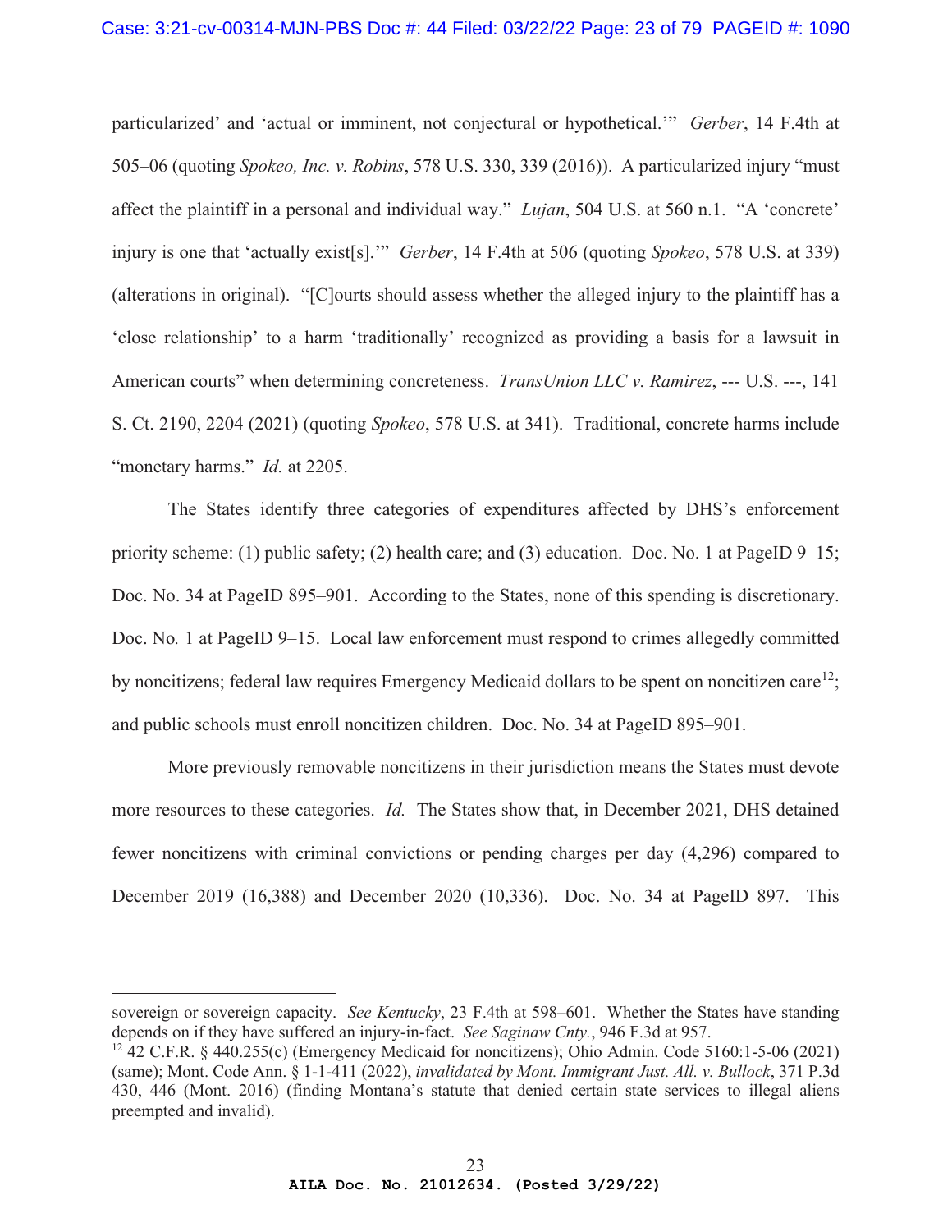particularized' and 'actual or imminent, not conjectural or hypothetical.'" *Gerber*, 14 F.4th at 505–06 (quoting *Spokeo, Inc. v. Robins*, 578 U.S. 330, 339 (2016)). A particularized injury "must affect the plaintiff in a personal and individual way." *Lujan*, 504 U.S. at 560 n.1. "A 'concrete' injury is one that 'actually exist[s].'" *Gerber*, 14 F.4th at 506 (quoting *Spokeo*, 578 U.S. at 339) (alterations in original). "[C]ourts should assess whether the alleged injury to the plaintiff has a 'close relationship' to a harm 'traditionally' recognized as providing a basis for a lawsuit in American courts" when determining concreteness. *TransUnion LLC v. Ramirez*, --- U.S. ---, 141 S. Ct. 2190, 2204 (2021) (quoting *Spokeo*, 578 U.S. at 341). Traditional, concrete harms include "monetary harms." *Id.* at 2205.

The States identify three categories of expenditures affected by DHS's enforcement priority scheme: (1) public safety; (2) health care; and (3) education. Doc. No. 1 at PageID 9–15; Doc. No. 34 at PageID 895–901. According to the States, none of this spending is discretionary. Doc. No. 1 at PageID 9–15. Local law enforcement must respond to crimes allegedly committed by noncitizens; federal law requires Emergency Medicaid dollars to be spent on noncitizen care[12]; and public schools must enroll noncitizen children. Doc. No. 34 at PageID 895–901.

More previously removable noncitizens in their jurisdiction means the States must devote more resources to these categories. *Id.* The States show that, in December 2021, DHS detained fewer noncitizens with criminal convictions or pending charges per day (4,296) compared to December 2019 (16,388) and December 2020 (10,336). Doc. No. 34 at PageID 897. This

---

sovereign or sovereign capacity. *See Kentucky*, 23 F.4th at 598–601. Whether the States have standing depends on if they have suffered an injury-in-fact. *See Saginaw Cnty.*, 946 F.3d at 957.

[12] 42 C.F.R. § 440.255(c) (Emergency Medicaid for noncitizens); Ohio Admin. Code 5160:1-5-06 (2021) (same); Mont. Code Ann. § 1-1-411 (2022), *invalidated by Mont. Immigrant Just. All. v. Bullock*, 371 P.3d 430, 446 (Mont. 2016) (finding Montana's statute that denied certain state services to illegal aliens preempted and invalid).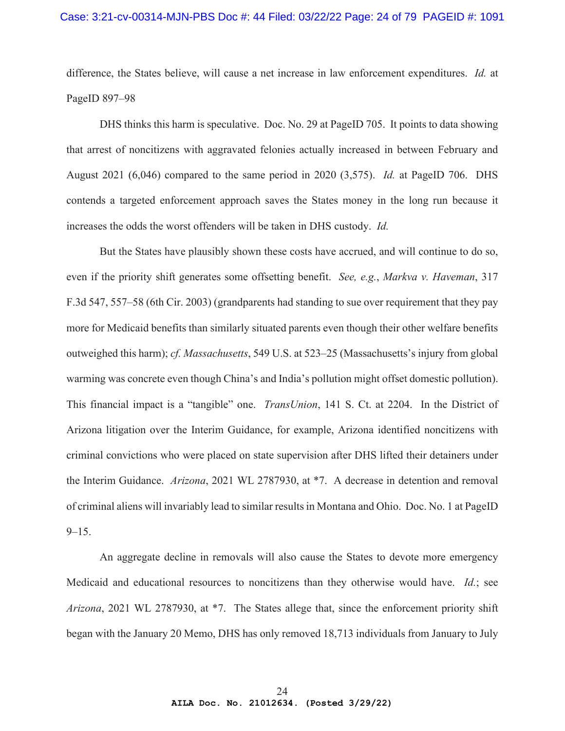difference, the States believe, will cause a net increase in law enforcement expenditures. *Id.* at PageID 897–98

DHS thinks this harm is speculative. Doc. No. 29 at PageID 705. It points to data showing that arrest of noncitizens with aggravated felonies actually increased in between February and August 2021 (6,046) compared to the same period in 2020 (3,575). *Id.* at PageID 706. DHS contends a targeted enforcement approach saves the States money in the long run because it increases the odds the worst offenders will be taken in DHS custody. *Id.*

But the States have plausibly shown these costs have accrued, and will continue to do so, even if the priority shift generates some offsetting benefit. *See, e.g.*, *Markva v. Haveman*, 317 F.3d 547, 557–58 (6th Cir. 2003) (grandparents had standing to sue over requirement that they pay more for Medicaid benefits than similarly situated parents even though their other welfare benefits outweighed this harm); *cf. Massachusetts*, 549 U.S. at 523–25 (Massachusetts's injury from global warming was concrete even though China's and India's pollution might offset domestic pollution). This financial impact is a "tangible" one. *TransUnion*, 141 S. Ct. at 2204. In the District of Arizona litigation over the Interim Guidance, for example, Arizona identified noncitizens with criminal convictions who were placed on state supervision after DHS lifted their detainers under the Interim Guidance. *Arizona*, 2021 WL 2787930, at *7. A decrease in detention and removal of criminal aliens will invariably lead to similar results in Montana and Ohio. Doc. No. 1 at PageID 9–15.

An aggregate decline in removals will also cause the States to devote more emergency Medicaid and educational resources to noncitizens than they otherwise would have. *Id.*; see *Arizona*, 2021 WL 2787930, at *7. The States allege that, since the enforcement priority shift began with the January 20 Memo, DHS has only removed 18,713 individuals from January to July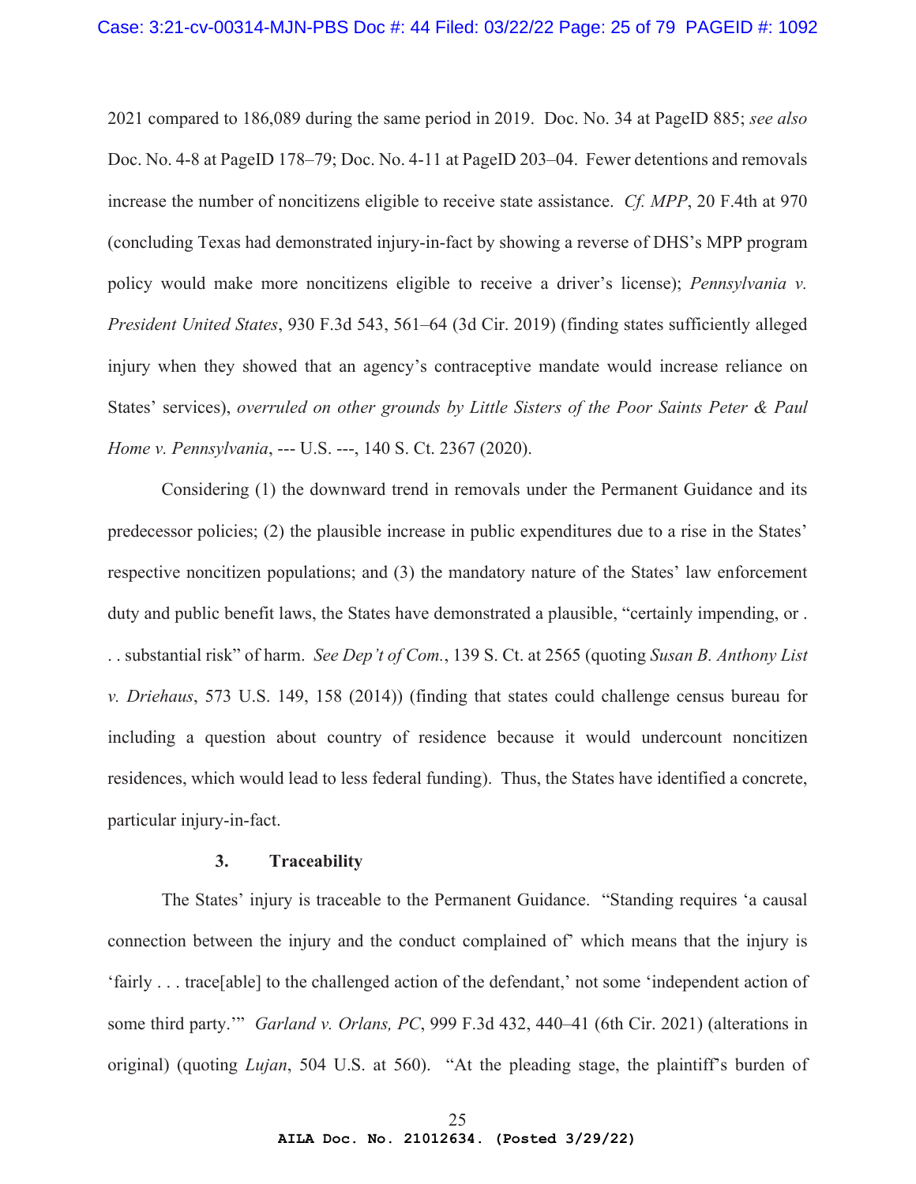2021 compared to 186,089 during the same period in 2019. Doc. No. 34 at PageID 885; *see also* Doc. No. 4-8 at PageID 178–79; Doc. No. 4-11 at PageID 203–04. Fewer detentions and removals increase the number of noncitizens eligible to receive state assistance. *Cf. MPP*, 20 F.4th at 970 (concluding Texas had demonstrated injury-in-fact by showing a reverse of DHS's MPP program policy would make more noncitizens eligible to receive a driver's license); *Pennsylvania v. President United States*, 930 F.3d 543, 561–64 (3d Cir. 2019) (finding states sufficiently alleged injury when they showed that an agency's contraceptive mandate would increase reliance on States' services), *overruled on other grounds by Little Sisters of the Poor Saints Peter & Paul Home v. Pennsylvania*, --- U.S. ---, 140 S. Ct. 2367 (2020).

Considering (1) the downward trend in removals under the Permanent Guidance and its predecessor policies; (2) the plausible increase in public expenditures due to a rise in the States' respective noncitizen populations; and (3) the mandatory nature of the States' law enforcement duty and public benefit laws, the States have demonstrated a plausible, "certainly impending, or . . . substantial risk" of harm. *See Dep't of Com.*, 139 S. Ct. at 2565 (quoting *Susan B. Anthony List v. Driehaus*, 573 U.S. 149, 158 (2014)) (finding that states could challenge census bureau for including a question about country of residence because it would undercount noncitizen residences, which would lead to less federal funding). Thus, the States have identified a concrete, particular injury-in-fact.

### 3. Traceability

The States' injury is traceable to the Permanent Guidance. "Standing requires 'a causal connection between the injury and the conduct complained of' which means that the injury is 'fairly . . . trace[able] to the challenged action of the defendant,' not some 'independent action of some third party.'" *Garland v. Orlans, PC*, 999 F.3d 432, 440–41 (6th Cir. 2021) (alterations in original) (quoting *Lujan*, 504 U.S. at 560). "At the pleading stage, the plaintiff's burden of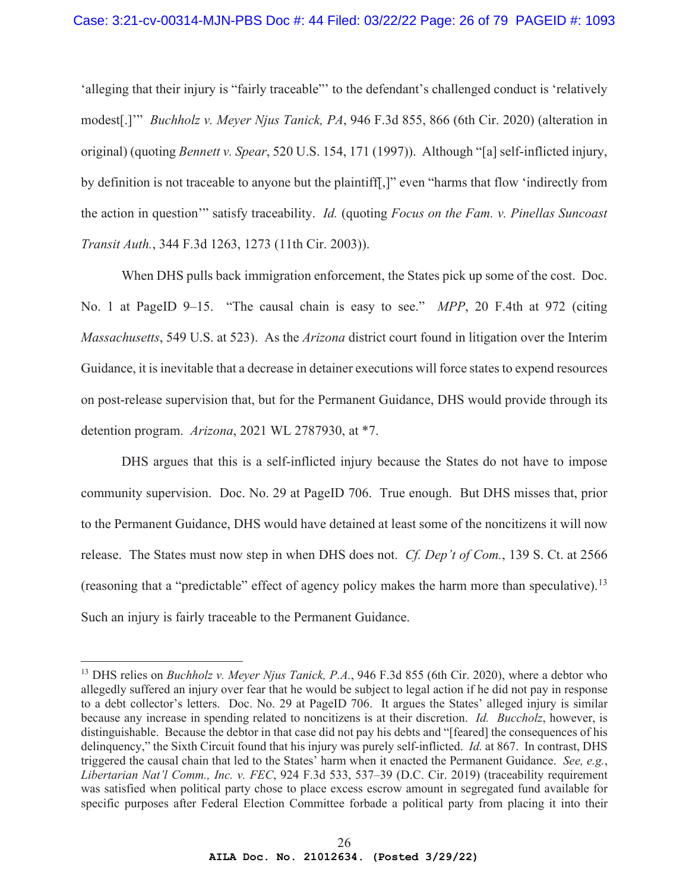'alleging that their injury is "fairly traceable"' to the defendant's challenged conduct is 'relatively modest[.]'" *Buchholz v. Meyer Njus Tanick, PA*, 946 F.3d 855, 866 (6th Cir. 2020) (alteration in original) (quoting *Bennett v. Spear*, 520 U.S. 154, 171 (1997)). Although "[a] self-inflicted injury, by definition is not traceable to anyone but the plaintiff[,]" even "harms that flow 'indirectly from the action in question'" satisfy traceability. *Id.* (quoting *Focus on the Fam. v. Pinellas Suncoast Transit Auth.*, 344 F.3d 1263, 1273 (11th Cir. 2003)).

When DHS pulls back immigration enforcement, the States pick up some of the cost. Doc. No. 1 at PageID 9–15. "The causal chain is easy to see." *MPP*, 20 F.4th at 972 (citing *Massachusetts*, 549 U.S. at 523). As the *Arizona* district court found in litigation over the Interim Guidance, it is inevitable that a decrease in detainer executions will force states to expend resources on post-release supervision that, but for the Permanent Guidance, DHS would provide through its detention program. *Arizona*, 2021 WL 2787930, at *7.

DHS argues that this is a self-inflicted injury because the States do not have to impose community supervision. Doc. No. 29 at PageID 706. True enough. But DHS misses that, prior to the Permanent Guidance, DHS would have detained at least some of the noncitizens it will now release. The States must now step in when DHS does not. *Cf. Dep't of Com.*, 139 S. Ct. at 2566 (reasoning that a "predictable" effect of agency policy makes the harm more than speculative).[13] Such an injury is fairly traceable to the Permanent Guidance.

---

[13] DHS relies on *Buchholz v. Meyer Njus Tanick, P.A.*, 946 F.3d 855 (6th Cir. 2020), where a debtor who allegedly suffered an injury over fear that he would be subject to legal action if he did not pay in response to a debt collector's letters. Doc. No. 29 at PageID 706. It argues the States' alleged injury is similar because any increase in spending related to noncitizens is at their discretion. *Id. Buccholz*, however, is distinguishable. Because the debtor in that case did not pay his debts and "[feared] the consequences of his delinquency," the Sixth Circuit found that his injury was purely self-inflicted. *Id.* at 867. In contrast, DHS triggered the causal chain that led to the States' harm when it enacted the Permanent Guidance. *See, e.g.*, *Libertarian Nat'l Comm., Inc. v. FEC*, 924 F.3d 533, 537–39 (D.C. Cir. 2019) (traceability requirement was satisfied when political party chose to place excess escrow amount in segregated fund available for specific purposes after Federal Election Committee forbade a political party from placing it into their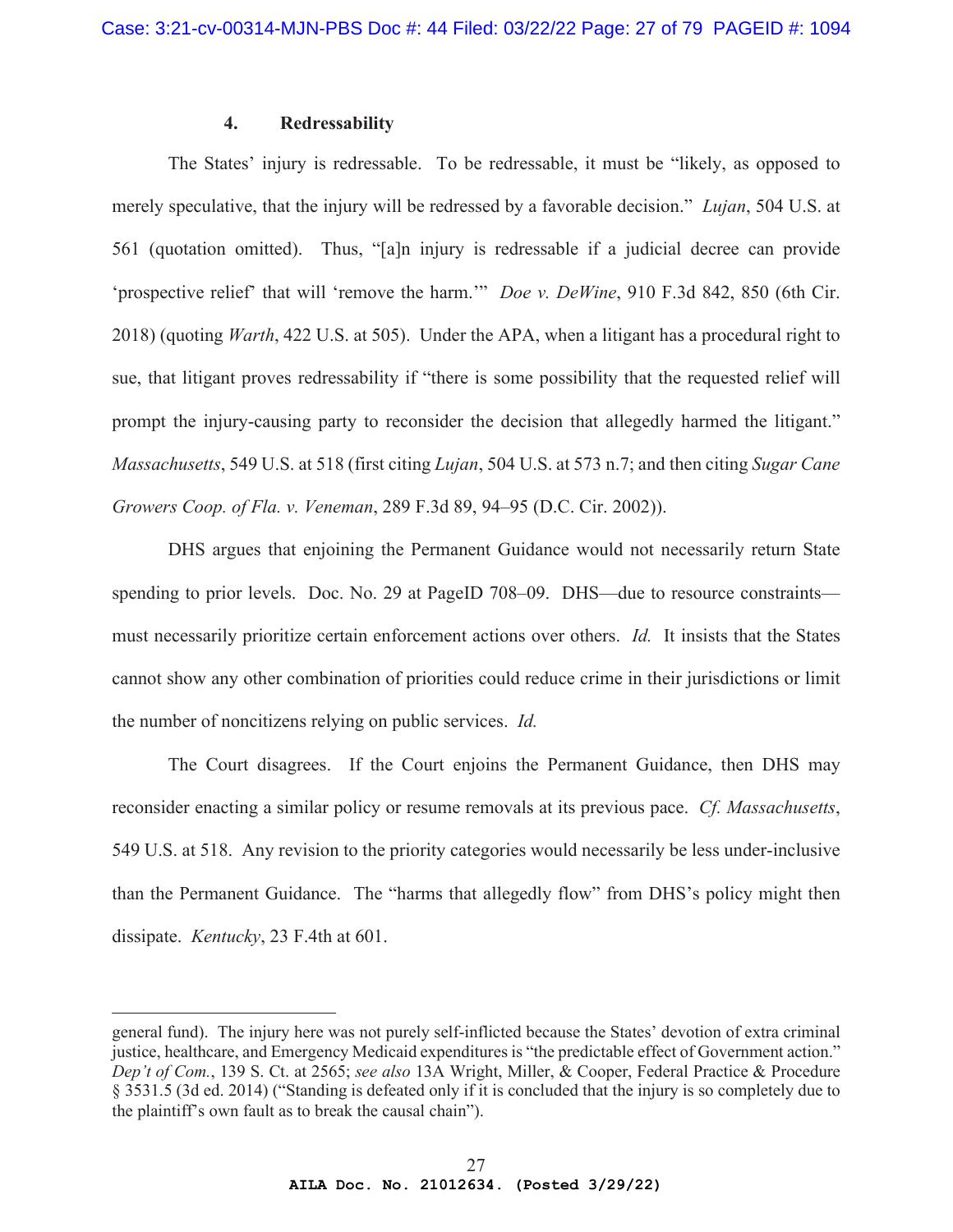#### 4. Redressability

The States' injury is redressable. To be redressable, it must be "likely, as opposed to merely speculative, that the injury will be redressed by a favorable decision." *Lujan*, 504 U.S. at 561 (quotation omitted). Thus, "[a]n injury is redressable if a judicial decree can provide 'prospective relief' that will 'remove the harm.'" *Doe v. DeWine*, 910 F.3d 842, 850 (6th Cir. 2018) (quoting *Warth*, 422 U.S. at 505). Under the APA, when a litigant has a procedural right to sue, that litigant proves redressability if "there is some possibility that the requested relief will prompt the injury-causing party to reconsider the decision that allegedly harmed the litigant." *Massachusetts*, 549 U.S. at 518 (first citing *Lujan*, 504 U.S. at 573 n.7; and then citing *Sugar Cane Growers Coop. of Fla. v. Veneman*, 289 F.3d 89, 94–95 (D.C. Cir. 2002)).

DHS argues that enjoining the Permanent Guidance would not necessarily return State spending to prior levels. Doc. No. 29 at PageID 708–09. DHS—due to resource constraints—must necessarily prioritize certain enforcement actions over others. *Id.* It insists that the States cannot show any other combination of priorities could reduce crime in their jurisdictions or limit the number of noncitizens relying on public services. *Id.*

The Court disagrees. If the Court enjoins the Permanent Guidance, then DHS may reconsider enacting a similar policy or resume removals at its previous pace. *Cf. Massachusetts*, 549 U.S. at 518. Any revision to the priority categories would necessarily be less under-inclusive than the Permanent Guidance. The "harms that allegedly flow" from DHS's policy might then dissipate. *Kentucky*, 23 F.4th at 601.

---

general fund). The injury here was not purely self-inflicted because the States' devotion of extra criminal justice, healthcare, and Emergency Medicaid expenditures is "the predictable effect of Government action." *Dep't of Com.*, 139 S. Ct. at 2565; *see also* 13A Wright, Miller, & Cooper, Federal Practice & Procedure § 3531.5 (3d ed. 2014) ("Standing is defeated only if it is concluded that the injury is so completely due to the plaintiff's own fault as to break the causal chain").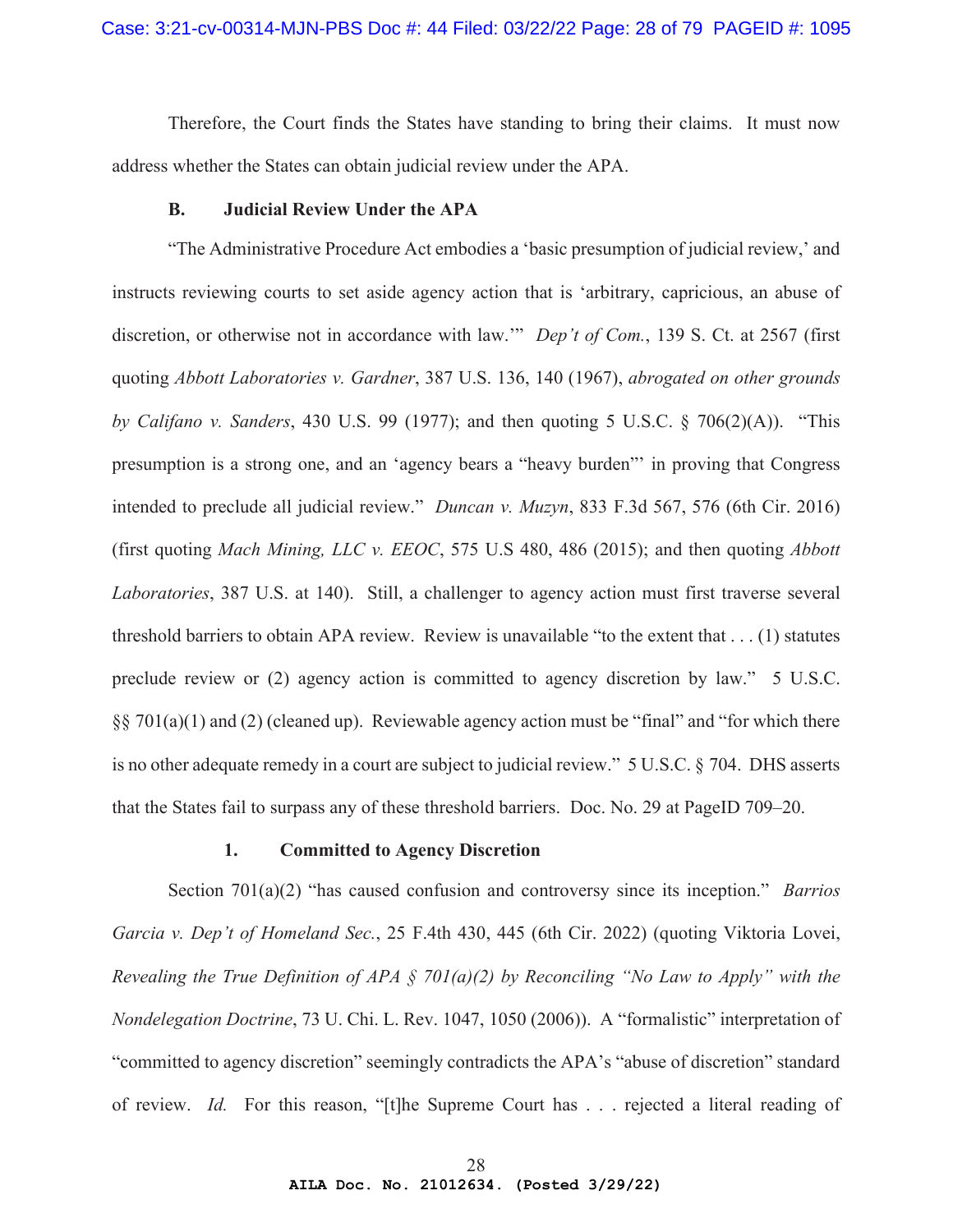Therefore, the Court finds the States have standing to bring their claims. It must now address whether the States can obtain judicial review under the APA.

### B. Judicial Review Under the APA

"The Administrative Procedure Act embodies a 'basic presumption of judicial review,' and instructs reviewing courts to set aside agency action that is 'arbitrary, capricious, an abuse of discretion, or otherwise not in accordance with law.'" *Dep't of Com.*, 139 S. Ct. at 2567 (first quoting *Abbott Laboratories v. Gardner*, 387 U.S. 136, 140 (1967), *abrogated on other grounds by Califano v. Sanders*, 430 U.S. 99 (1977); and then quoting 5 U.S.C. § 706(2)(A)). "This presumption is a strong one, and an 'agency bears a "heavy burden"' in proving that Congress intended to preclude all judicial review." *Duncan v. Muzyn*, 833 F.3d 567, 576 (6th Cir. 2016) (first quoting *Mach Mining, LLC v. EEOC*, 575 U.S 480, 486 (2015); and then quoting *Abbott Laboratories*, 387 U.S. at 140). Still, a challenger to agency action must first traverse several threshold barriers to obtain APA review. Review is unavailable "to the extent that . . . (1) statutes preclude review or (2) agency action is committed to agency discretion by law." 5 U.S.C. §§ 701(a)(1) and (2) (cleaned up). Reviewable agency action must be "final" and "for which there is no other adequate remedy in a court are subject to judicial review." 5 U.S.C. § 704. DHS asserts that the States fail to surpass any of these threshold barriers. Doc. No. 29 at PageID 709–20.

#### 1. Committed to Agency Discretion

Section 701(a)(2) "has caused confusion and controversy since its inception." *Barrios Garcia v. Dep't of Homeland Sec.*, 25 F.4th 430, 445 (6th Cir. 2022) (quoting Viktoria Lovei, *Revealing the True Definition of APA § 701(a)(2) by Reconciling "No Law to Apply" with the Nondelegation Doctrine*, 73 U. Chi. L. Rev. 1047, 1050 (2006)). A "formalistic" interpretation of "committed to agency discretion" seemingly contradicts the APA's "abuse of discretion" standard of review. *Id.* For this reason, "[t]he Supreme Court has . . . rejected a literal reading of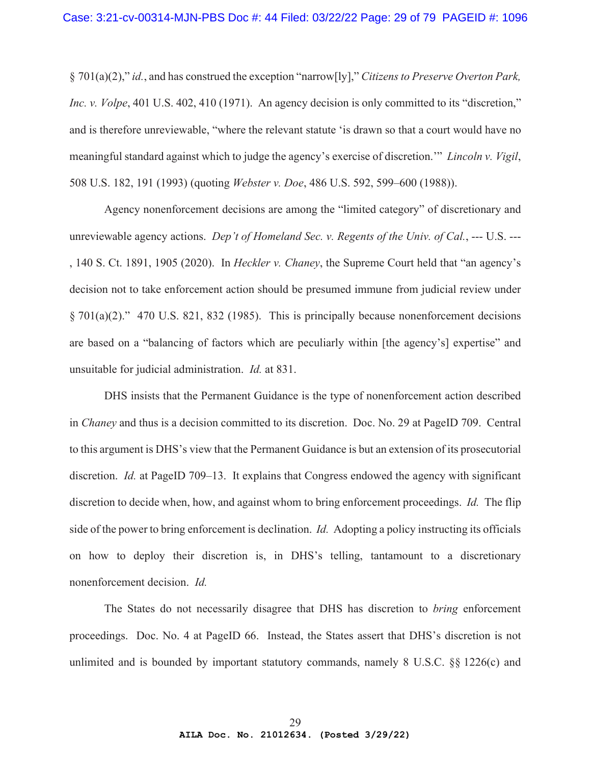§ 701(a)(2)," *id.*, and has construed the exception "narrow[ly]," *Citizens to Preserve Overton Park, Inc. v. Volpe*, 401 U.S. 402, 410 (1971). An agency decision is only committed to its "discretion," and is therefore unreviewable, "where the relevant statute 'is drawn so that a court would have no meaningful standard against which to judge the agency's exercise of discretion.'" *Lincoln v. Vigil*, 508 U.S. 182, 191 (1993) (quoting *Webster v. Doe*, 486 U.S. 592, 599–600 (1988)).

Agency nonenforcement decisions are among the "limited category" of discretionary and unreviewable agency actions. *Dep't of Homeland Sec. v. Regents of the Univ. of Cal.*, --- U.S. ---, 140 S. Ct. 1891, 1905 (2020). In *Heckler v. Chaney*, the Supreme Court held that "an agency's decision not to take enforcement action should be presumed immune from judicial review under § 701(a)(2)." 470 U.S. 821, 832 (1985). This is principally because nonenforcement decisions are based on a "balancing of factors which are peculiarly within [the agency's] expertise" and unsuitable for judicial administration. *Id.* at 831.

DHS insists that the Permanent Guidance is the type of nonenforcement action described in *Chaney* and thus is a decision committed to its discretion. Doc. No. 29 at PageID 709. Central to this argument is DHS's view that the Permanent Guidance is but an extension of its prosecutorial discretion. *Id.* at PageID 709–13. It explains that Congress endowed the agency with significant discretion to decide when, how, and against whom to bring enforcement proceedings. *Id.* The flip side of the power to bring enforcement is declination. *Id.* Adopting a policy instructing its officials on how to deploy their discretion is, in DHS's telling, tantamount to a discretionary nonenforcement decision. *Id.*

The States do not necessarily disagree that DHS has discretion to *bring* enforcement proceedings. Doc. No. 4 at PageID 66. Instead, the States assert that DHS's discretion is not unlimited and is bounded by important statutory commands, namely 8 U.S.C. §§ 1226(c) and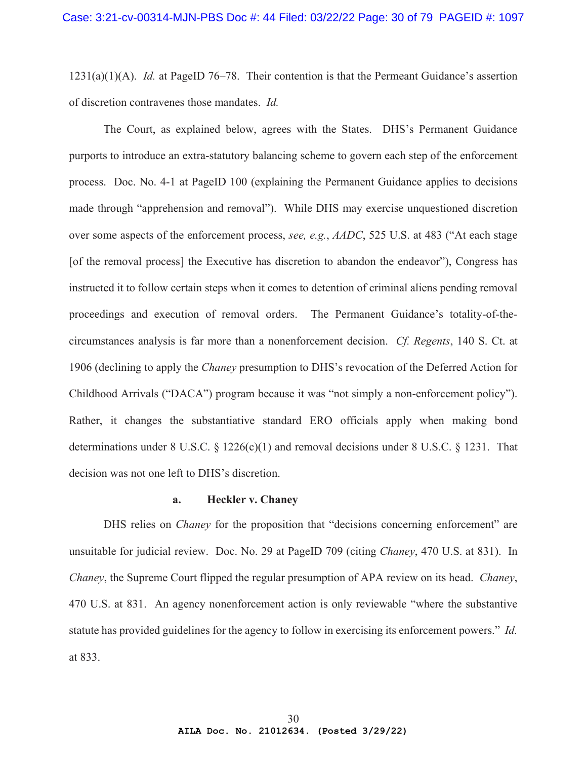1231(a)(1)(A). *Id.* at PageID 76–78. Their contention is that the Permeant Guidance's assertion of discretion contravenes those mandates. *Id.*

The Court, as explained below, agrees with the States. DHS's Permanent Guidance purports to introduce an extra-statutory balancing scheme to govern each step of the enforcement process. Doc. No. 4-1 at PageID 100 (explaining the Permanent Guidance applies to decisions made through "apprehension and removal"). While DHS may exercise unquestioned discretion over some aspects of the enforcement process, *see, e.g.*, *AADC*, 525 U.S. at 483 ("At each stage [of the removal process] the Executive has discretion to abandon the endeavor"), Congress has instructed it to follow certain steps when it comes to detention of criminal aliens pending removal proceedings and execution of removal orders. The Permanent Guidance's totality-of-the-circumstances analysis is far more than a nonenforcement decision. *Cf. Regents*, 140 S. Ct. at 1906 (declining to apply the *Chaney* presumption to DHS's revocation of the Deferred Action for Childhood Arrivals ("DACA") program because it was "not simply a non-enforcement policy"). Rather, it changes the substantiative standard ERO officials apply when making bond determinations under 8 U.S.C. § 1226(c)(1) and removal decisions under 8 U.S.C. § 1231. That decision was not one left to DHS's discretion.

#### a. Heckler v. Chaney

DHS relies on *Chaney* for the proposition that "decisions concerning enforcement" are unsuitable for judicial review. Doc. No. 29 at PageID 709 (citing *Chaney*, 470 U.S. at 831). In *Chaney*, the Supreme Court flipped the regular presumption of APA review on its head. *Chaney*, 470 U.S. at 831. An agency nonenforcement action is only reviewable "where the substantive statute has provided guidelines for the agency to follow in exercising its enforcement powers." *Id.* at 833.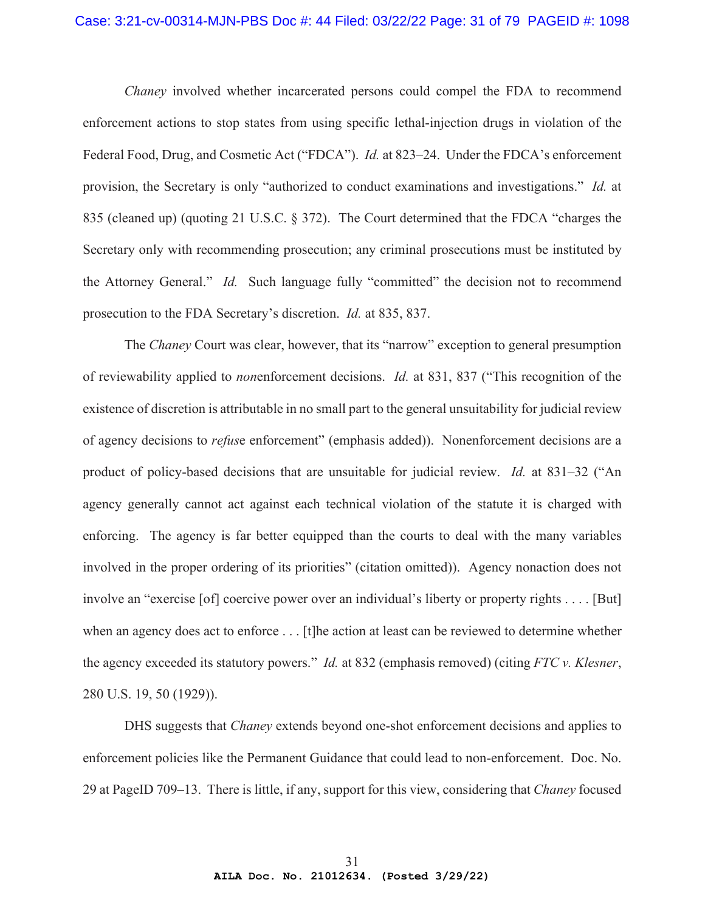*Chaney* involved whether incarcerated persons could compel the FDA to recommend enforcement actions to stop states from using specific lethal-injection drugs in violation of the Federal Food, Drug, and Cosmetic Act ("FDCA"). *Id.* at 823–24. Under the FDCA's enforcement provision, the Secretary is only "authorized to conduct examinations and investigations." *Id.* at 835 (cleaned up) (quoting 21 U.S.C. § 372). The Court determined that the FDCA "charges the Secretary only with recommending prosecution; any criminal prosecutions must be instituted by the Attorney General." *Id.* Such language fully "committed" the decision not to recommend prosecution to the FDA Secretary's discretion. *Id.* at 835, 837.

The *Chaney* Court was clear, however, that its "narrow" exception to general presumption of reviewability applied to *non*enforcement decisions. *Id.* at 831, 837 ("This recognition of the existence of discretion is attributable in no small part to the general unsuitability for judicial review of agency decisions to *refus*e enforcement" (emphasis added)). Nonenforcement decisions are a product of policy-based decisions that are unsuitable for judicial review. *Id.* at 831–32 ("An agency generally cannot act against each technical violation of the statute it is charged with enforcing. The agency is far better equipped than the courts to deal with the many variables involved in the proper ordering of its priorities" (citation omitted)). Agency nonaction does not involve an "exercise [of] coercive power over an individual's liberty or property rights . . . . [But] when an agency does act to enforce . . . [t]he action at least can be reviewed to determine whether the agency exceeded its statutory powers." *Id.* at 832 (emphasis removed) (citing *FTC v. Klesner*, 280 U.S. 19, 50 (1929)).

DHS suggests that *Chaney* extends beyond one-shot enforcement decisions and applies to enforcement policies like the Permanent Guidance that could lead to non-enforcement. Doc. No. 29 at PageID 709–13. There is little, if any, support for this view, considering that *Chaney* focused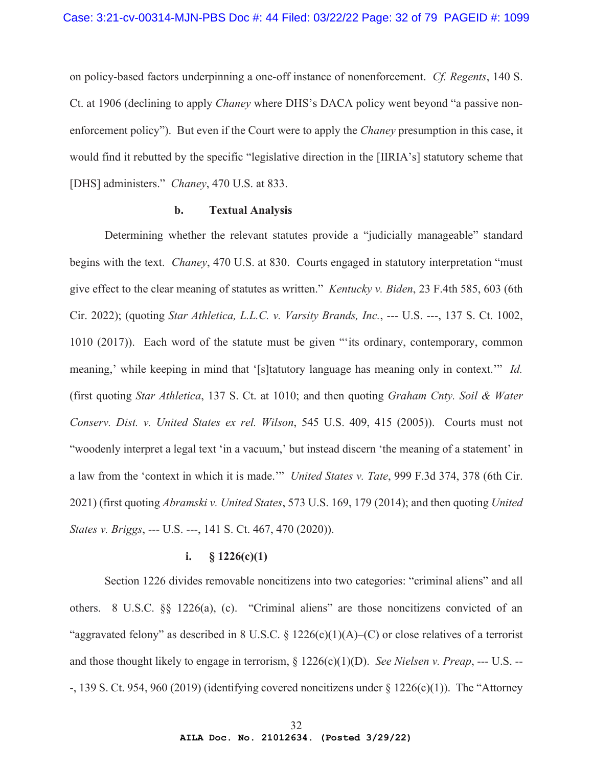on policy-based factors underpinning a one-off instance of nonenforcement. *Cf. Regents*, 140 S. Ct. at 1906 (declining to apply *Chaney* where DHS's DACA policy went beyond "a passive non-enforcement policy"). But even if the Court were to apply the *Chaney* presumption in this case, it would find it rebutted by the specific "legislative direction in the [IIRIA's] statutory scheme that [DHS] administers." *Chaney*, 470 U.S. at 833.

#### b. Textual Analysis

Determining whether the relevant statutes provide a "judicially manageable" standard begins with the text. *Chaney*, 470 U.S. at 830. Courts engaged in statutory interpretation "must give effect to the clear meaning of statutes as written." *Kentucky v. Biden*, 23 F.4th 585, 603 (6th Cir. 2022); (quoting *Star Athletica, L.L.C. v. Varsity Brands, Inc.*, --- U.S. ---, 137 S. Ct. 1002, 1010 (2017)). Each word of the statute must be given "'its ordinary, contemporary, common meaning,' while keeping in mind that '[s]tatutory language has meaning only in context.'" *Id.* (first quoting *Star Athletica*, 137 S. Ct. at 1010; and then quoting *Graham Cnty. Soil & Water Conserv. Dist. v. United States ex rel. Wilson*, 545 U.S. 409, 415 (2005)). Courts must not "woodenly interpret a legal text 'in a vacuum,' but instead discern 'the meaning of a statement' in a law from the 'context in which it is made.'" *United States v. Tate*, 999 F.3d 374, 378 (6th Cir. 2021) (first quoting *Abramski v. United States*, 573 U.S. 169, 179 (2014); and then quoting *United States v. Briggs*, --- U.S. ---, 141 S. Ct. 467, 470 (2020)).

##### i. § 1226(c)(1)

Section 1226 divides removable noncitizens into two categories: "criminal aliens" and all others. 8 U.S.C. §§ 1226(a), (c). "Criminal aliens" are those noncitizens convicted of an "aggravated felony" as described in 8 U.S.C. § 1226(c)(1)(A)–(C) or close relatives of a terrorist and those thought likely to engage in terrorism, § 1226(c)(1)(D). *See Nielsen v. Preap*, --- U.S. ---, 139 S. Ct. 954, 960 (2019) (identifying covered noncitizens under § 1226(c)(1)). The "Attorney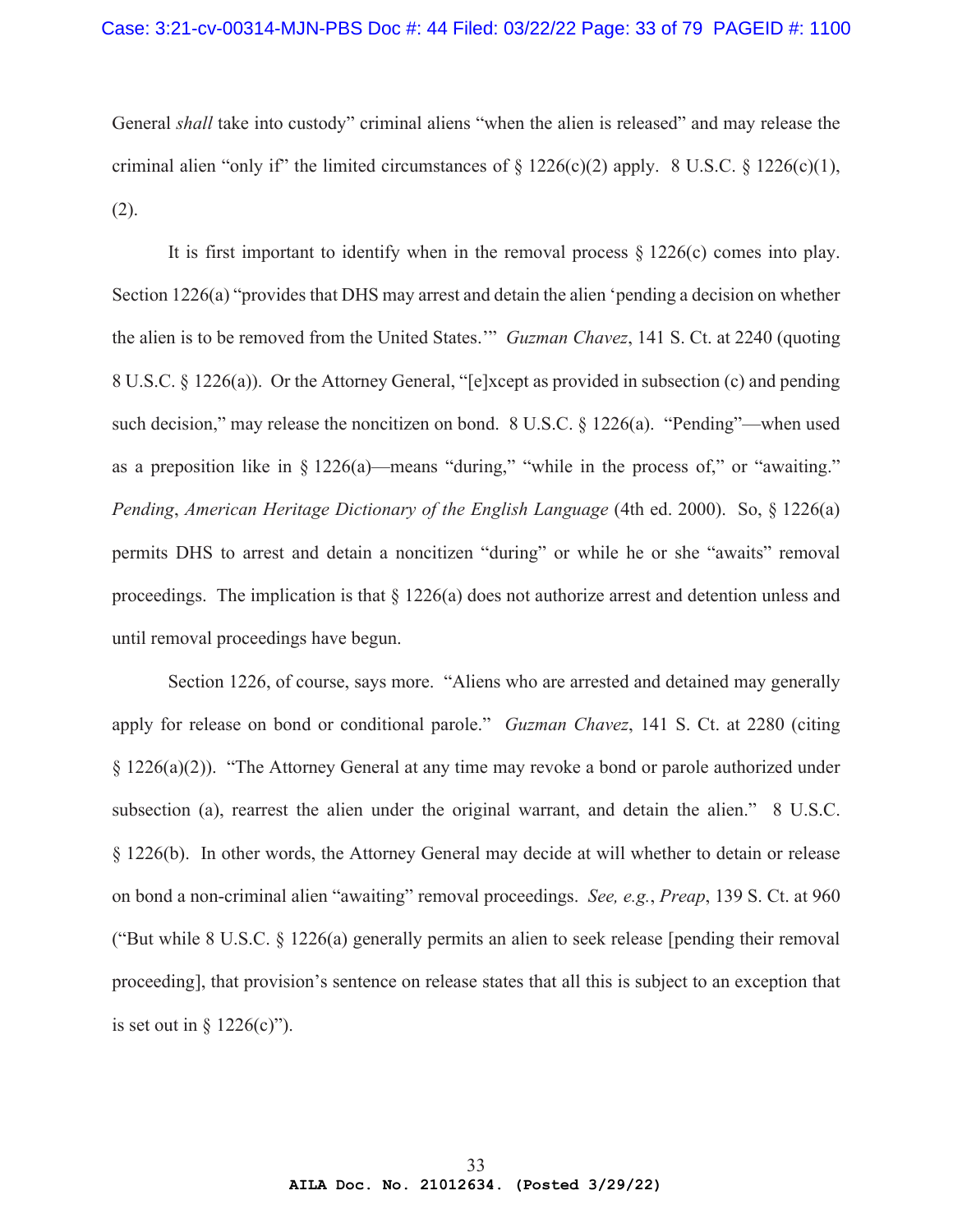General *shall* take into custody" criminal aliens "when the alien is released" and may release the criminal alien "only if" the limited circumstances of § 1226(c)(2) apply. 8 U.S.C. § 1226(c)(1), (2).

It is first important to identify when in the removal process § 1226(c) comes into play. Section 1226(a) "provides that DHS may arrest and detain the alien 'pending a decision on whether the alien is to be removed from the United States.'" *Guzman Chavez*, 141 S. Ct. at 2240 (quoting 8 U.S.C. § 1226(a)). Or the Attorney General, "[e]xcept as provided in subsection (c) and pending such decision," may release the noncitizen on bond. 8 U.S.C. § 1226(a). "Pending"—when used as a preposition like in § 1226(a)—means "during," "while in the process of," or "awaiting." *Pending*, *American Heritage Dictionary of the English Language* (4th ed. 2000). So, § 1226(a) permits DHS to arrest and detain a noncitizen "during" or while he or she "awaits" removal proceedings. The implication is that § 1226(a) does not authorize arrest and detention unless and until removal proceedings have begun.

Section 1226, of course, says more. "Aliens who are arrested and detained may generally apply for release on bond or conditional parole." *Guzman Chavez*, 141 S. Ct. at 2280 (citing § 1226(a)(2)). "The Attorney General at any time may revoke a bond or parole authorized under subsection (a), rearrest the alien under the original warrant, and detain the alien." 8 U.S.C. § 1226(b). In other words, the Attorney General may decide at will whether to detain or release on bond a non-criminal alien "awaiting" removal proceedings. *See, e.g.*, *Preap*, 139 S. Ct. at 960 ("But while 8 U.S.C. § 1226(a) generally permits an alien to seek release [pending their removal proceeding], that provision's sentence on release states that all this is subject to an exception that is set out in § 1226(c)").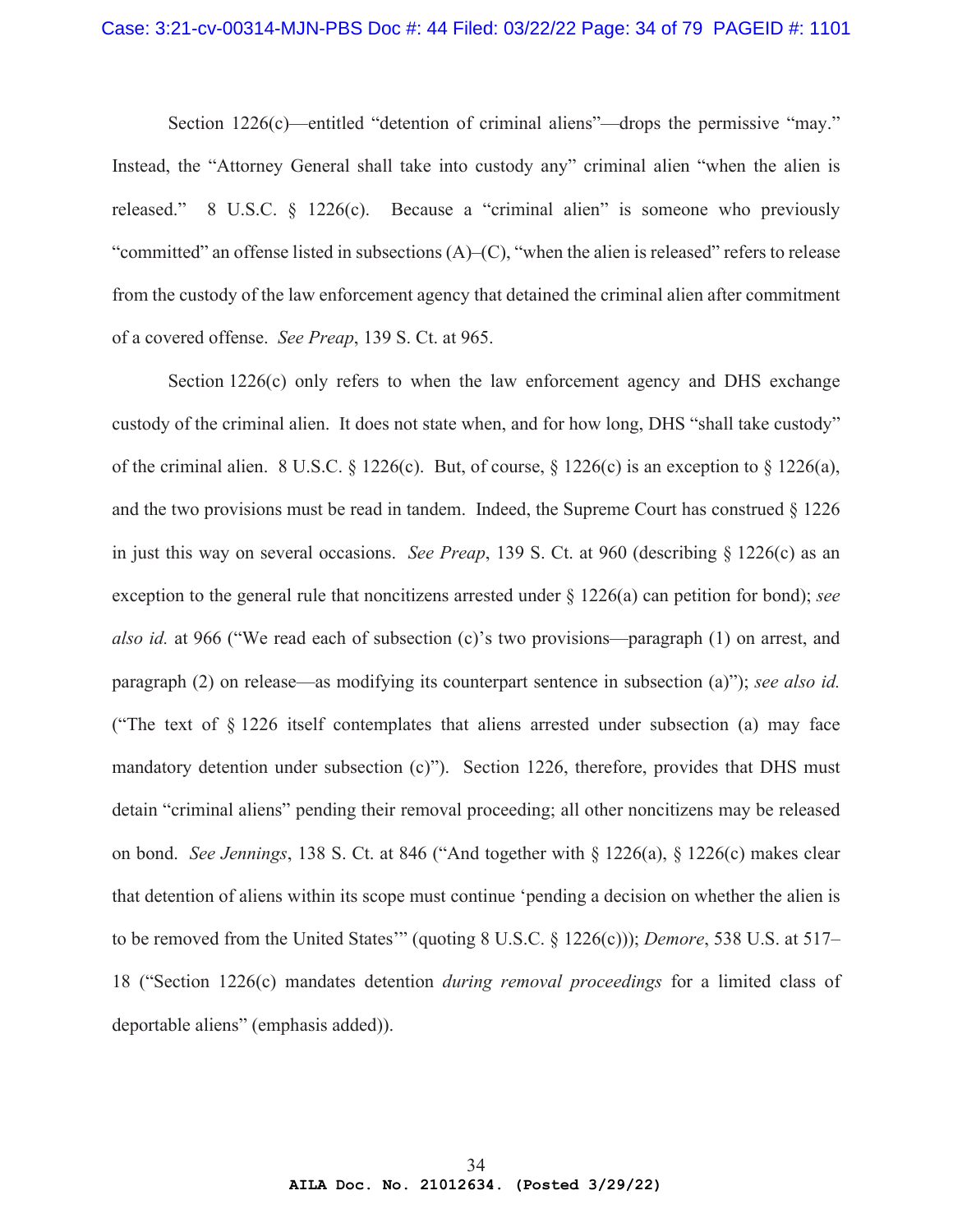Section 1226(c)—entitled "detention of criminal aliens"—drops the permissive "may." Instead, the "Attorney General shall take into custody any" criminal alien "when the alien is released." 8 U.S.C. § 1226(c). Because a "criminal alien" is someone who previously "committed" an offense listed in subsections (A)–(C), "when the alien is released" refers to release from the custody of the law enforcement agency that detained the criminal alien after commitment of a covered offense. *See Preap*, 139 S. Ct. at 965.

Section 1226(c) only refers to when the law enforcement agency and DHS exchange custody of the criminal alien. It does not state when, and for how long, DHS "shall take custody" of the criminal alien. 8 U.S.C. § 1226(c). But, of course, § 1226(c) is an exception to § 1226(a), and the two provisions must be read in tandem. Indeed, the Supreme Court has construed § 1226 in just this way on several occasions. *See Preap*, 139 S. Ct. at 960 (describing § 1226(c) as an exception to the general rule that noncitizens arrested under § 1226(a) can petition for bond); *see also id.* at 966 ("We read each of subsection (c)'s two provisions—paragraph (1) on arrest, and paragraph (2) on release—as modifying its counterpart sentence in subsection (a)"); *see also id.* ("The text of § 1226 itself contemplates that aliens arrested under subsection (a) may face mandatory detention under subsection (c)"). Section 1226, therefore, provides that DHS must detain "criminal aliens" pending their removal proceeding; all other noncitizens may be released on bond. *See Jennings*, 138 S. Ct. at 846 ("And together with § 1226(a), § 1226(c) makes clear that detention of aliens within its scope must continue 'pending a decision on whether the alien is to be removed from the United States'" (quoting 8 U.S.C. § 1226(c))); *Demore*, 538 U.S. at 517–18 ("Section 1226(c) mandates detention *during removal proceedings* for a limited class of deportable aliens" (emphasis added)).

**AILA Doc. No. 21012634. (Posted 3/29/22)**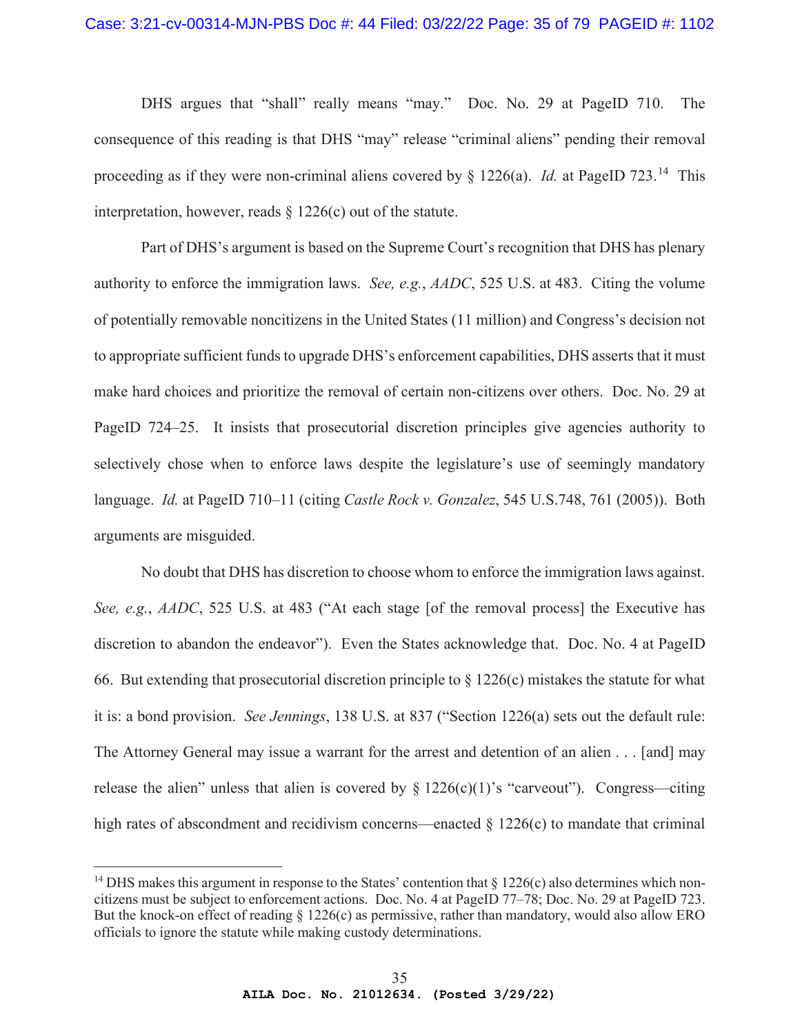DHS argues that "shall" really means "may." Doc. No. 29 at PageID 710. The consequence of this reading is that DHS "may" release "criminal aliens" pending their removal proceeding as if they were non-criminal aliens covered by § 1226(a). *Id.* at PageID 723.[14] This interpretation, however, reads § 1226(c) out of the statute.

Part of DHS's argument is based on the Supreme Court's recognition that DHS has plenary authority to enforce the immigration laws. *See, e.g.*, *AADC*, 525 U.S. at 483. Citing the volume of potentially removable noncitizens in the United States (11 million) and Congress's decision not to appropriate sufficient funds to upgrade DHS's enforcement capabilities, DHS asserts that it must make hard choices and prioritize the removal of certain non-citizens over others. Doc. No. 29 at PageID 724–25. It insists that prosecutorial discretion principles give agencies authority to selectively chose when to enforce laws despite the legislature's use of seemingly mandatory language. *Id.* at PageID 710–11 (citing *Castle Rock v. Gonzalez*, 545 U.S.748, 761 (2005)). Both arguments are misguided.

No doubt that DHS has discretion to choose whom to enforce the immigration laws against. *See, e.g.*, *AADC*, 525 U.S. at 483 ("At each stage [of the removal process] the Executive has discretion to abandon the endeavor"). Even the States acknowledge that. Doc. No. 4 at PageID 66. But extending that prosecutorial discretion principle to § 1226(c) mistakes the statute for what it is: a bond provision. *See Jennings*, 138 U.S. at 837 ("Section 1226(a) sets out the default rule: The Attorney General may issue a warrant for the arrest and detention of an alien . . . [and] may release the alien" unless that alien is covered by § 1226(c)(1)'s "carveout"). Congress—citing high rates of abscondment and recidivism concerns—enacted § 1226(c) to mandate that criminal

---

[14] DHS makes this argument in response to the States' contention that § 1226(c) also determines which non-citizens must be subject to enforcement actions. Doc. No. 4 at PageID 77–78; Doc. No. 29 at PageID 723. But the knock-on effect of reading § 1226(c) as permissive, rather than mandatory, would also allow ERO officials to ignore the statute while making custody determinations.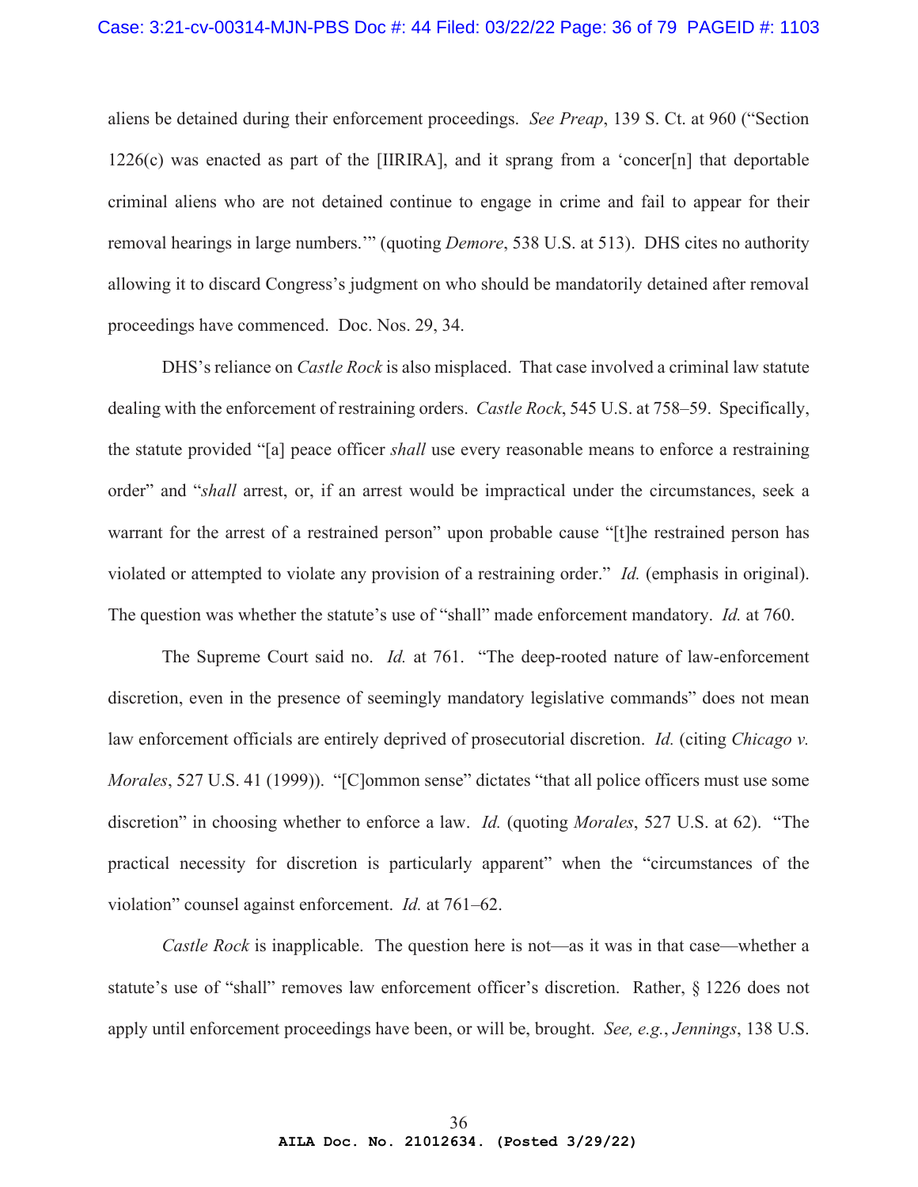aliens be detained during their enforcement proceedings. *See Preap*, 139 S. Ct. at 960 ("Section 1226(c) was enacted as part of the [IIRIRA], and it sprang from a 'concer[n] that deportable criminal aliens who are not detained continue to engage in crime and fail to appear for their removal hearings in large numbers.'" (quoting *Demore*, 538 U.S. at 513). DHS cites no authority allowing it to discard Congress's judgment on who should be mandatorily detained after removal proceedings have commenced. Doc. Nos. 29, 34.

DHS's reliance on *Castle Rock* is also misplaced. That case involved a criminal law statute dealing with the enforcement of restraining orders. *Castle Rock*, 545 U.S. at 758–59. Specifically, the statute provided "[a] peace officer *shall* use every reasonable means to enforce a restraining order" and "*shall* arrest, or, if an arrest would be impractical under the circumstances, seek a warrant for the arrest of a restrained person" upon probable cause "[t]he restrained person has violated or attempted to violate any provision of a restraining order." *Id.* (emphasis in original). The question was whether the statute's use of "shall" made enforcement mandatory. *Id.* at 760.

The Supreme Court said no. *Id.* at 761. "The deep-rooted nature of law-enforcement discretion, even in the presence of seemingly mandatory legislative commands" does not mean law enforcement officials are entirely deprived of prosecutorial discretion. *Id.* (citing *Chicago v. Morales*, 527 U.S. 41 (1999)). "[C]ommon sense" dictates "that all police officers must use some discretion" in choosing whether to enforce a law. *Id.* (quoting *Morales*, 527 U.S. at 62). "The practical necessity for discretion is particularly apparent" when the "circumstances of the violation" counsel against enforcement. *Id.* at 761–62.

*Castle Rock* is inapplicable. The question here is not—as it was in that case—whether a statute's use of "shall" removes law enforcement officer's discretion. Rather, § 1226 does not apply until enforcement proceedings have been, or will be, brought. *See, e.g.*, *Jennings*, 138 U.S.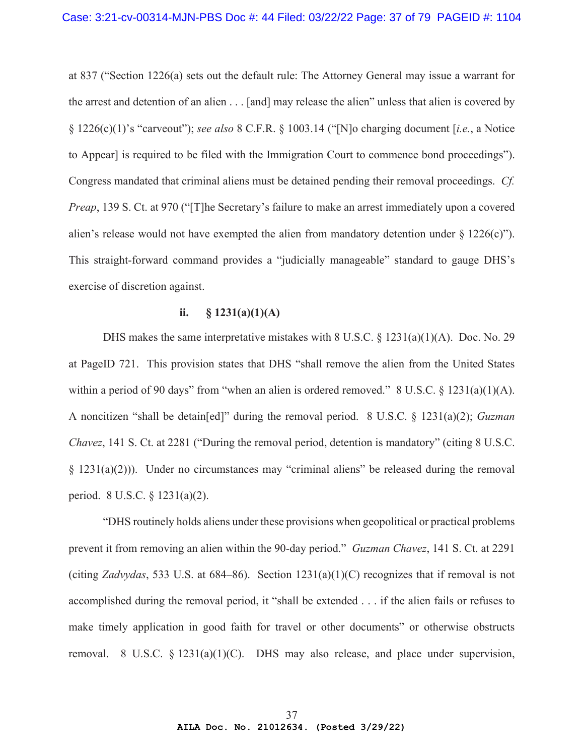at 837 ("Section 1226(a) sets out the default rule: The Attorney General may issue a warrant for the arrest and detention of an alien . . . [and] may release the alien" unless that alien is covered by § 1226(c)(1)'s "carveout"); *see also* 8 C.F.R. § 1003.14 ("[N]o charging document [*i.e.*, a Notice to Appear] is required to be filed with the Immigration Court to commence bond proceedings"). Congress mandated that criminal aliens must be detained pending their removal proceedings. *Cf. Preap*, 139 S. Ct. at 970 ("[T]he Secretary's failure to make an arrest immediately upon a covered alien's release would not have exempted the alien from mandatory detention under § 1226(c)"). This straight-forward command provides a "judicially manageable" standard to gauge DHS's exercise of discretion against.

**ii. § 1231(a)(1)(A)**

DHS makes the same interpretative mistakes with 8 U.S.C. § 1231(a)(1)(A). Doc. No. 29 at PageID 721. This provision states that DHS "shall remove the alien from the United States within a period of 90 days" from "when an alien is ordered removed." 8 U.S.C. § 1231(a)(1)(A). A noncitizen "shall be detain[ed]" during the removal period. 8 U.S.C. § 1231(a)(2); *Guzman Chavez*, 141 S. Ct. at 2281 ("During the removal period, detention is mandatory" (citing 8 U.S.C. § 1231(a)(2))). Under no circumstances may "criminal aliens" be released during the removal period. 8 U.S.C. § 1231(a)(2).

"DHS routinely holds aliens under these provisions when geopolitical or practical problems prevent it from removing an alien within the 90-day period." *Guzman Chavez*, 141 S. Ct. at 2291 (citing *Zadvydas*, 533 U.S. at 684–86). Section 1231(a)(1)(C) recognizes that if removal is not accomplished during the removal period, it "shall be extended . . . if the alien fails or refuses to make timely application in good faith for travel or other documents" or otherwise obstructs removal. 8 U.S.C. § 1231(a)(1)(C). DHS may also release, and place under supervision,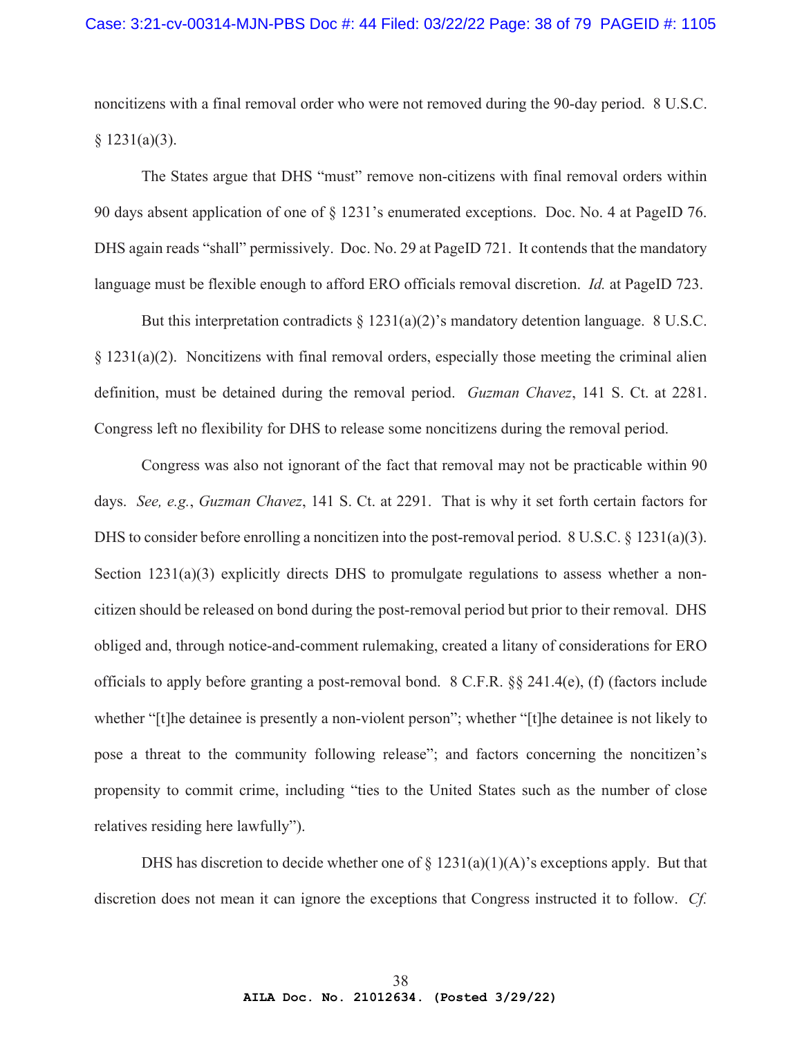noncitizens with a final removal order who were not removed during the 90-day period. 8 U.S.C. § 1231(a)(3).

The States argue that DHS "must" remove non-citizens with final removal orders within 90 days absent application of one of § 1231's enumerated exceptions. Doc. No. 4 at PageID 76. DHS again reads "shall" permissively. Doc. No. 29 at PageID 721. It contends that the mandatory language must be flexible enough to afford ERO officials removal discretion. *Id.* at PageID 723.

But this interpretation contradicts § 1231(a)(2)'s mandatory detention language. 8 U.S.C. § 1231(a)(2). Noncitizens with final removal orders, especially those meeting the criminal alien definition, must be detained during the removal period. *Guzman Chavez*, 141 S. Ct. at 2281. Congress left no flexibility for DHS to release some noncitizens during the removal period.

Congress was also not ignorant of the fact that removal may not be practicable within 90 days. *See, e.g.*, *Guzman Chavez*, 141 S. Ct. at 2291. That is why it set forth certain factors for DHS to consider before enrolling a noncitizen into the post-removal period. 8 U.S.C. § 1231(a)(3). Section 1231(a)(3) explicitly directs DHS to promulgate regulations to assess whether a non-citizen should be released on bond during the post-removal period but prior to their removal. DHS obliged and, through notice-and-comment rulemaking, created a litany of considerations for ERO officials to apply before granting a post-removal bond. 8 C.F.R. §§ 241.4(e), (f) (factors include whether "[t]he detainee is presently a non-violent person"; whether "[t]he detainee is not likely to pose a threat to the community following release"; and factors concerning the noncitizen's propensity to commit crime, including "ties to the United States such as the number of close relatives residing here lawfully").

DHS has discretion to decide whether one of § 1231(a)(1)(A)'s exceptions apply. But that discretion does not mean it can ignore the exceptions that Congress instructed it to follow. *Cf.*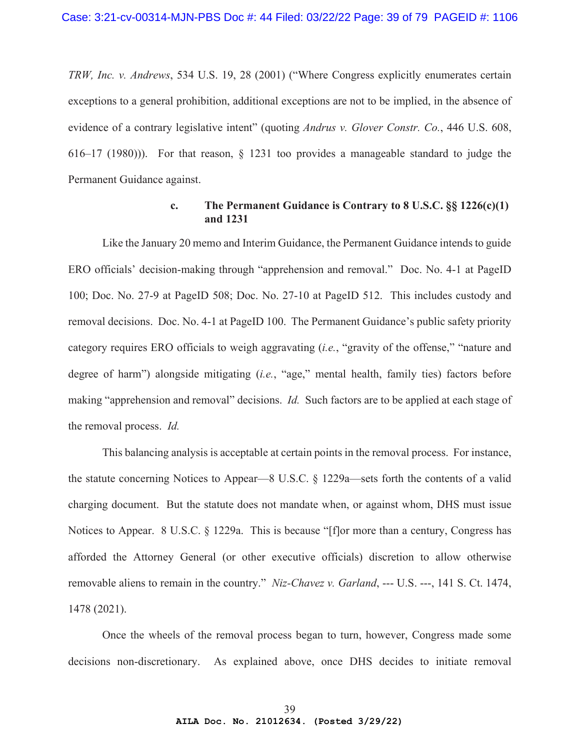*TRW, Inc. v. Andrews*, 534 U.S. 19, 28 (2001) ("Where Congress explicitly enumerates certain exceptions to a general prohibition, additional exceptions are not to be implied, in the absence of evidence of a contrary legislative intent" (quoting *Andrus v. Glover Constr. Co.*, 446 U.S. 608, 616–17 (1980))). For that reason, § 1231 too provides a manageable standard to judge the Permanent Guidance against.

**c. The Permanent Guidance is Contrary to 8 U.S.C. §§ 1226(c)(1) and 1231**

Like the January 20 memo and Interim Guidance, the Permanent Guidance intends to guide ERO officials' decision-making through "apprehension and removal." Doc. No. 4-1 at PageID 100; Doc. No. 27-9 at PageID 508; Doc. No. 27-10 at PageID 512. This includes custody and removal decisions. Doc. No. 4-1 at PageID 100. The Permanent Guidance's public safety priority category requires ERO officials to weigh aggravating (*i.e.*, "gravity of the offense," "nature and degree of harm") alongside mitigating (*i.e.*, "age," mental health, family ties) factors before making "apprehension and removal" decisions. *Id.* Such factors are to be applied at each stage of the removal process. *Id.*

This balancing analysis is acceptable at certain points in the removal process. For instance, the statute concerning Notices to Appear—8 U.S.C. § 1229a—sets forth the contents of a valid charging document. But the statute does not mandate when, or against whom, DHS must issue Notices to Appear. 8 U.S.C. § 1229a. This is because "[f]or more than a century, Congress has afforded the Attorney General (or other executive officials) discretion to allow otherwise removable aliens to remain in the country." *Niz-Chavez v. Garland*, --- U.S. ---, 141 S. Ct. 1474, 1478 (2021).

Once the wheels of the removal process began to turn, however, Congress made some decisions non-discretionary. As explained above, once DHS decides to initiate removal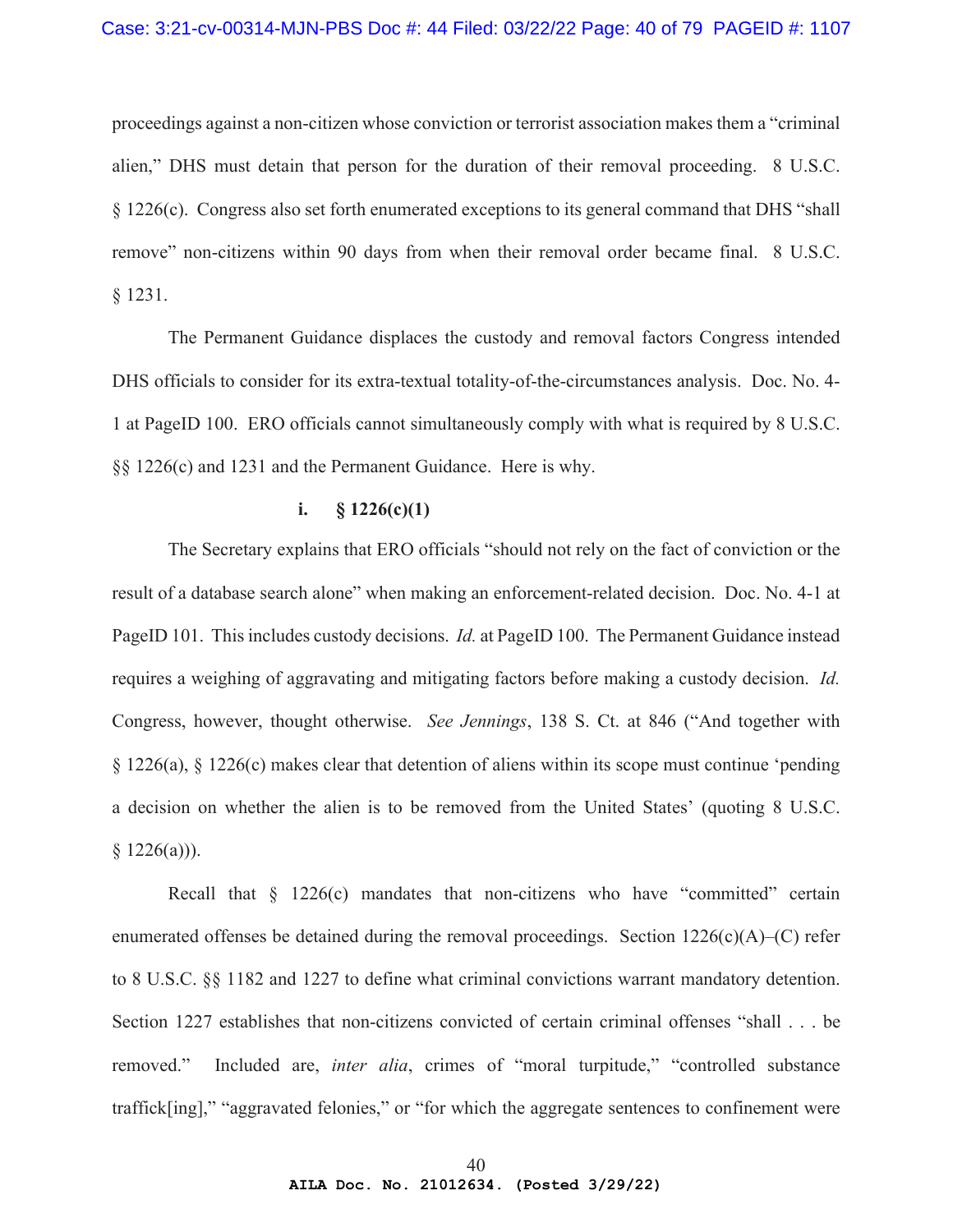proceedings against a non-citizen whose conviction or terrorist association makes them a "criminal alien," DHS must detain that person for the duration of their removal proceeding. 8 U.S.C. § 1226(c). Congress also set forth enumerated exceptions to its general command that DHS "shall remove" non-citizens within 90 days from when their removal order became final. 8 U.S.C. § 1231.

The Permanent Guidance displaces the custody and removal factors Congress intended DHS officials to consider for its extra-textual totality-of-the-circumstances analysis. Doc. No. 4-1 at PageID 100. ERO officials cannot simultaneously comply with what is required by 8 U.S.C. §§ 1226(c) and 1231 and the Permanent Guidance. Here is why.

**i. § 1226(c)(1)**

The Secretary explains that ERO officials "should not rely on the fact of conviction or the result of a database search alone" when making an enforcement-related decision. Doc. No. 4-1 at PageID 101. This includes custody decisions. *Id.* at PageID 100. The Permanent Guidance instead requires a weighing of aggravating and mitigating factors before making a custody decision. *Id.* Congress, however, thought otherwise. *See Jennings*, 138 S. Ct. at 846 ("And together with § 1226(a), § 1226(c) makes clear that detention of aliens within its scope must continue 'pending a decision on whether the alien is to be removed from the United States' (quoting 8 U.S.C. § 1226(a))).

Recall that § 1226(c) mandates that non-citizens who have "committed" certain enumerated offenses be detained during the removal proceedings. Section 1226(c)(A)–(C) refer to 8 U.S.C. §§ 1182 and 1227 to define what criminal convictions warrant mandatory detention. Section 1227 establishes that non-citizens convicted of certain criminal offenses "shall . . . be removed." Included are, *inter alia*, crimes of "moral turpitude," "controlled substance traffick[ing]," "aggravated felonies," or "for which the aggregate sentences to confinement were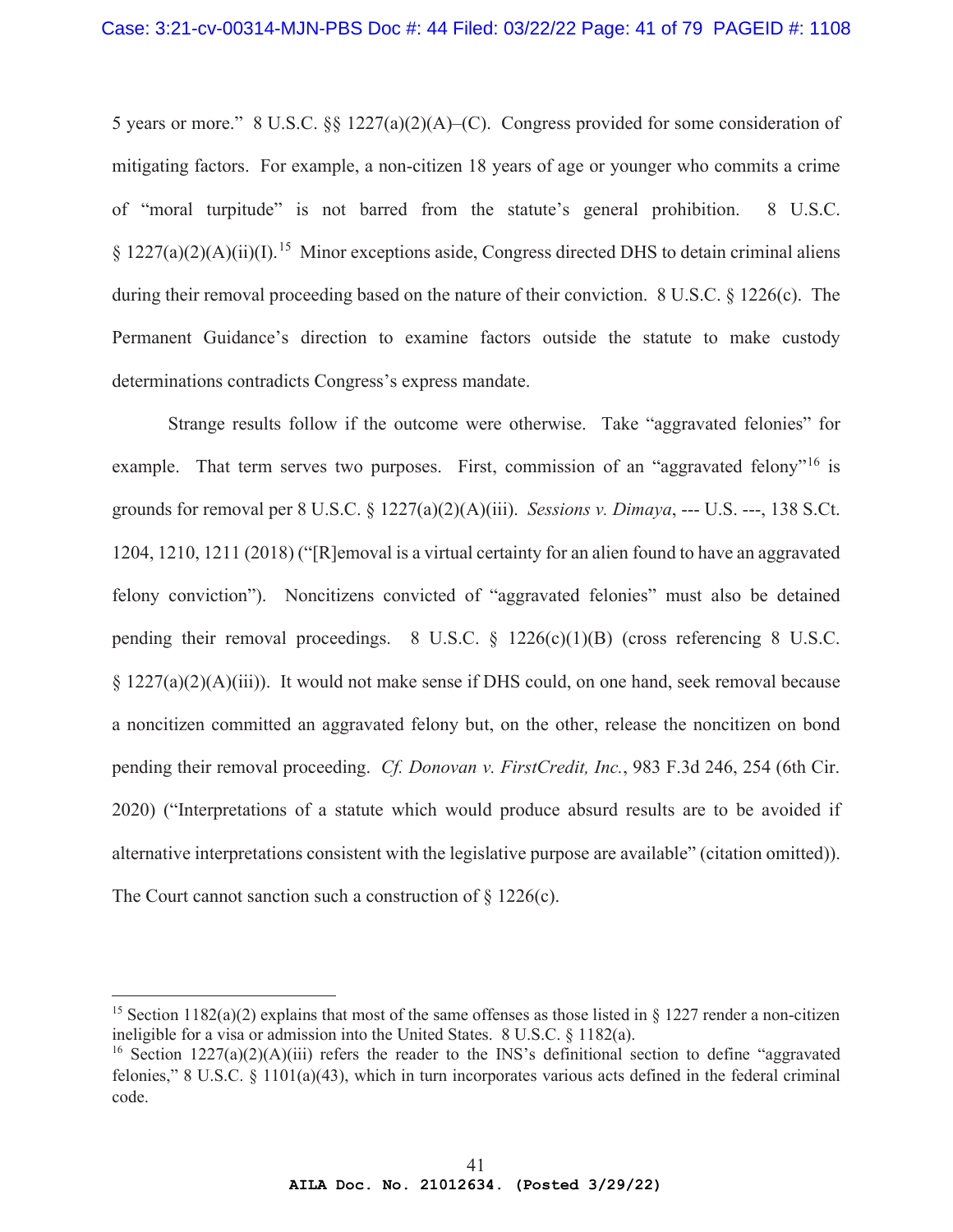5 years or more." 8 U.S.C. §§ 1227(a)(2)(A)–(C). Congress provided for some consideration of mitigating factors. For example, a non-citizen 18 years of age or younger who commits a crime of "moral turpitude" is not barred from the statute's general prohibition. 8 U.S.C. § 1227(a)(2)(A)(ii)(I).[15] Minor exceptions aside, Congress directed DHS to detain criminal aliens during their removal proceeding based on the nature of their conviction. 8 U.S.C. § 1226(c). The Permanent Guidance's direction to examine factors outside the statute to make custody determinations contradicts Congress's express mandate.

Strange results follow if the outcome were otherwise. Take "aggravated felonies" for example. That term serves two purposes. First, commission of an "aggravated felony"[16] is grounds for removal per 8 U.S.C. § 1227(a)(2)(A)(iii). *Sessions v. Dimaya*, --- U.S. ---, 138 S.Ct. 1204, 1210, 1211 (2018) ("[R]emoval is a virtual certainty for an alien found to have an aggravated felony conviction"). Noncitizens convicted of "aggravated felonies" must also be detained pending their removal proceedings. 8 U.S.C. § 1226(c)(1)(B) (cross referencing 8 U.S.C. § 1227(a)(2)(A)(iii)). It would not make sense if DHS could, on one hand, seek removal because a noncitizen committed an aggravated felony but, on the other, release the noncitizen on bond pending their removal proceeding. *Cf. Donovan v. FirstCredit, Inc.*, 983 F.3d 246, 254 (6th Cir. 2020) ("Interpretations of a statute which would produce absurd results are to be avoided if alternative interpretations consistent with the legislative purpose are available" (citation omitted)). The Court cannot sanction such a construction of § 1226(c).

---

[15] Section 1182(a)(2) explains that most of the same offenses as those listed in § 1227 render a non-citizen ineligible for a visa or admission into the United States. 8 U.S.C. § 1182(a).

[16] Section 1227(a)(2)(A)(iii) refers the reader to the INS's definitional section to define "aggravated felonies," 8 U.S.C. § 1101(a)(43), which in turn incorporates various acts defined in the federal criminal code.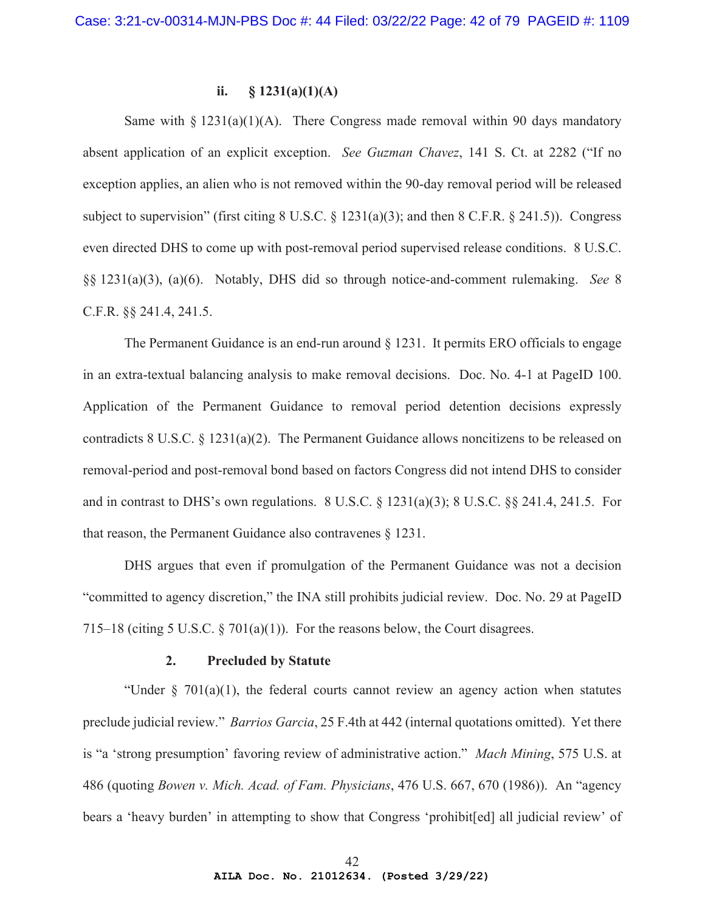### ii. § 1231(a)(1)(A)

Same with § 1231(a)(1)(A). There Congress made removal within 90 days mandatory absent application of an explicit exception. *See Guzman Chavez*, 141 S. Ct. at 2282 ("If no exception applies, an alien who is not removed within the 90-day removal period will be released subject to supervision" (first citing 8 U.S.C. § 1231(a)(3); and then 8 C.F.R. § 241.5)). Congress even directed DHS to come up with post-removal period supervised release conditions. 8 U.S.C. §§ 1231(a)(3), (a)(6). Notably, DHS did so through notice-and-comment rulemaking. *See* 8 C.F.R. §§ 241.4, 241.5.

The Permanent Guidance is an end-run around § 1231. It permits ERO officials to engage in an extra-textual balancing analysis to make removal decisions. Doc. No. 4-1 at PageID 100. Application of the Permanent Guidance to removal period detention decisions expressly contradicts 8 U.S.C. § 1231(a)(2). The Permanent Guidance allows noncitizens to be released on removal-period and post-removal bond based on factors Congress did not intend DHS to consider and in contrast to DHS's own regulations. 8 U.S.C. § 1231(a)(3); 8 U.S.C. §§ 241.4, 241.5. For that reason, the Permanent Guidance also contravenes § 1231.

DHS argues that even if promulgation of the Permanent Guidance was not a decision "committed to agency discretion," the INA still prohibits judicial review. Doc. No. 29 at PageID 715–18 (citing 5 U.S.C. § 701(a)(1)). For the reasons below, the Court disagrees.

### 2. Precluded by Statute

"Under § 701(a)(1), the federal courts cannot review an agency action when statutes preclude judicial review." *Barrios Garcia*, 25 F.4th at 442 (internal quotations omitted). Yet there is "a 'strong presumption' favoring review of administrative action." *Mach Mining*, 575 U.S. at 486 (quoting *Bowen v. Mich. Acad. of Fam. Physicians*, 476 U.S. 667, 670 (1986)). An "agency bears a 'heavy burden' in attempting to show that Congress 'prohibit[ed] all judicial review' of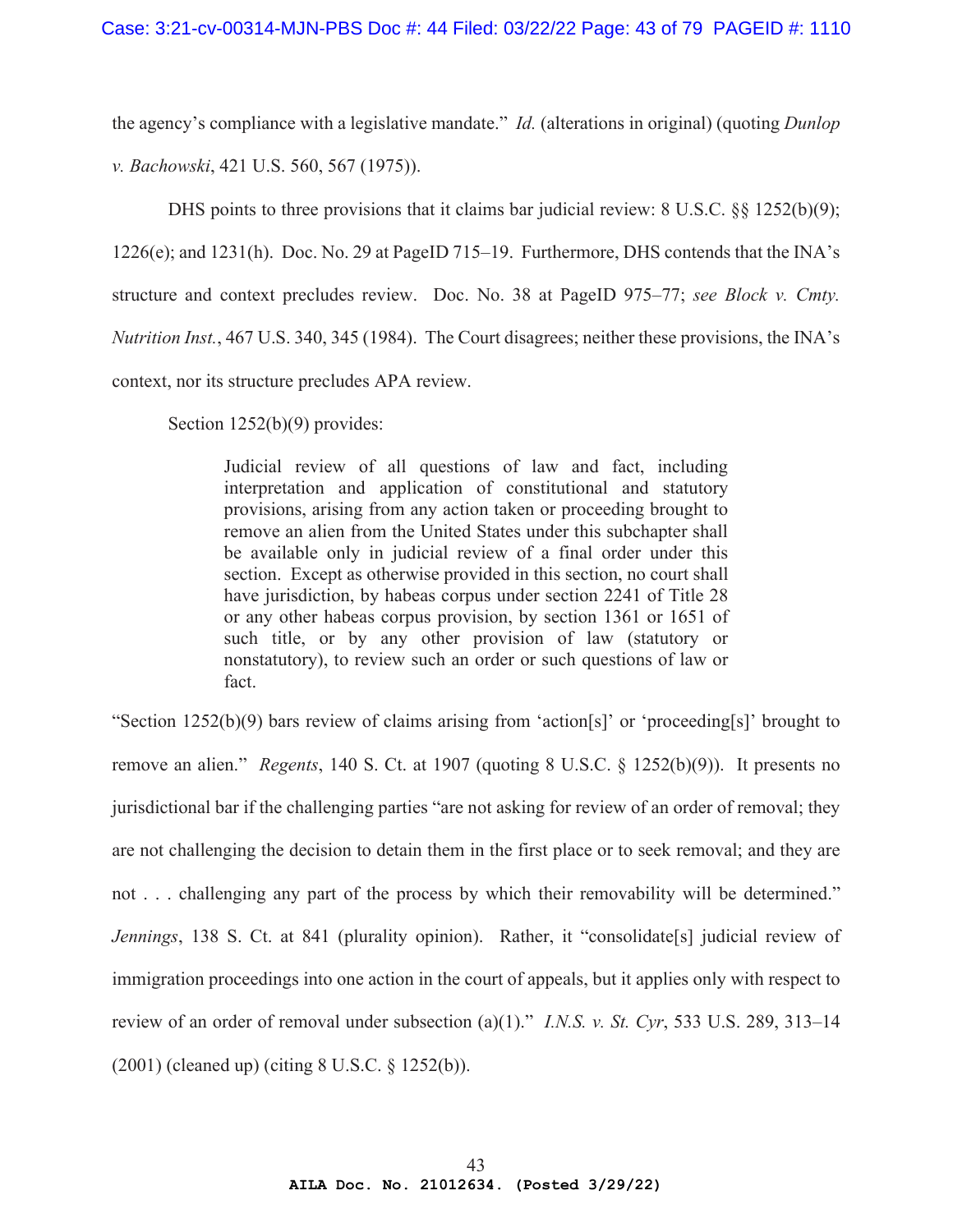the agency's compliance with a legislative mandate." *Id.* (alterations in original) (quoting *Dunlop v. Bachowski*, 421 U.S. 560, 567 (1975)).

DHS points to three provisions that it claims bar judicial review: 8 U.S.C. §§ 1252(b)(9); 1226(e); and 1231(h). Doc. No. 29 at PageID 715–19. Furthermore, DHS contends that the INA's structure and context precludes review. Doc. No. 38 at PageID 975–77; *see Block v. Cmty. Nutrition Inst.*, 467 U.S. 340, 345 (1984). The Court disagrees; neither these provisions, the INA's context, nor its structure precludes APA review.

Section 1252(b)(9) provides:

> Judicial review of all questions of law and fact, including interpretation and application of constitutional and statutory provisions, arising from any action taken or proceeding brought to remove an alien from the United States under this subchapter shall be available only in judicial review of a final order under this section. Except as otherwise provided in this section, no court shall have jurisdiction, by habeas corpus under section 2241 of Title 28 or any other habeas corpus provision, by section 1361 or 1651 of such title, or by any other provision of law (statutory or nonstatutory), to review such an order or such questions of law or fact.

"Section 1252(b)(9) bars review of claims arising from 'action[s]' or 'proceeding[s]' brought to remove an alien." *Regents*, 140 S. Ct. at 1907 (quoting 8 U.S.C. § 1252(b)(9)). It presents no jurisdictional bar if the challenging parties "are not asking for review of an order of removal; they are not challenging the decision to detain them in the first place or to seek removal; and they are not . . . challenging any part of the process by which their removability will be determined." *Jennings*, 138 S. Ct. at 841 (plurality opinion). Rather, it "consolidate[s] judicial review of immigration proceedings into one action in the court of appeals, but it applies only with respect to review of an order of removal under subsection (a)(1)." *I.N.S. v. St. Cyr*, 533 U.S. 289, 313–14 (2001) (cleaned up) (citing 8 U.S.C. § 1252(b)).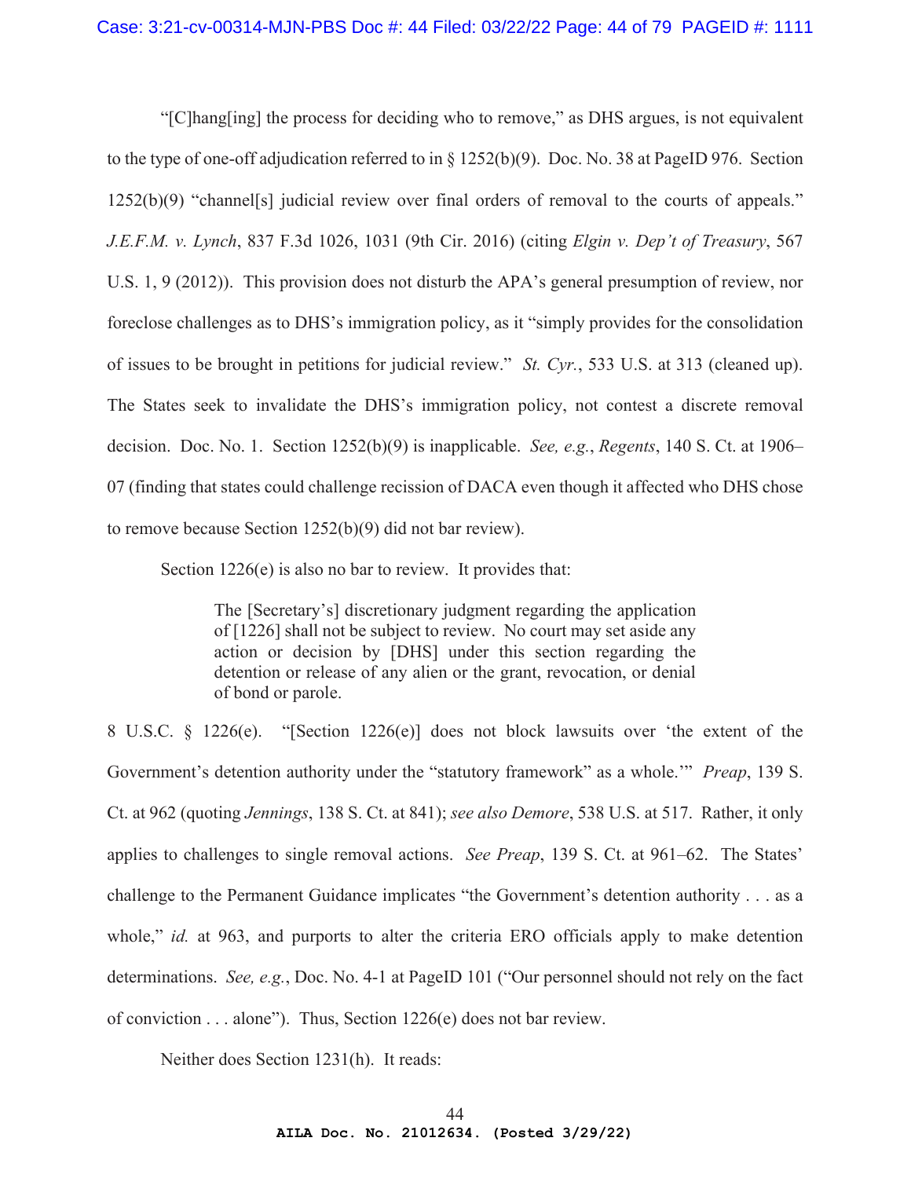"[C]hang[ing] the process for deciding who to remove," as DHS argues, is not equivalent to the type of one-off adjudication referred to in § 1252(b)(9). Doc. No. 38 at PageID 976. Section 1252(b)(9) "channel[s] judicial review over final orders of removal to the courts of appeals." *J.E.F.M. v. Lynch*, 837 F.3d 1026, 1031 (9th Cir. 2016) (citing *Elgin v. Dep't of Treasury*, 567 U.S. 1, 9 (2012)). This provision does not disturb the APA's general presumption of review, nor foreclose challenges as to DHS's immigration policy, as it "simply provides for the consolidation of issues to be brought in petitions for judicial review." *St. Cyr.*, 533 U.S. at 313 (cleaned up). The States seek to invalidate the DHS's immigration policy, not contest a discrete removal decision. Doc. No. 1. Section 1252(b)(9) is inapplicable. *See, e.g.*, *Regents*, 140 S. Ct. at 1906–07 (finding that states could challenge recission of DACA even though it affected who DHS chose to remove because Section 1252(b)(9) did not bar review).

Section 1226(e) is also no bar to review. It provides that:

> The [Secretary's] discretionary judgment regarding the application of [1226] shall not be subject to review. No court may set aside any action or decision by [DHS] under this section regarding the detention or release of any alien or the grant, revocation, or denial of bond or parole.

8 U.S.C. § 1226(e). "[Section 1226(e)] does not block lawsuits over 'the extent of the Government's detention authority under the "statutory framework" as a whole.'" *Preap*, 139 S. Ct. at 962 (quoting *Jennings*, 138 S. Ct. at 841); *see also Demore*, 538 U.S. at 517. Rather, it only applies to challenges to single removal actions. *See Preap*, 139 S. Ct. at 961–62. The States' challenge to the Permanent Guidance implicates "the Government's detention authority . . . as a whole," *id.* at 963, and purports to alter the criteria ERO officials apply to make detention determinations. *See, e.g.*, Doc. No. 4-1 at PageID 101 ("Our personnel should not rely on the fact of conviction . . . alone"). Thus, Section 1226(e) does not bar review.

Neither does Section 1231(h). It reads: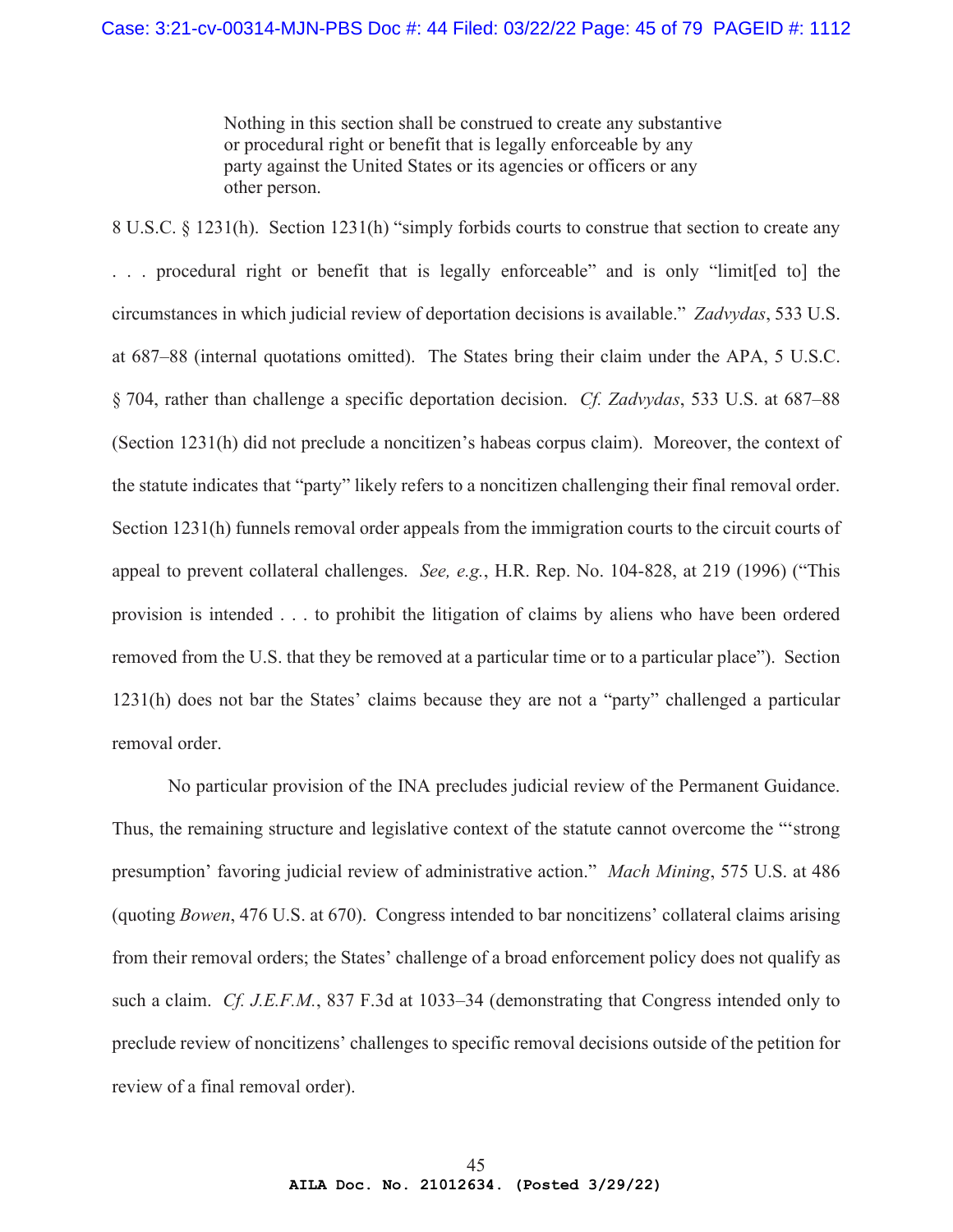> Nothing in this section shall be construed to create any substantive or procedural right or benefit that is legally enforceable by any party against the United States or its agencies or officers or any other person.

8 U.S.C. § 1231(h). Section 1231(h) "simply forbids courts to construe that section to create any . . . procedural right or benefit that is legally enforceable" and is only "limit[ed to] the circumstances in which judicial review of deportation decisions is available." *Zadvydas*, 533 U.S. at 687–88 (internal quotations omitted). The States bring their claim under the APA, 5 U.S.C. § 704, rather than challenge a specific deportation decision. *Cf. Zadvydas*, 533 U.S. at 687–88 (Section 1231(h) did not preclude a noncitizen's habeas corpus claim). Moreover, the context of the statute indicates that "party" likely refers to a noncitizen challenging their final removal order. Section 1231(h) funnels removal order appeals from the immigration courts to the circuit courts of appeal to prevent collateral challenges. *See, e.g.*, H.R. Rep. No. 104-828, at 219 (1996) ("This provision is intended . . . to prohibit the litigation of claims by aliens who have been ordered removed from the U.S. that they be removed at a particular time or to a particular place"). Section 1231(h) does not bar the States' claims because they are not a "party" challenged a particular removal order.

No particular provision of the INA precludes judicial review of the Permanent Guidance. Thus, the remaining structure and legislative context of the statute cannot overcome the "'strong presumption' favoring judicial review of administrative action." *Mach Mining*, 575 U.S. at 486 (quoting *Bowen*, 476 U.S. at 670). Congress intended to bar noncitizens' collateral claims arising from their removal orders; the States' challenge of a broad enforcement policy does not qualify as such a claim. *Cf. J.E.F.M.*, 837 F.3d at 1033–34 (demonstrating that Congress intended only to preclude review of noncitizens' challenges to specific removal decisions outside of the petition for review of a final removal order).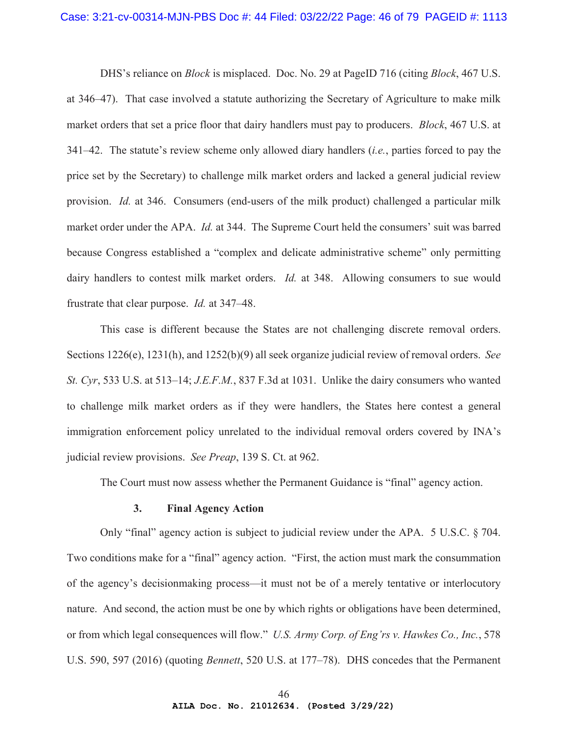DHS's reliance on *Block* is misplaced. Doc. No. 29 at PageID 716 (citing *Block*, 467 U.S. at 346–47). That case involved a statute authorizing the Secretary of Agriculture to make milk market orders that set a price floor that dairy handlers must pay to producers. *Block*, 467 U.S. at 341–42. The statute's review scheme only allowed diary handlers (*i.e.*, parties forced to pay the price set by the Secretary) to challenge milk market orders and lacked a general judicial review provision. *Id.* at 346. Consumers (end-users of the milk product) challenged a particular milk market order under the APA. *Id.* at 344. The Supreme Court held the consumers' suit was barred because Congress established a "complex and delicate administrative scheme" only permitting dairy handlers to contest milk market orders. *Id.* at 348. Allowing consumers to sue would frustrate that clear purpose. *Id.* at 347–48.

This case is different because the States are not challenging discrete removal orders. Sections 1226(e), 1231(h), and 1252(b)(9) all seek organize judicial review of removal orders. *See St. Cyr*, 533 U.S. at 513–14; *J.E.F.M.*, 837 F.3d at 1031. Unlike the dairy consumers who wanted to challenge milk market orders as if they were handlers, the States here contest a general immigration enforcement policy unrelated to the individual removal orders covered by INA's judicial review provisions. *See Preap*, 139 S. Ct. at 962.

The Court must now assess whether the Permanent Guidance is "final" agency action.

### 3. Final Agency Action

Only "final" agency action is subject to judicial review under the APA. 5 U.S.C. § 704. Two conditions make for a "final" agency action. "First, the action must mark the consummation of the agency's decisionmaking process—it must not be of a merely tentative or interlocutory nature. And second, the action must be one by which rights or obligations have been determined, or from which legal consequences will flow." *U.S. Army Corp. of Eng'rs v. Hawkes Co., Inc.*, 578 U.S. 590, 597 (2016) (quoting *Bennett*, 520 U.S. at 177–78). DHS concedes that the Permanent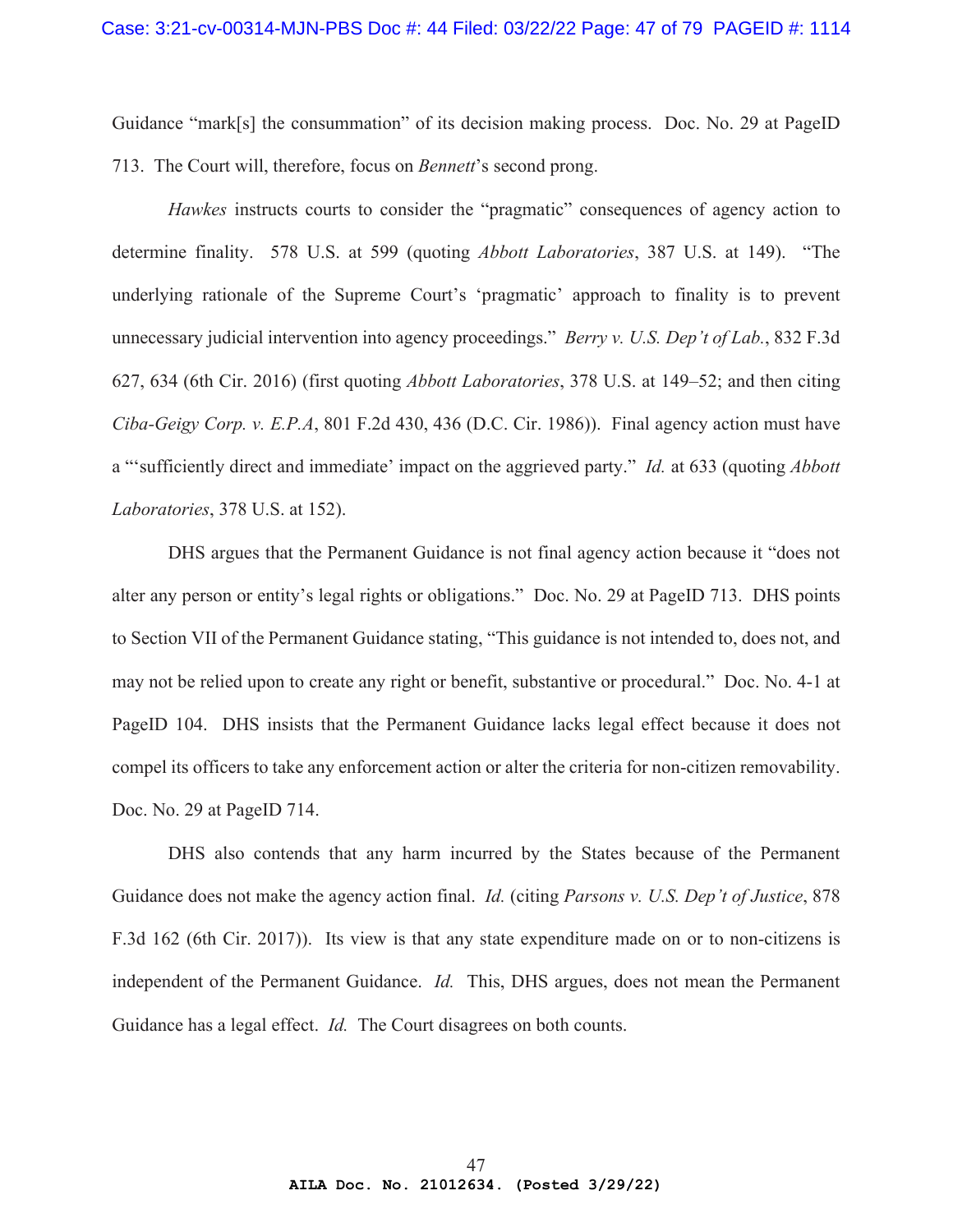Guidance "mark[s] the consummation" of its decision making process. Doc. No. 29 at PageID 713. The Court will, therefore, focus on *Bennett*'s second prong.

*Hawkes* instructs courts to consider the "pragmatic" consequences of agency action to determine finality. 578 U.S. at 599 (quoting *Abbott Laboratories*, 387 U.S. at 149). "The underlying rationale of the Supreme Court's 'pragmatic' approach to finality is to prevent unnecessary judicial intervention into agency proceedings." *Berry v. U.S. Dep't of Lab.*, 832 F.3d 627, 634 (6th Cir. 2016) (first quoting *Abbott Laboratories*, 378 U.S. at 149–52; and then citing *Ciba-Geigy Corp. v. E.P.A*, 801 F.2d 430, 436 (D.C. Cir. 1986)). Final agency action must have a "'sufficiently direct and immediate' impact on the aggrieved party." *Id.* at 633 (quoting *Abbott Laboratories*, 378 U.S. at 152).

DHS argues that the Permanent Guidance is not final agency action because it "does not alter any person or entity's legal rights or obligations." Doc. No. 29 at PageID 713. DHS points to Section VII of the Permanent Guidance stating, "This guidance is not intended to, does not, and may not be relied upon to create any right or benefit, substantive or procedural." Doc. No. 4-1 at PageID 104. DHS insists that the Permanent Guidance lacks legal effect because it does not compel its officers to take any enforcement action or alter the criteria for non-citizen removability. Doc. No. 29 at PageID 714.

DHS also contends that any harm incurred by the States because of the Permanent Guidance does not make the agency action final. *Id.* (citing *Parsons v. U.S. Dep't of Justice*, 878 F.3d 162 (6th Cir. 2017)). Its view is that any state expenditure made on or to non-citizens is independent of the Permanent Guidance. *Id.* This, DHS argues, does not mean the Permanent Guidance has a legal effect. *Id.* The Court disagrees on both counts.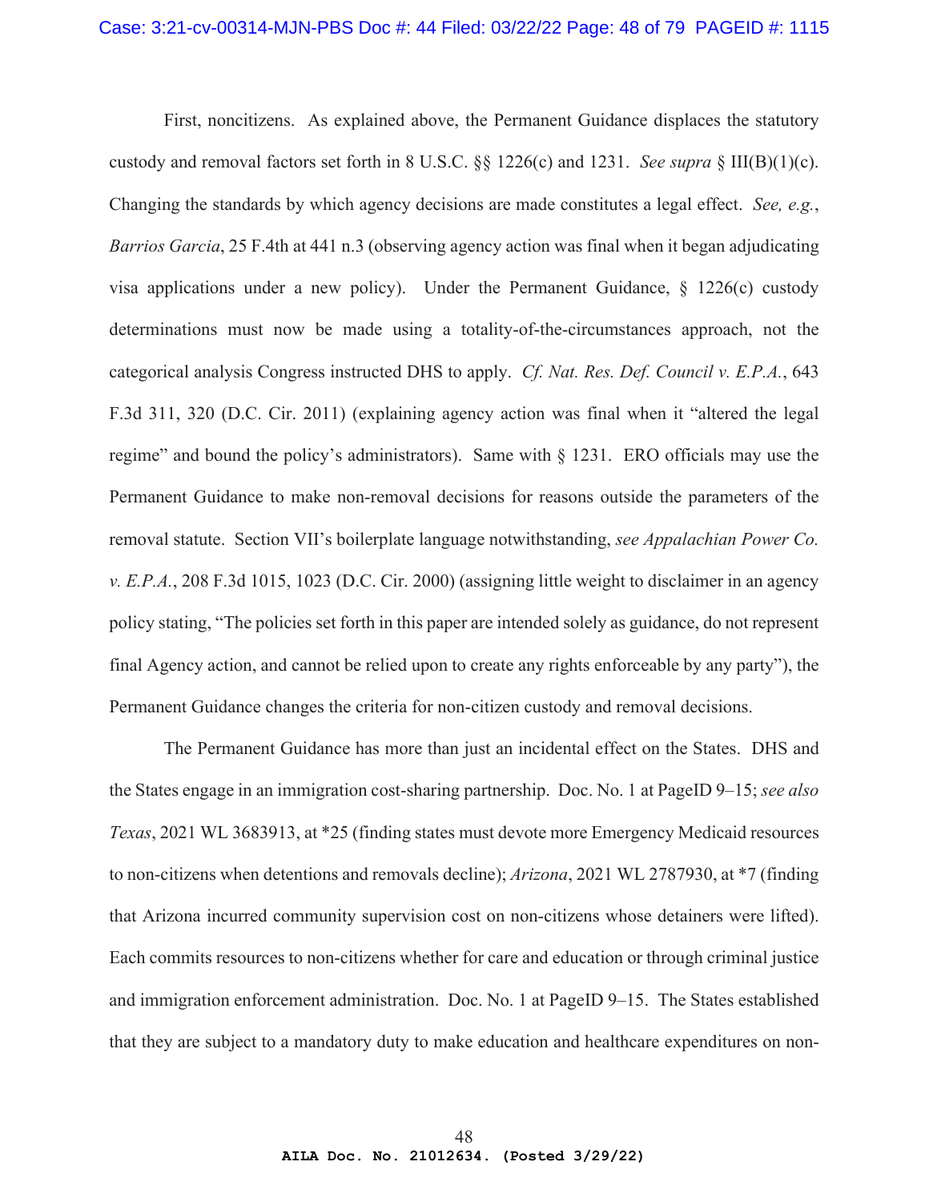First, noncitizens. As explained above, the Permanent Guidance displaces the statutory custody and removal factors set forth in 8 U.S.C. §§ 1226(c) and 1231. *See supra* § III(B)(1)(c). Changing the standards by which agency decisions are made constitutes a legal effect. *See, e.g.*, *Barrios Garcia*, 25 F.4th at 441 n.3 (observing agency action was final when it began adjudicating visa applications under a new policy). Under the Permanent Guidance, § 1226(c) custody determinations must now be made using a totality-of-the-circumstances approach, not the categorical analysis Congress instructed DHS to apply. *Cf. Nat. Res. Def. Council v. E.P.A.*, 643 F.3d 311, 320 (D.C. Cir. 2011) (explaining agency action was final when it "altered the legal regime" and bound the policy's administrators). Same with § 1231. ERO officials may use the Permanent Guidance to make non-removal decisions for reasons outside the parameters of the removal statute. Section VII's boilerplate language notwithstanding, *see Appalachian Power Co. v. E.P.A.*, 208 F.3d 1015, 1023 (D.C. Cir. 2000) (assigning little weight to disclaimer in an agency policy stating, "The policies set forth in this paper are intended solely as guidance, do not represent final Agency action, and cannot be relied upon to create any rights enforceable by any party"), the Permanent Guidance changes the criteria for non-citizen custody and removal decisions.

The Permanent Guidance has more than just an incidental effect on the States. DHS and the States engage in an immigration cost-sharing partnership. Doc. No. 1 at PageID 9–15; *see also Texas*, 2021 WL 3683913, at *25 (finding states must devote more Emergency Medicaid resources to non-citizens when detentions and removals decline); *Arizona*, 2021 WL 2787930, at *7 (finding that Arizona incurred community supervision cost on non-citizens whose detainers were lifted). Each commits resources to non-citizens whether for care and education or through criminal justice and immigration enforcement administration. Doc. No. 1 at PageID 9–15. The States established that they are subject to a mandatory duty to make education and healthcare expenditures on non-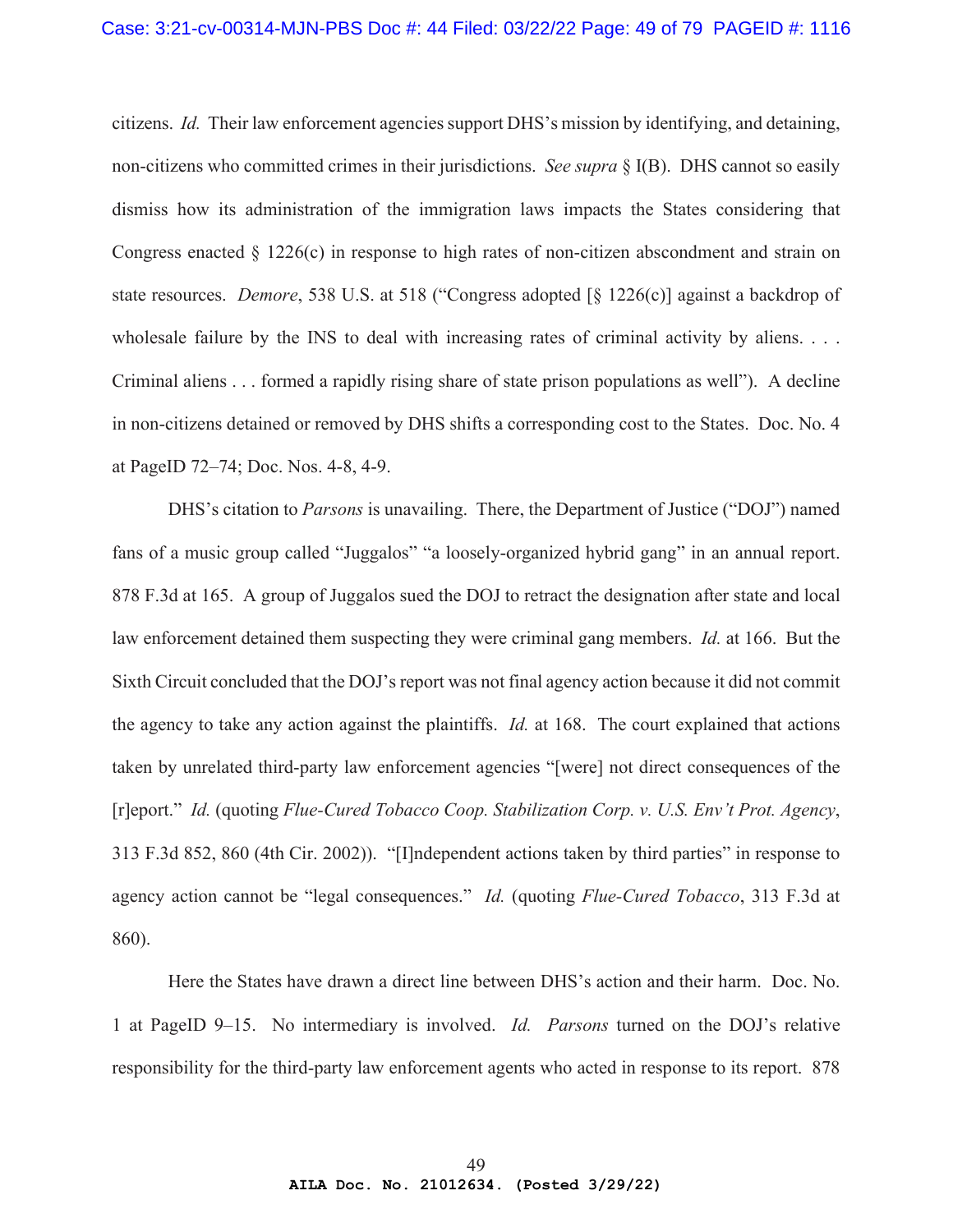citizens. *Id.* Their law enforcement agencies support DHS's mission by identifying, and detaining, non-citizens who committed crimes in their jurisdictions. *See supra* § I(B). DHS cannot so easily dismiss how its administration of the immigration laws impacts the States considering that Congress enacted § 1226(c) in response to high rates of non-citizen abscondment and strain on state resources. *Demore*, 538 U.S. at 518 ("Congress adopted [§ 1226(c)] against a backdrop of wholesale failure by the INS to deal with increasing rates of criminal activity by aliens. . . . Criminal aliens . . . formed a rapidly rising share of state prison populations as well"). A decline in non-citizens detained or removed by DHS shifts a corresponding cost to the States. Doc. No. 4 at PageID 72–74; Doc. Nos. 4-8, 4-9.

DHS's citation to *Parsons* is unavailing. There, the Department of Justice ("DOJ") named fans of a music group called "Juggalos" "a loosely-organized hybrid gang" in an annual report. 878 F.3d at 165. A group of Juggalos sued the DOJ to retract the designation after state and local law enforcement detained them suspecting they were criminal gang members. *Id.* at 166. But the Sixth Circuit concluded that the DOJ's report was not final agency action because it did not commit the agency to take any action against the plaintiffs. *Id.* at 168. The court explained that actions taken by unrelated third-party law enforcement agencies "[were] not direct consequences of the [r]eport." *Id.* (quoting *Flue-Cured Tobacco Coop. Stabilization Corp. v. U.S. Env't Prot. Agency*, 313 F.3d 852, 860 (4th Cir. 2002)). "[I]ndependent actions taken by third parties" in response to agency action cannot be "legal consequences." *Id.* (quoting *Flue-Cured Tobacco*, 313 F.3d at 860).

Here the States have drawn a direct line between DHS's action and their harm. Doc. No. 1 at PageID 9–15. No intermediary is involved. *Id.* *Parsons* turned on the DOJ's relative responsibility for the third-party law enforcement agents who acted in response to its report. 878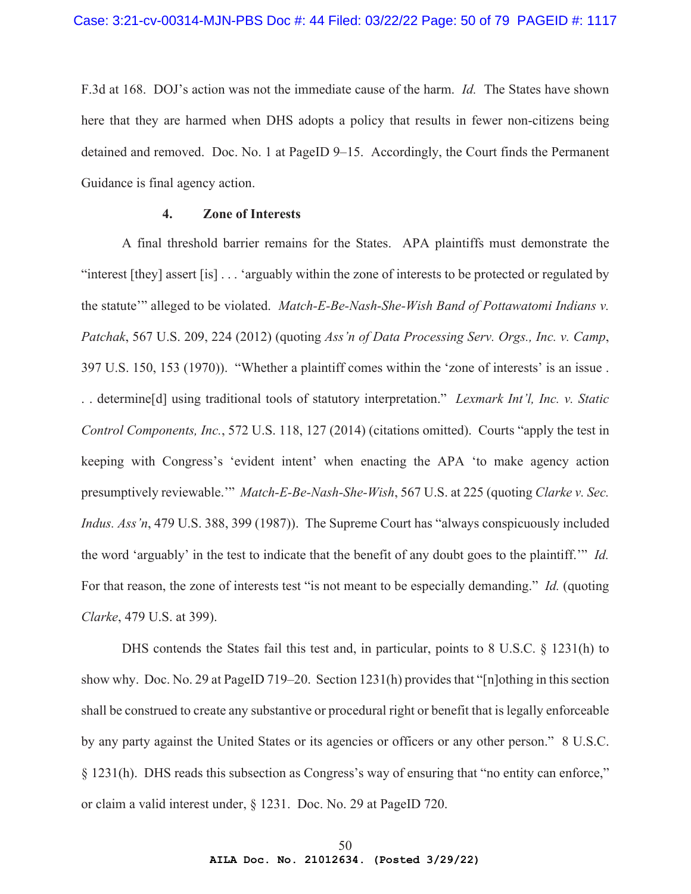F.3d at 168. DOJ's action was not the immediate cause of the harm. *Id.* The States have shown here that they are harmed when DHS adopts a policy that results in fewer non-citizens being detained and removed. Doc. No. 1 at PageID 9–15. Accordingly, the Court finds the Permanent Guidance is final agency action.

#### 4. Zone of Interests

A final threshold barrier remains for the States. APA plaintiffs must demonstrate the "interest [they] assert [is] . . . 'arguably within the zone of interests to be protected or regulated by the statute'" alleged to be violated. *Match-E-Be-Nash-She-Wish Band of Pottawatomi Indians v. Patchak*, 567 U.S. 209, 224 (2012) (quoting *Ass'n of Data Processing Serv. Orgs., Inc. v. Camp*, 397 U.S. 150, 153 (1970)). "Whether a plaintiff comes within the 'zone of interests' is an issue . . . determine[d] using traditional tools of statutory interpretation." *Lexmark Int'l, Inc. v. Static Control Components, Inc.*, 572 U.S. 118, 127 (2014) (citations omitted). Courts "apply the test in keeping with Congress's 'evident intent' when enacting the APA 'to make agency action presumptively reviewable.'" *Match-E-Be-Nash-She-Wish*, 567 U.S. at 225 (quoting *Clarke v. Sec. Indus. Ass'n*, 479 U.S. 388, 399 (1987)). The Supreme Court has "always conspicuously included the word 'arguably' in the test to indicate that the benefit of any doubt goes to the plaintiff.'" *Id.* For that reason, the zone of interests test "is not meant to be especially demanding." *Id.* (quoting *Clarke*, 479 U.S. at 399).

DHS contends the States fail this test and, in particular, points to 8 U.S.C. § 1231(h) to show why. Doc. No. 29 at PageID 719–20. Section 1231(h) provides that "[n]othing in this section shall be construed to create any substantive or procedural right or benefit that is legally enforceable by any party against the United States or its agencies or officers or any other person." 8 U.S.C. § 1231(h). DHS reads this subsection as Congress's way of ensuring that "no entity can enforce," or claim a valid interest under, § 1231. Doc. No. 29 at PageID 720.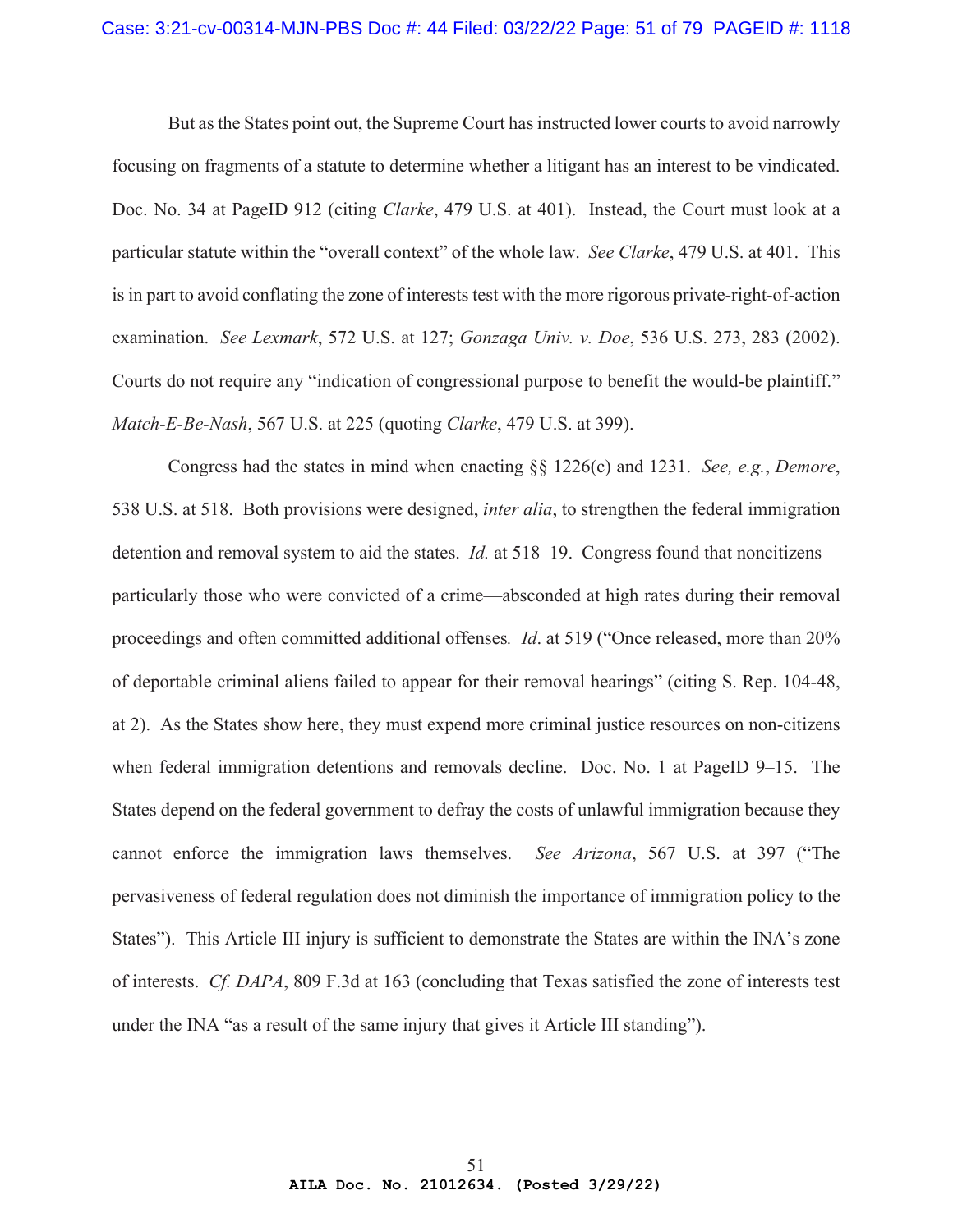But as the States point out, the Supreme Court has instructed lower courts to avoid narrowly focusing on fragments of a statute to determine whether a litigant has an interest to be vindicated. Doc. No. 34 at PageID 912 (citing *Clarke*, 479 U.S. at 401). Instead, the Court must look at a particular statute within the "overall context" of the whole law. *See Clarke*, 479 U.S. at 401. This is in part to avoid conflating the zone of interests test with the more rigorous private-right-of-action examination. *See Lexmark*, 572 U.S. at 127; *Gonzaga Univ. v. Doe*, 536 U.S. 273, 283 (2002). Courts do not require any "indication of congressional purpose to benefit the would-be plaintiff." *Match-E-Be-Nash*, 567 U.S. at 225 (quoting *Clarke*, 479 U.S. at 399).

Congress had the states in mind when enacting §§ 1226(c) and 1231. *See, e.g.*, *Demore*, 538 U.S. at 518. Both provisions were designed, *inter alia*, to strengthen the federal immigration detention and removal system to aid the states. *Id.* at 518–19. Congress found that noncitizens—particularly those who were convicted of a crime—absconded at high rates during their removal proceedings and often committed additional offenses*.* *Id*. at 519 ("Once released, more than 20% of deportable criminal aliens failed to appear for their removal hearings" (citing S. Rep. 104-48, at 2). As the States show here, they must expend more criminal justice resources on non-citizens when federal immigration detentions and removals decline. Doc. No. 1 at PageID 9–15. The States depend on the federal government to defray the costs of unlawful immigration because they cannot enforce the immigration laws themselves. *See Arizona*, 567 U.S. at 397 ("The pervasiveness of federal regulation does not diminish the importance of immigration policy to the States"). This Article III injury is sufficient to demonstrate the States are within the INA's zone of interests. *Cf. DAPA*, 809 F.3d at 163 (concluding that Texas satisfied the zone of interests test under the INA "as a result of the same injury that gives it Article III standing").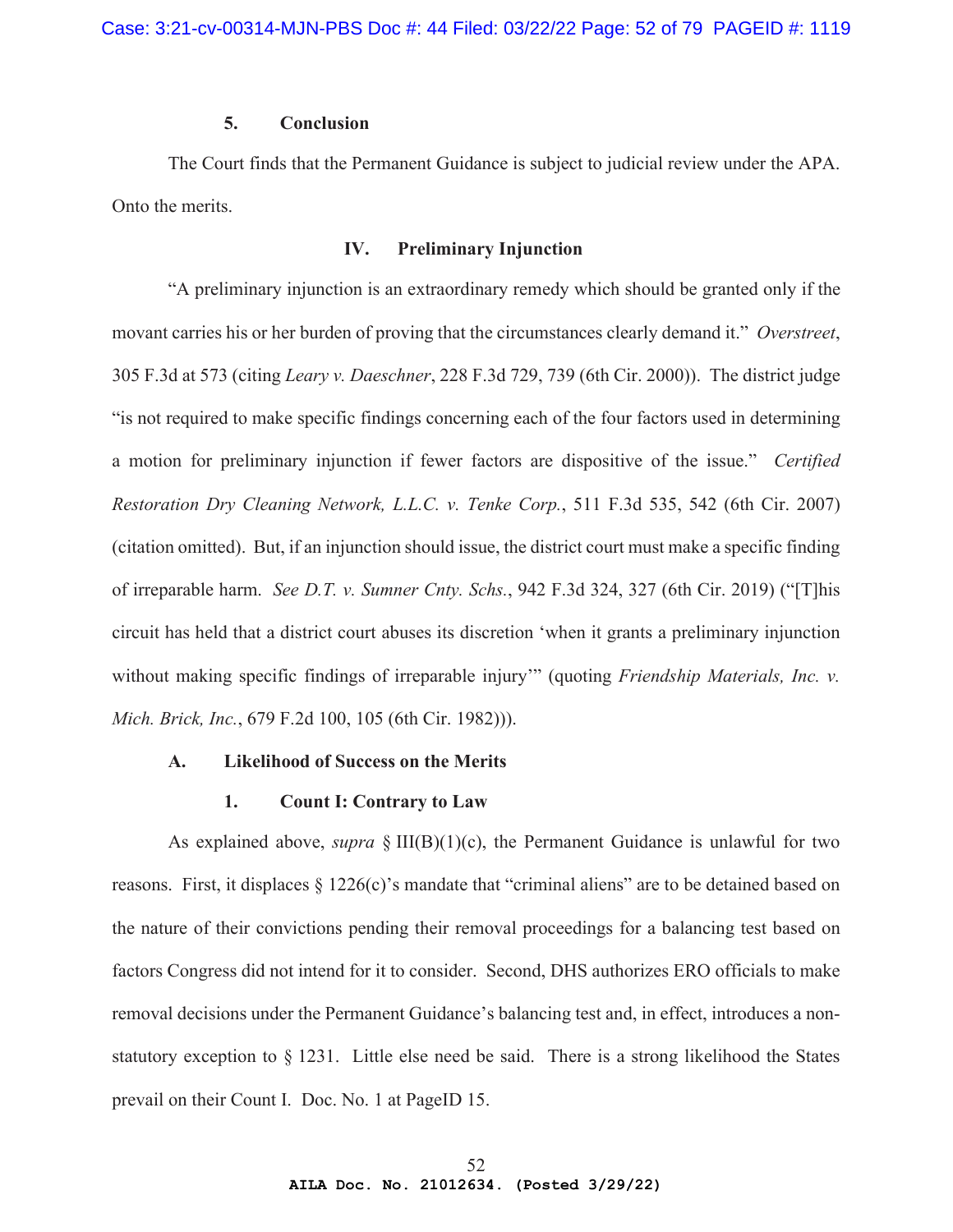#### 5. Conclusion

The Court finds that the Permanent Guidance is subject to judicial review under the APA. Onto the merits.

## IV. Preliminary Injunction

"A preliminary injunction is an extraordinary remedy which should be granted only if the movant carries his or her burden of proving that the circumstances clearly demand it." *Overstreet*, 305 F.3d at 573 (citing *Leary v. Daeschner*, 228 F.3d 729, 739 (6th Cir. 2000)). The district judge "is not required to make specific findings concerning each of the four factors used in determining a motion for preliminary injunction if fewer factors are dispositive of the issue." *Certified Restoration Dry Cleaning Network, L.L.C. v. Tenke Corp.*, 511 F.3d 535, 542 (6th Cir. 2007) (citation omitted). But, if an injunction should issue, the district court must make a specific finding of irreparable harm. *See D.T. v. Sumner Cnty. Schs.*, 942 F.3d 324, 327 (6th Cir. 2019) ("[T]his circuit has held that a district court abuses its discretion 'when it grants a preliminary injunction without making specific findings of irreparable injury'" (quoting *Friendship Materials, Inc. v. Mich. Brick, Inc.*, 679 F.2d 100, 105 (6th Cir. 1982))).

### A. Likelihood of Success on the Merits

#### 1. Count I: Contrary to Law

As explained above, *supra* § III(B)(1)(c), the Permanent Guidance is unlawful for two reasons. First, it displaces § 1226(c)'s mandate that "criminal aliens" are to be detained based on the nature of their convictions pending their removal proceedings for a balancing test based on factors Congress did not intend for it to consider. Second, DHS authorizes ERO officials to make removal decisions under the Permanent Guidance's balancing test and, in effect, introduces a non-statutory exception to § 1231. Little else need be said. There is a strong likelihood the States prevail on their Count I. Doc. No. 1 at PageID 15.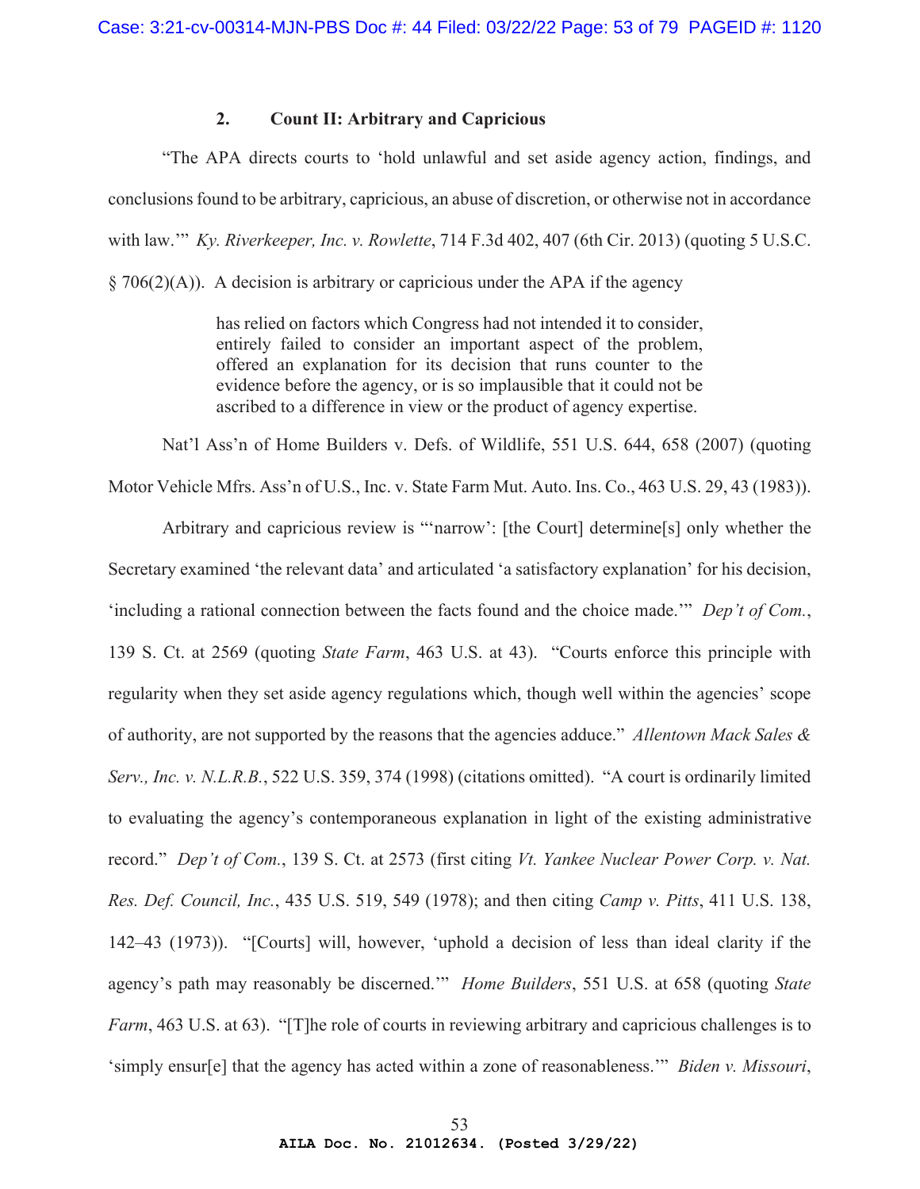### 2. Count II: Arbitrary and Capricious

"The APA directs courts to 'hold unlawful and set aside agency action, findings, and conclusions found to be arbitrary, capricious, an abuse of discretion, or otherwise not in accordance with law.'" *Ky. Riverkeeper, Inc. v. Rowlette*, 714 F.3d 402, 407 (6th Cir. 2013) (quoting 5 U.S.C. § 706(2)(A)). A decision is arbitrary or capricious under the APA if the agency

> has relied on factors which Congress had not intended it to consider, entirely failed to consider an important aspect of the problem, offered an explanation for its decision that runs counter to the evidence before the agency, or is so implausible that it could not be ascribed to a difference in view or the product of agency expertise.

Nat'l Ass'n of Home Builders v. Defs. of Wildlife, 551 U.S. 644, 658 (2007) (quoting Motor Vehicle Mfrs. Ass'n of U.S., Inc. v. State Farm Mut. Auto. Ins. Co., 463 U.S. 29, 43 (1983)).

Arbitrary and capricious review is "'narrow': [the Court] determine[s] only whether the Secretary examined 'the relevant data' and articulated 'a satisfactory explanation' for his decision, 'including a rational connection between the facts found and the choice made.'" *Dep't of Com.*, 139 S. Ct. at 2569 (quoting *State Farm*, 463 U.S. at 43). "Courts enforce this principle with regularity when they set aside agency regulations which, though well within the agencies' scope of authority, are not supported by the reasons that the agencies adduce." *Allentown Mack Sales & Serv., Inc. v. N.L.R.B.*, 522 U.S. 359, 374 (1998) (citations omitted). "A court is ordinarily limited to evaluating the agency's contemporaneous explanation in light of the existing administrative record." *Dep't of Com.*, 139 S. Ct. at 2573 (first citing *Vt. Yankee Nuclear Power Corp. v. Nat. Res. Def. Council, Inc.*, 435 U.S. 519, 549 (1978); and then citing *Camp v. Pitts*, 411 U.S. 138, 142–43 (1973)). "[Courts] will, however, 'uphold a decision of less than ideal clarity if the agency's path may reasonably be discerned.'" *Home Builders*, 551 U.S. at 658 (quoting *State Farm*, 463 U.S. at 63). "[T]he role of courts in reviewing arbitrary and capricious challenges is to 'simply ensur[e] that the agency has acted within a zone of reasonableness.'" *Biden v. Missouri*,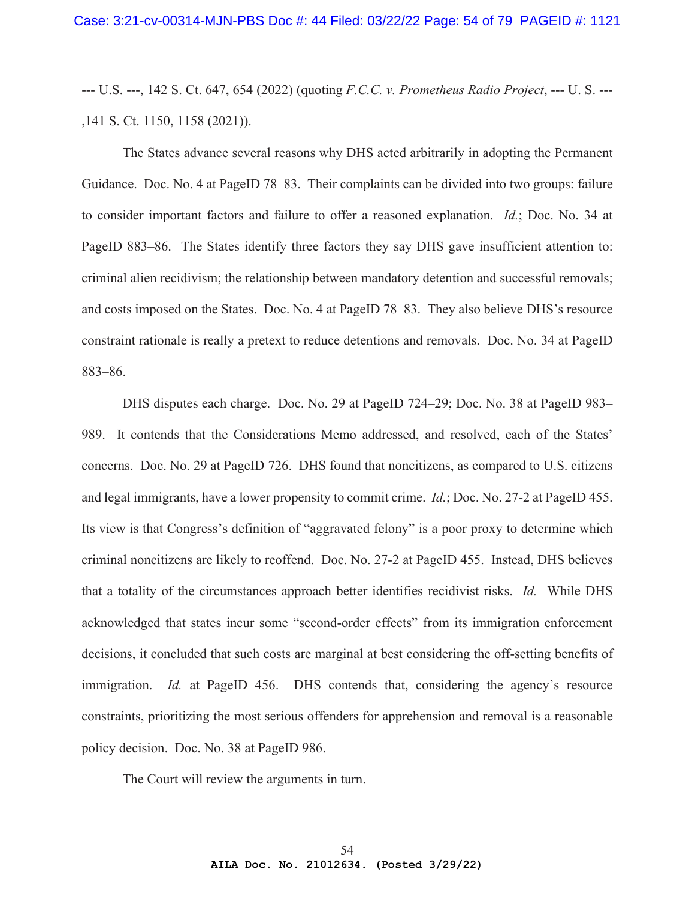--- U.S. ---, 142 S. Ct. 647, 654 (2022) (quoting *F.C.C. v. Prometheus Radio Project*, --- U. S. --- ,141 S. Ct. 1150, 1158 (2021)).

The States advance several reasons why DHS acted arbitrarily in adopting the Permanent Guidance. Doc. No. 4 at PageID 78–83. Their complaints can be divided into two groups: failure to consider important factors and failure to offer a reasoned explanation. *Id.*; Doc. No. 34 at PageID 883–86. The States identify three factors they say DHS gave insufficient attention to: criminal alien recidivism; the relationship between mandatory detention and successful removals; and costs imposed on the States. Doc. No. 4 at PageID 78–83. They also believe DHS's resource constraint rationale is really a pretext to reduce detentions and removals. Doc. No. 34 at PageID 883–86.

DHS disputes each charge. Doc. No. 29 at PageID 724–29; Doc. No. 38 at PageID 983–989. It contends that the Considerations Memo addressed, and resolved, each of the States' concerns. Doc. No. 29 at PageID 726. DHS found that noncitizens, as compared to U.S. citizens and legal immigrants, have a lower propensity to commit crime. *Id.*; Doc. No. 27-2 at PageID 455. Its view is that Congress's definition of "aggravated felony" is a poor proxy to determine which criminal noncitizens are likely to reoffend. Doc. No. 27-2 at PageID 455. Instead, DHS believes that a totality of the circumstances approach better identifies recidivist risks. *Id.* While DHS acknowledged that states incur some "second-order effects" from its immigration enforcement decisions, it concluded that such costs are marginal at best considering the off-setting benefits of immigration. *Id.* at PageID 456. DHS contends that, considering the agency's resource constraints, prioritizing the most serious offenders for apprehension and removal is a reasonable policy decision. Doc. No. 38 at PageID 986.

The Court will review the arguments in turn.

**AILA Doc. No. 21012634. (Posted 3/29/22)**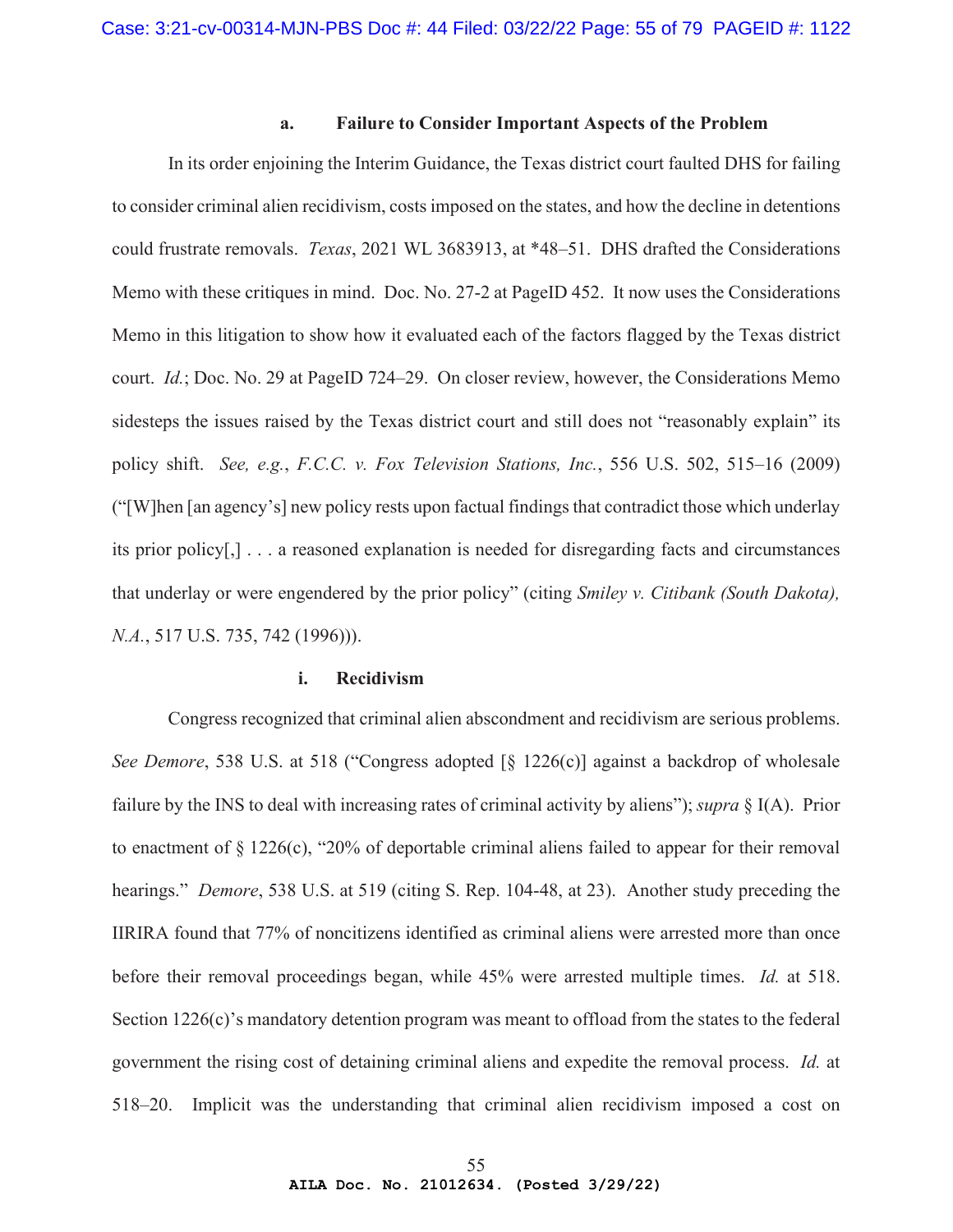#### a. Failure to Consider Important Aspects of the Problem

In its order enjoining the Interim Guidance, the Texas district court faulted DHS for failing to consider criminal alien recidivism, costs imposed on the states, and how the decline in detentions could frustrate removals. *Texas*, 2021 WL 3683913, at *48–51. DHS drafted the Considerations Memo with these critiques in mind. Doc. No. 27-2 at PageID 452. It now uses the Considerations Memo in this litigation to show how it evaluated each of the factors flagged by the Texas district court. *Id.*; Doc. No. 29 at PageID 724–29. On closer review, however, the Considerations Memo sidesteps the issues raised by the Texas district court and still does not "reasonably explain" its policy shift. *See, e.g.*, *F.C.C. v. Fox Television Stations, Inc.*, 556 U.S. 502, 515–16 (2009) ("[W]hen [an agency's] new policy rests upon factual findings that contradict those which underlay its prior policy[,] . . . a reasoned explanation is needed for disregarding facts and circumstances that underlay or were engendered by the prior policy" (citing *Smiley v. Citibank (South Dakota), N.A.*, 517 U.S. 735, 742 (1996))).

##### i. Recidivism

Congress recognized that criminal alien abscondment and recidivism are serious problems. *See Demore*, 538 U.S. at 518 ("Congress adopted [§ 1226(c)] against a backdrop of wholesale failure by the INS to deal with increasing rates of criminal activity by aliens"); *supra* § I(A). Prior to enactment of § 1226(c), "20% of deportable criminal aliens failed to appear for their removal hearings." *Demore*, 538 U.S. at 519 (citing S. Rep. 104-48, at 23). Another study preceding the IIRIRA found that 77% of noncitizens identified as criminal aliens were arrested more than once before their removal proceedings began, while 45% were arrested multiple times. *Id.* at 518. Section 1226(c)'s mandatory detention program was meant to offload from the states to the federal government the rising cost of detaining criminal aliens and expedite the removal process. *Id.* at 518–20. Implicit was the understanding that criminal alien recidivism imposed a cost on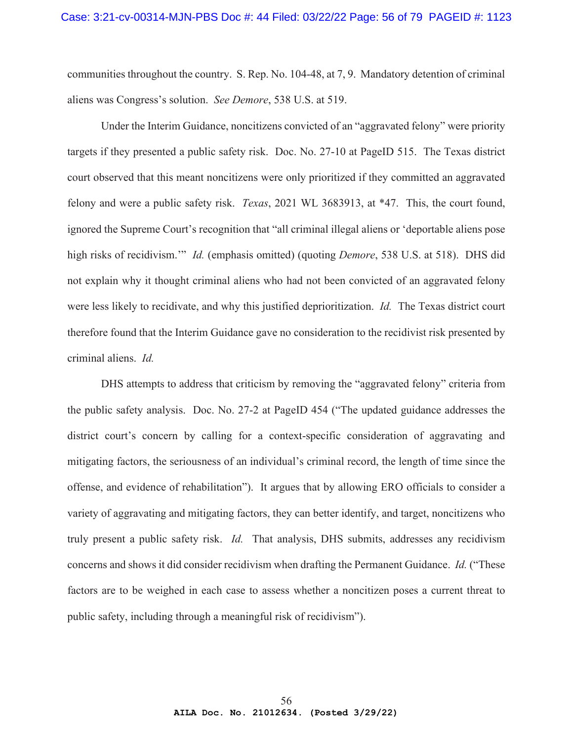communities throughout the country. S. Rep. No. 104-48, at 7, 9. Mandatory detention of criminal aliens was Congress's solution. *See Demore*, 538 U.S. at 519.

Under the Interim Guidance, noncitizens convicted of an "aggravated felony" were priority targets if they presented a public safety risk. Doc. No. 27-10 at PageID 515. The Texas district court observed that this meant noncitizens were only prioritized if they committed an aggravated felony and were a public safety risk. *Texas*, 2021 WL 3683913, at *47. This, the court found, ignored the Supreme Court's recognition that "all criminal illegal aliens or 'deportable aliens pose high risks of recidivism.'" *Id.* (emphasis omitted) (quoting *Demore*, 538 U.S. at 518). DHS did not explain why it thought criminal aliens who had not been convicted of an aggravated felony were less likely to recidivate, and why this justified deprioritization. *Id.* The Texas district court therefore found that the Interim Guidance gave no consideration to the recidivist risk presented by criminal aliens. *Id.*

DHS attempts to address that criticism by removing the "aggravated felony" criteria from the public safety analysis. Doc. No. 27-2 at PageID 454 ("The updated guidance addresses the district court's concern by calling for a context-specific consideration of aggravating and mitigating factors, the seriousness of an individual's criminal record, the length of time since the offense, and evidence of rehabilitation"). It argues that by allowing ERO officials to consider a variety of aggravating and mitigating factors, they can better identify, and target, noncitizens who truly present a public safety risk. *Id.* That analysis, DHS submits, addresses any recidivism concerns and shows it did consider recidivism when drafting the Permanent Guidance. *Id.* ("These factors are to be weighed in each case to assess whether a noncitizen poses a current threat to public safety, including through a meaningful risk of recidivism").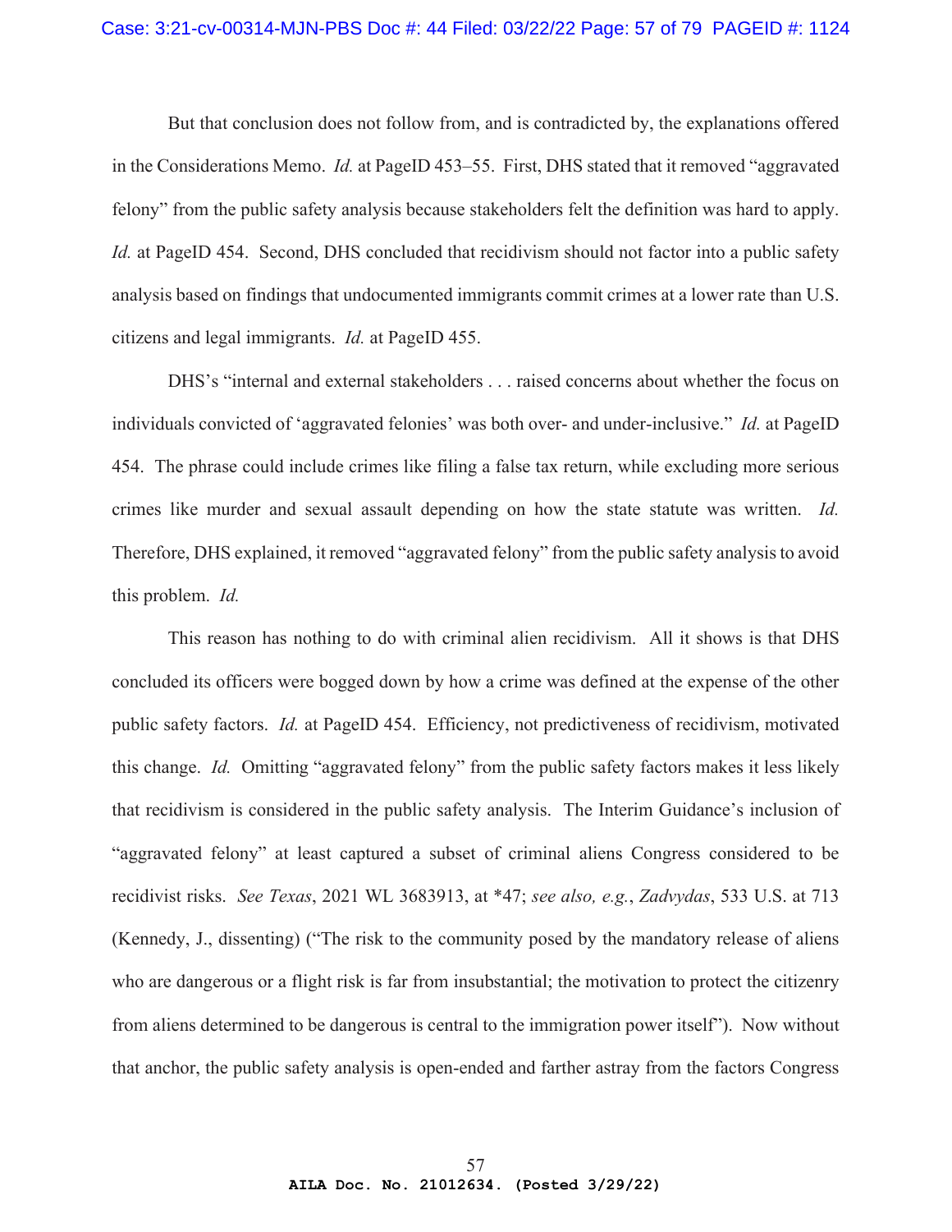But that conclusion does not follow from, and is contradicted by, the explanations offered in the Considerations Memo. *Id.* at PageID 453–55. First, DHS stated that it removed "aggravated felony" from the public safety analysis because stakeholders felt the definition was hard to apply. *Id.* at PageID 454. Second, DHS concluded that recidivism should not factor into a public safety analysis based on findings that undocumented immigrants commit crimes at a lower rate than U.S. citizens and legal immigrants. *Id.* at PageID 455.

DHS's "internal and external stakeholders . . . raised concerns about whether the focus on individuals convicted of 'aggravated felonies' was both over- and under-inclusive." *Id.* at PageID 454. The phrase could include crimes like filing a false tax return, while excluding more serious crimes like murder and sexual assault depending on how the state statute was written. *Id.* Therefore, DHS explained, it removed "aggravated felony" from the public safety analysis to avoid this problem. *Id.*

This reason has nothing to do with criminal alien recidivism. All it shows is that DHS concluded its officers were bogged down by how a crime was defined at the expense of the other public safety factors. *Id.* at PageID 454. Efficiency, not predictiveness of recidivism, motivated this change. *Id.* Omitting "aggravated felony" from the public safety factors makes it less likely that recidivism is considered in the public safety analysis. The Interim Guidance's inclusion of "aggravated felony" at least captured a subset of criminal aliens Congress considered to be recidivist risks. *See Texas*, 2021 WL 3683913, at \*47; *see also, e.g.*, *Zadvydas*, 533 U.S. at 713 (Kennedy, J., dissenting) ("The risk to the community posed by the mandatory release of aliens who are dangerous or a flight risk is far from insubstantial; the motivation to protect the citizenry from aliens determined to be dangerous is central to the immigration power itself"). Now without that anchor, the public safety analysis is open-ended and farther astray from the factors Congress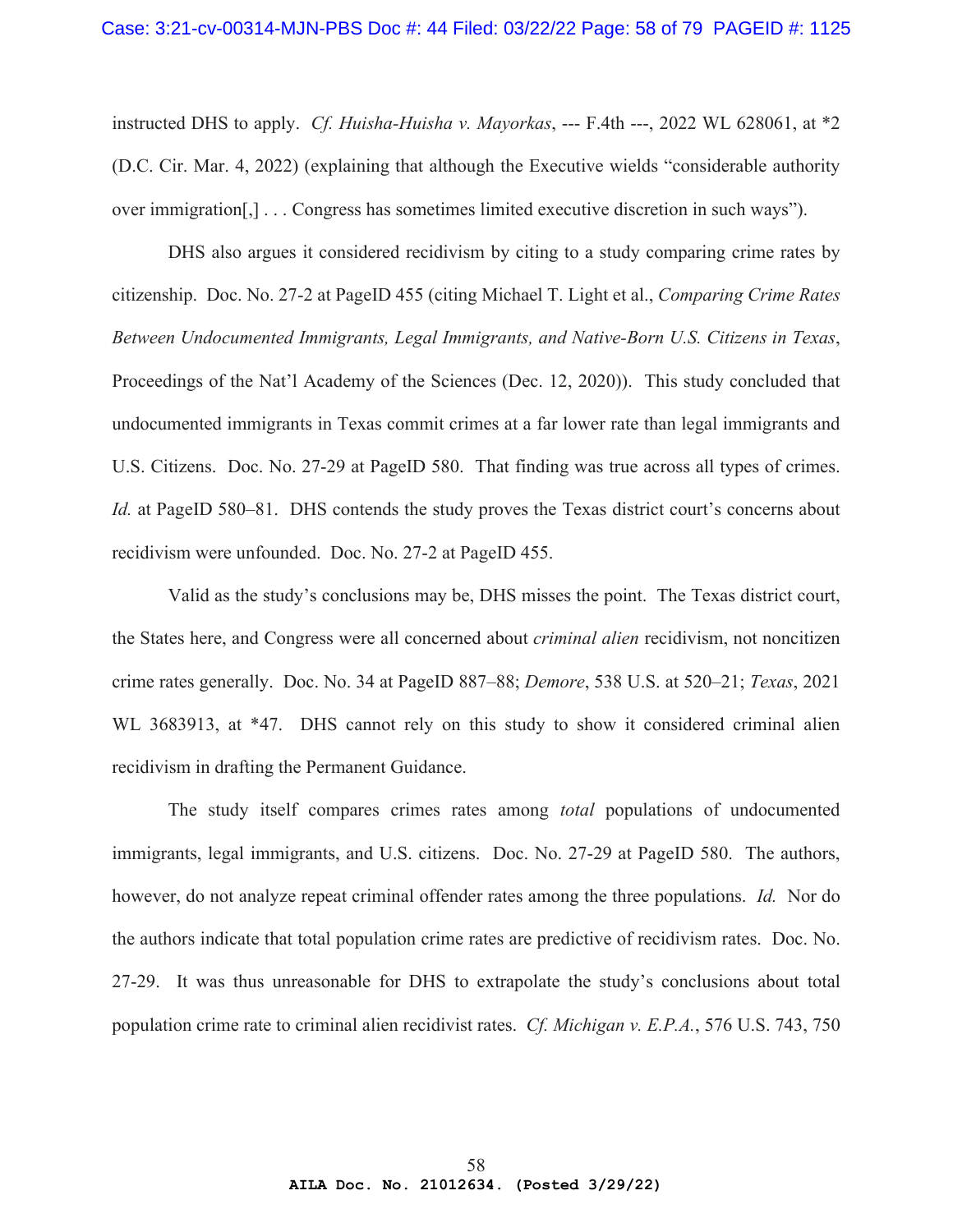instructed DHS to apply. *Cf. Huisha-Huisha v. Mayorkas*, --- F.4th ---, 2022 WL 628061, at *2 (D.C. Cir. Mar. 4, 2022) (explaining that although the Executive wields "considerable authority over immigration[,] . . . Congress has sometimes limited executive discretion in such ways").

DHS also argues it considered recidivism by citing to a study comparing crime rates by citizenship. Doc. No. 27-2 at PageID 455 (citing Michael T. Light et al., *Comparing Crime Rates Between Undocumented Immigrants, Legal Immigrants, and Native-Born U.S. Citizens in Texas*, Proceedings of the Nat'l Academy of the Sciences (Dec. 12, 2020)). This study concluded that undocumented immigrants in Texas commit crimes at a far lower rate than legal immigrants and U.S. Citizens. Doc. No. 27-29 at PageID 580. That finding was true across all types of crimes. *Id.* at PageID 580–81. DHS contends the study proves the Texas district court's concerns about recidivism were unfounded. Doc. No. 27-2 at PageID 455.

Valid as the study's conclusions may be, DHS misses the point. The Texas district court, the States here, and Congress were all concerned about *criminal alien* recidivism, not noncitizen crime rates generally. Doc. No. 34 at PageID 887–88; *Demore*, 538 U.S. at 520–21; *Texas*, 2021 WL 3683913, at *47. DHS cannot rely on this study to show it considered criminal alien recidivism in drafting the Permanent Guidance.

The study itself compares crimes rates among *total* populations of undocumented immigrants, legal immigrants, and U.S. citizens. Doc. No. 27-29 at PageID 580. The authors, however, do not analyze repeat criminal offender rates among the three populations. *Id.* Nor do the authors indicate that total population crime rates are predictive of recidivism rates. Doc. No. 27-29. It was thus unreasonable for DHS to extrapolate the study's conclusions about total population crime rate to criminal alien recidivist rates. *Cf. Michigan v. E.P.A.*, 576 U.S. 743, 750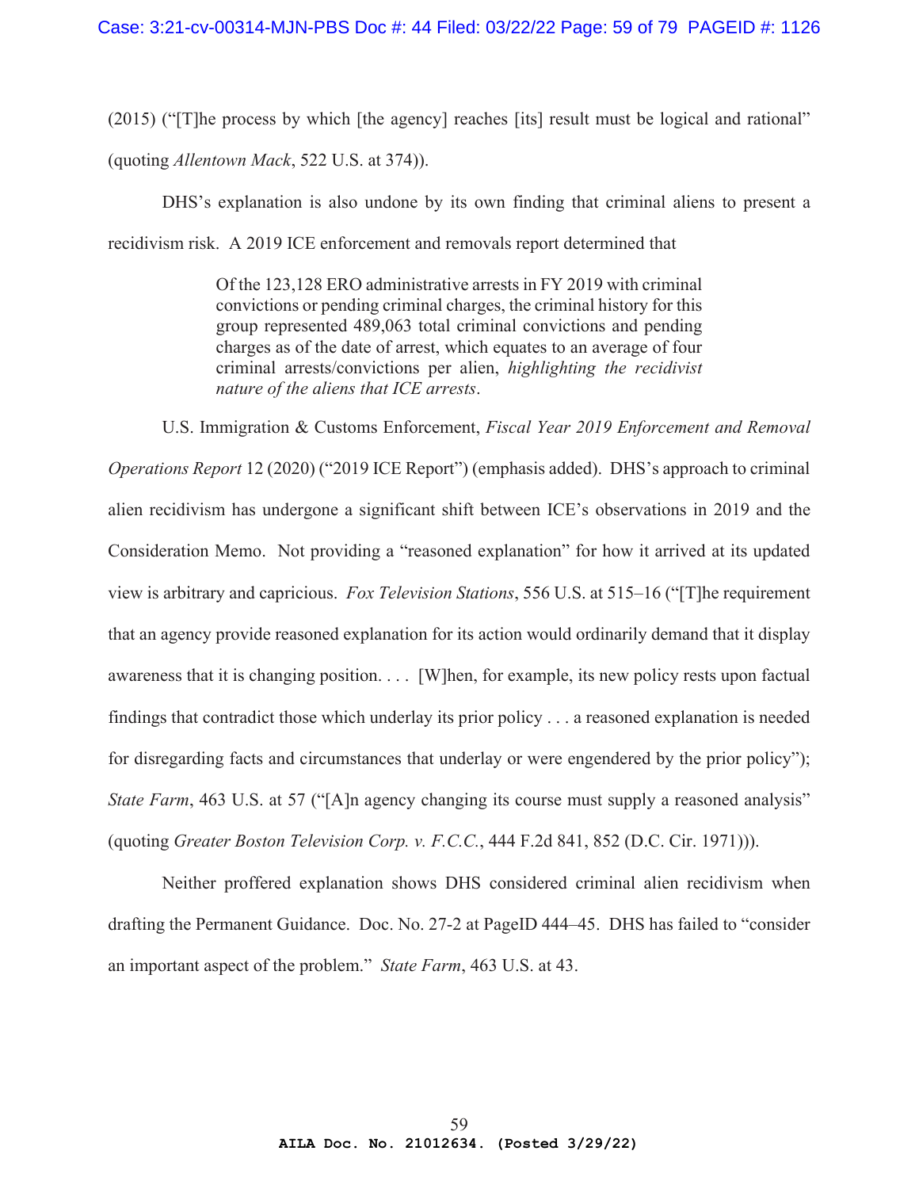(2015) ("[T]he process by which [the agency] reaches [its] result must be logical and rational" (quoting *Allentown Mack*, 522 U.S. at 374)).

DHS's explanation is also undone by its own finding that criminal aliens to present a recidivism risk. A 2019 ICE enforcement and removals report determined that

> Of the 123,128 ERO administrative arrests in FY 2019 with criminal convictions or pending criminal charges, the criminal history for this group represented 489,063 total criminal convictions and pending charges as of the date of arrest, which equates to an average of four criminal arrests/convictions per alien, *highlighting the recidivist nature of the aliens that ICE arrests*.

U.S. Immigration & Customs Enforcement, *Fiscal Year 2019 Enforcement and Removal Operations Report* 12 (2020) ("2019 ICE Report") (emphasis added). DHS's approach to criminal alien recidivism has undergone a significant shift between ICE's observations in 2019 and the Consideration Memo. Not providing a "reasoned explanation" for how it arrived at its updated view is arbitrary and capricious. *Fox Television Stations*, 556 U.S. at 515–16 ("[T]he requirement that an agency provide reasoned explanation for its action would ordinarily demand that it display awareness that it is changing position. . . . [W]hen, for example, its new policy rests upon factual findings that contradict those which underlay its prior policy . . . a reasoned explanation is needed for disregarding facts and circumstances that underlay or were engendered by the prior policy"); *State Farm*, 463 U.S. at 57 ("[A]n agency changing its course must supply a reasoned analysis" (quoting *Greater Boston Television Corp. v. F.C.C.*, 444 F.2d 841, 852 (D.C. Cir. 1971))).

Neither proffered explanation shows DHS considered criminal alien recidivism when drafting the Permanent Guidance. Doc. No. 27-2 at PageID 444–45. DHS has failed to "consider an important aspect of the problem." *State Farm*, 463 U.S. at 43.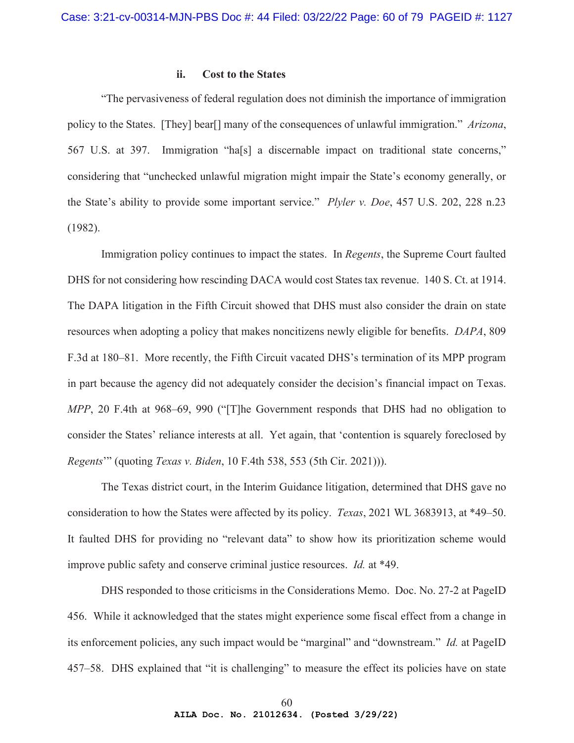### ii. Cost to the States

"The pervasiveness of federal regulation does not diminish the importance of immigration policy to the States. [They] bear[] many of the consequences of unlawful immigration." *Arizona*, 567 U.S. at 397. Immigration "ha[s] a discernable impact on traditional state concerns," considering that "unchecked unlawful migration might impair the State's economy generally, or the State's ability to provide some important service." *Plyler v. Doe*, 457 U.S. 202, 228 n.23 (1982).

Immigration policy continues to impact the states. In *Regents*, the Supreme Court faulted DHS for not considering how rescinding DACA would cost States tax revenue. 140 S. Ct. at 1914. The DAPA litigation in the Fifth Circuit showed that DHS must also consider the drain on state resources when adopting a policy that makes noncitizens newly eligible for benefits. *DAPA*, 809 F.3d at 180–81. More recently, the Fifth Circuit vacated DHS's termination of its MPP program in part because the agency did not adequately consider the decision's financial impact on Texas. *MPP*, 20 F.4th at 968–69, 990 ("[T]he Government responds that DHS had no obligation to consider the States' reliance interests at all. Yet again, that 'contention is squarely foreclosed by *Regents*'" (quoting *Texas v. Biden*, 10 F.4th 538, 553 (5th Cir. 2021))).

The Texas district court, in the Interim Guidance litigation, determined that DHS gave no consideration to how the States were affected by its policy. *Texas*, 2021 WL 3683913, at \*49–50. It faulted DHS for providing no "relevant data" to show how its prioritization scheme would improve public safety and conserve criminal justice resources. *Id.* at \*49.

DHS responded to those criticisms in the Considerations Memo. Doc. No. 27-2 at PageID 456. While it acknowledged that the states might experience some fiscal effect from a change in its enforcement policies, any such impact would be "marginal" and "downstream." *Id.* at PageID 457–58. DHS explained that "it is challenging" to measure the effect its policies have on state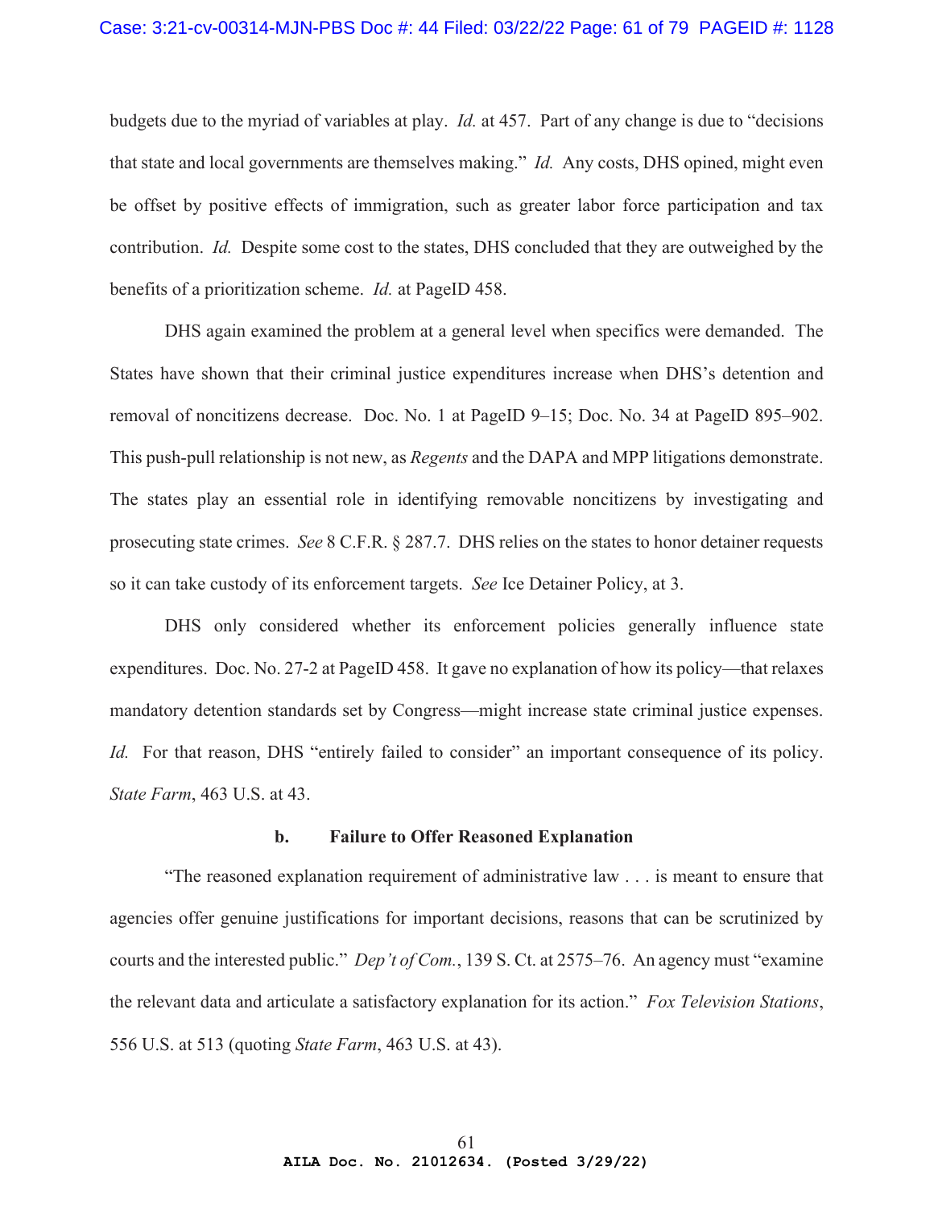budgets due to the myriad of variables at play. *Id.* at 457. Part of any change is due to "decisions that state and local governments are themselves making." *Id.* Any costs, DHS opined, might even be offset by positive effects of immigration, such as greater labor force participation and tax contribution. *Id.* Despite some cost to the states, DHS concluded that they are outweighed by the benefits of a prioritization scheme. *Id.* at PageID 458.

DHS again examined the problem at a general level when specifics were demanded. The States have shown that their criminal justice expenditures increase when DHS's detention and removal of noncitizens decrease. Doc. No. 1 at PageID 9–15; Doc. No. 34 at PageID 895–902. This push-pull relationship is not new, as *Regents* and the DAPA and MPP litigations demonstrate. The states play an essential role in identifying removable noncitizens by investigating and prosecuting state crimes. *See* 8 C.F.R. § 287.7. DHS relies on the states to honor detainer requests so it can take custody of its enforcement targets. *See* Ice Detainer Policy, at 3.

DHS only considered whether its enforcement policies generally influence state expenditures. Doc. No. 27-2 at PageID 458. It gave no explanation of how its policy—that relaxes mandatory detention standards set by Congress—might increase state criminal justice expenses. *Id.* For that reason, DHS "entirely failed to consider" an important consequence of its policy. *State Farm*, 463 U.S. at 43.

**b. Failure to Offer Reasoned Explanation**

"The reasoned explanation requirement of administrative law . . . is meant to ensure that agencies offer genuine justifications for important decisions, reasons that can be scrutinized by courts and the interested public." *Dep't of Com.*, 139 S. Ct. at 2575–76. An agency must "examine the relevant data and articulate a satisfactory explanation for its action." *Fox Television Stations*, 556 U.S. at 513 (quoting *State Farm*, 463 U.S. at 43).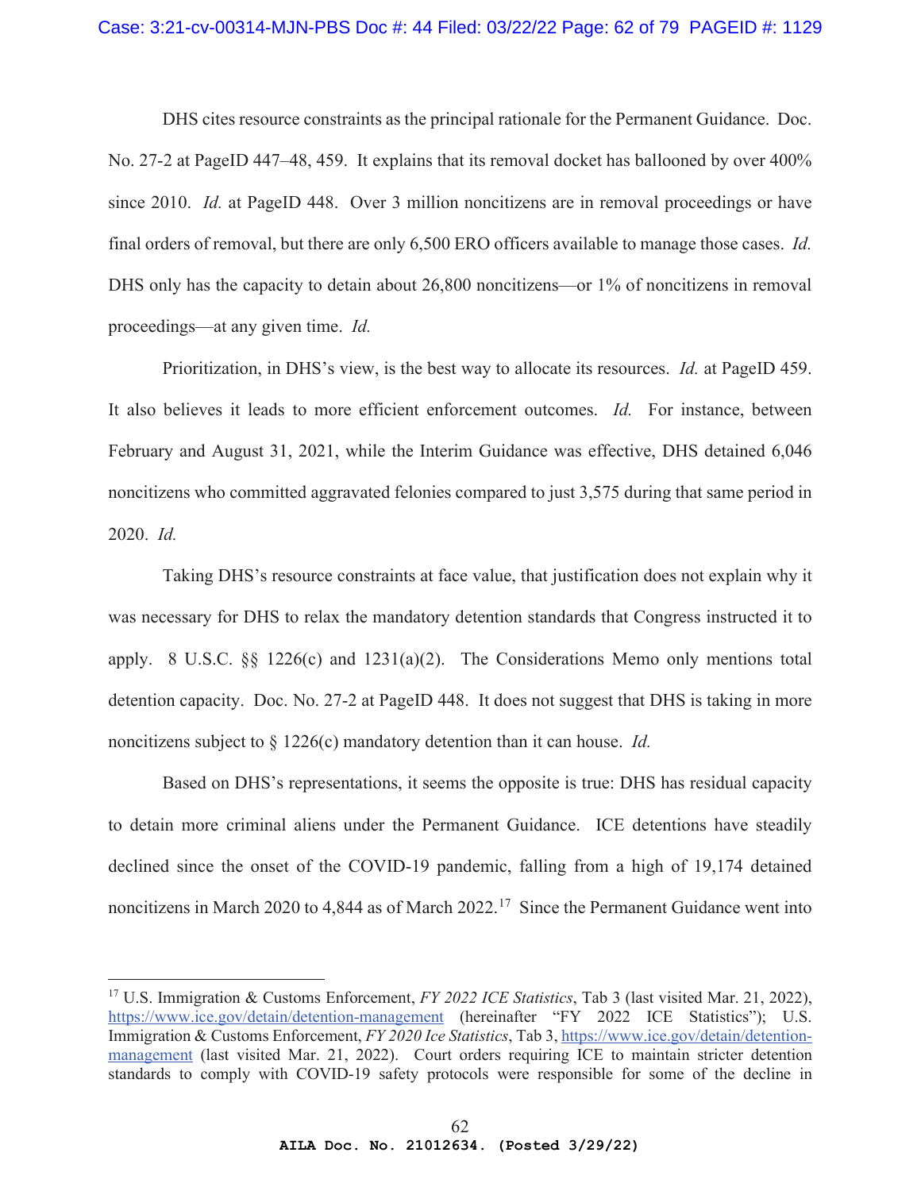DHS cites resource constraints as the principal rationale for the Permanent Guidance. Doc. No. 27-2 at PageID 447–48, 459. It explains that its removal docket has ballooned by over 400% since 2010. *Id.* at PageID 448. Over 3 million noncitizens are in removal proceedings or have final orders of removal, but there are only 6,500 ERO officers available to manage those cases. *Id.* DHS only has the capacity to detain about 26,800 noncitizens—or 1% of noncitizens in removal proceedings—at any given time. *Id.*

Prioritization, in DHS's view, is the best way to allocate its resources. *Id.* at PageID 459. It also believes it leads to more efficient enforcement outcomes. *Id.* For instance, between February and August 31, 2021, while the Interim Guidance was effective, DHS detained 6,046 noncitizens who committed aggravated felonies compared to just 3,575 during that same period in 2020. *Id.*

Taking DHS's resource constraints at face value, that justification does not explain why it was necessary for DHS to relax the mandatory detention standards that Congress instructed it to apply. 8 U.S.C. §§ 1226(c) and 1231(a)(2). The Considerations Memo only mentions total detention capacity. Doc. No. 27-2 at PageID 448. It does not suggest that DHS is taking in more noncitizens subject to § 1226(c) mandatory detention than it can house. *Id.*

Based on DHS's representations, it seems the opposite is true: DHS has residual capacity to detain more criminal aliens under the Permanent Guidance. ICE detentions have steadily declined since the onset of the COVID-19 pandemic, falling from a high of 19,174 detained noncitizens in March 2020 to 4,844 as of March 2022.[17] Since the Permanent Guidance went into

---

[17] U.S. Immigration & Customs Enforcement, *FY 2022 ICE Statistics*, Tab 3 (last visited Mar. 21, 2022), https://www.ice.gov/detain/detention-management (hereinafter "FY 2022 ICE Statistics"); U.S. Immigration & Customs Enforcement, *FY 2020 Ice Statistics*, Tab 3, https://www.ice.gov/detain/detention-management (last visited Mar. 21, 2022). Court orders requiring ICE to maintain stricter detention standards to comply with COVID-19 safety protocols were responsible for some of the decline in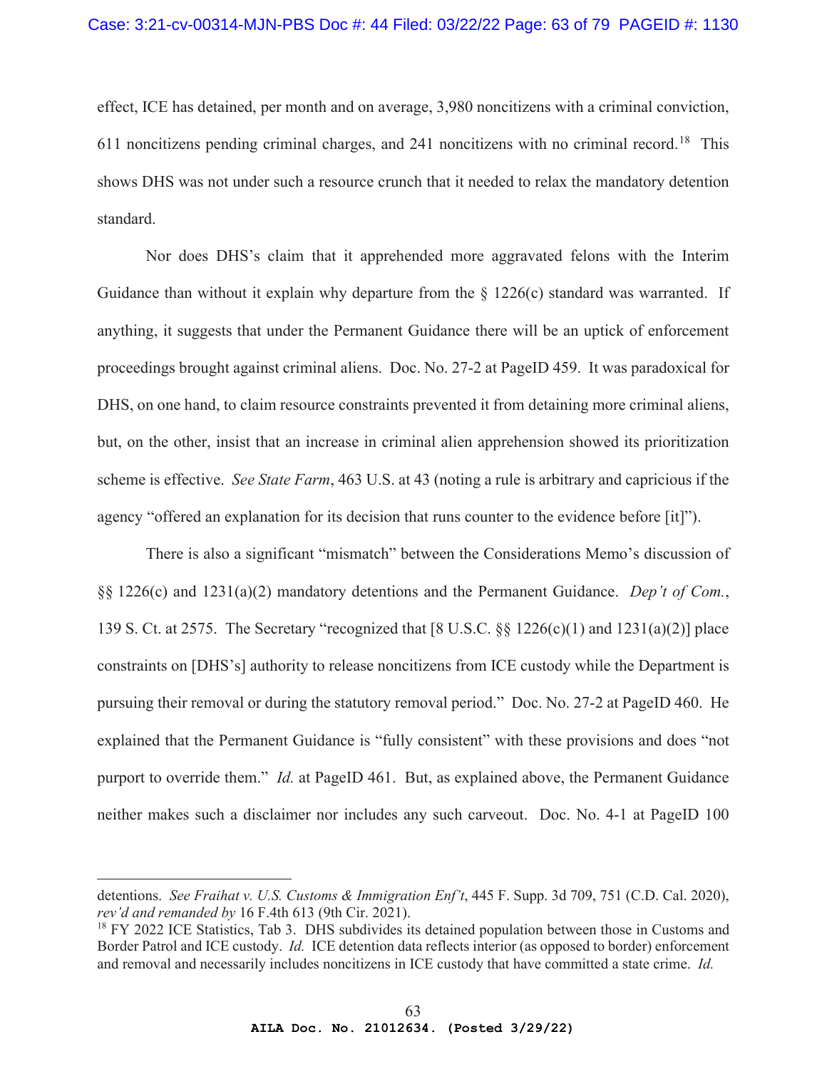effect, ICE has detained, per month and on average, 3,980 noncitizens with a criminal conviction, 611 noncitizens pending criminal charges, and 241 noncitizens with no criminal record.[18] This shows DHS was not under such a resource crunch that it needed to relax the mandatory detention standard.

Nor does DHS's claim that it apprehended more aggravated felons with the Interim Guidance than without it explain why departure from the § 1226(c) standard was warranted. If anything, it suggests that under the Permanent Guidance there will be an uptick of enforcement proceedings brought against criminal aliens. Doc. No. 27-2 at PageID 459. It was paradoxical for DHS, on one hand, to claim resource constraints prevented it from detaining more criminal aliens, but, on the other, insist that an increase in criminal alien apprehension showed its prioritization scheme is effective. *See State Farm*, 463 U.S. at 43 (noting a rule is arbitrary and capricious if the agency "offered an explanation for its decision that runs counter to the evidence before [it]").

There is also a significant "mismatch" between the Considerations Memo's discussion of §§ 1226(c) and 1231(a)(2) mandatory detentions and the Permanent Guidance. *Dep't of Com.*, 139 S. Ct. at 2575. The Secretary "recognized that [8 U.S.C. §§ 1226(c)(1) and 1231(a)(2)] place constraints on [DHS's] authority to release noncitizens from ICE custody while the Department is pursuing their removal or during the statutory removal period." Doc. No. 27-2 at PageID 460. He explained that the Permanent Guidance is "fully consistent" with these provisions and does "not purport to override them." *Id.* at PageID 461. But, as explained above, the Permanent Guidance neither makes such a disclaimer nor includes any such carveout. Doc. No. 4-1 at PageID 100

---

detentions. *See Fraihat v. U.S. Customs & Immigration Enf't*, 445 F. Supp. 3d 709, 751 (C.D. Cal. 2020), *rev'd and remanded by* 16 F.4th 613 (9th Cir. 2021).

[18] FY 2022 ICE Statistics, Tab 3. DHS subdivides its detained population between those in Customs and Border Patrol and ICE custody. *Id.* ICE detention data reflects interior (as opposed to border) enforcement and removal and necessarily includes noncitizens in ICE custody that have committed a state crime. *Id.*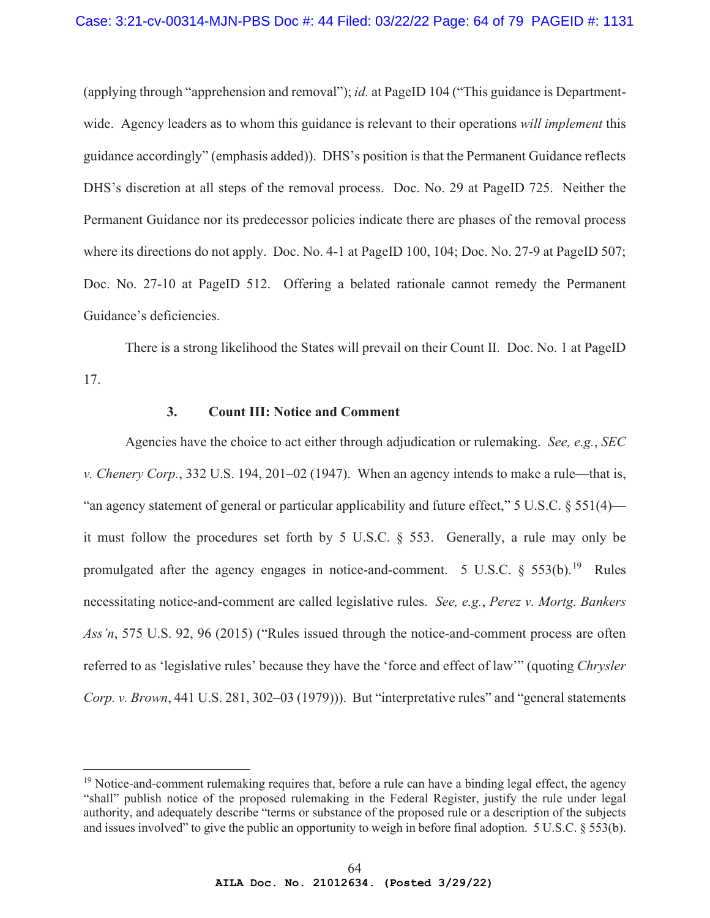(applying through "apprehension and removal"); *id.* at PageID 104 ("This guidance is Department-wide. Agency leaders as to whom this guidance is relevant to their operations *will implement* this guidance accordingly" (emphasis added)). DHS's position is that the Permanent Guidance reflects DHS's discretion at all steps of the removal process. Doc. No. 29 at PageID 725. Neither the Permanent Guidance nor its predecessor policies indicate there are phases of the removal process where its directions do not apply. Doc. No. 4-1 at PageID 100, 104; Doc. No. 27-9 at PageID 507; Doc. No. 27-10 at PageID 512. Offering a belated rationale cannot remedy the Permanent Guidance's deficiencies.

There is a strong likelihood the States will prevail on their Count II. Doc. No. 1 at PageID 17.

### 3. Count III: Notice and Comment

Agencies have the choice to act either through adjudication or rulemaking. *See, e.g.*, *SEC v. Chenery Corp.*, 332 U.S. 194, 201–02 (1947). When an agency intends to make a rule—that is, "an agency statement of general or particular applicability and future effect," 5 U.S.C. § 551(4)—it must follow the procedures set forth by 5 U.S.C. § 553. Generally, a rule may only be promulgated after the agency engages in notice-and-comment. 5 U.S.C. § 553(b).[19] Rules necessitating notice-and-comment are called legislative rules. *See, e.g.*, *Perez v. Mortg. Bankers Ass'n*, 575 U.S. 92, 96 (2015) ("Rules issued through the notice-and-comment process are often referred to as 'legislative rules' because they have the 'force and effect of law'" (quoting *Chrysler Corp. v. Brown*, 441 U.S. 281, 302–03 (1979))). But "interpretative rules" and "general statements

---

[19] Notice-and-comment rulemaking requires that, before a rule can have a binding legal effect, the agency "shall" publish notice of the proposed rulemaking in the Federal Register, justify the rule under legal authority, and adequately describe "terms or substance of the proposed rule or a description of the subjects and issues involved" to give the public an opportunity to weigh in before final adoption. 5 U.S.C. § 553(b).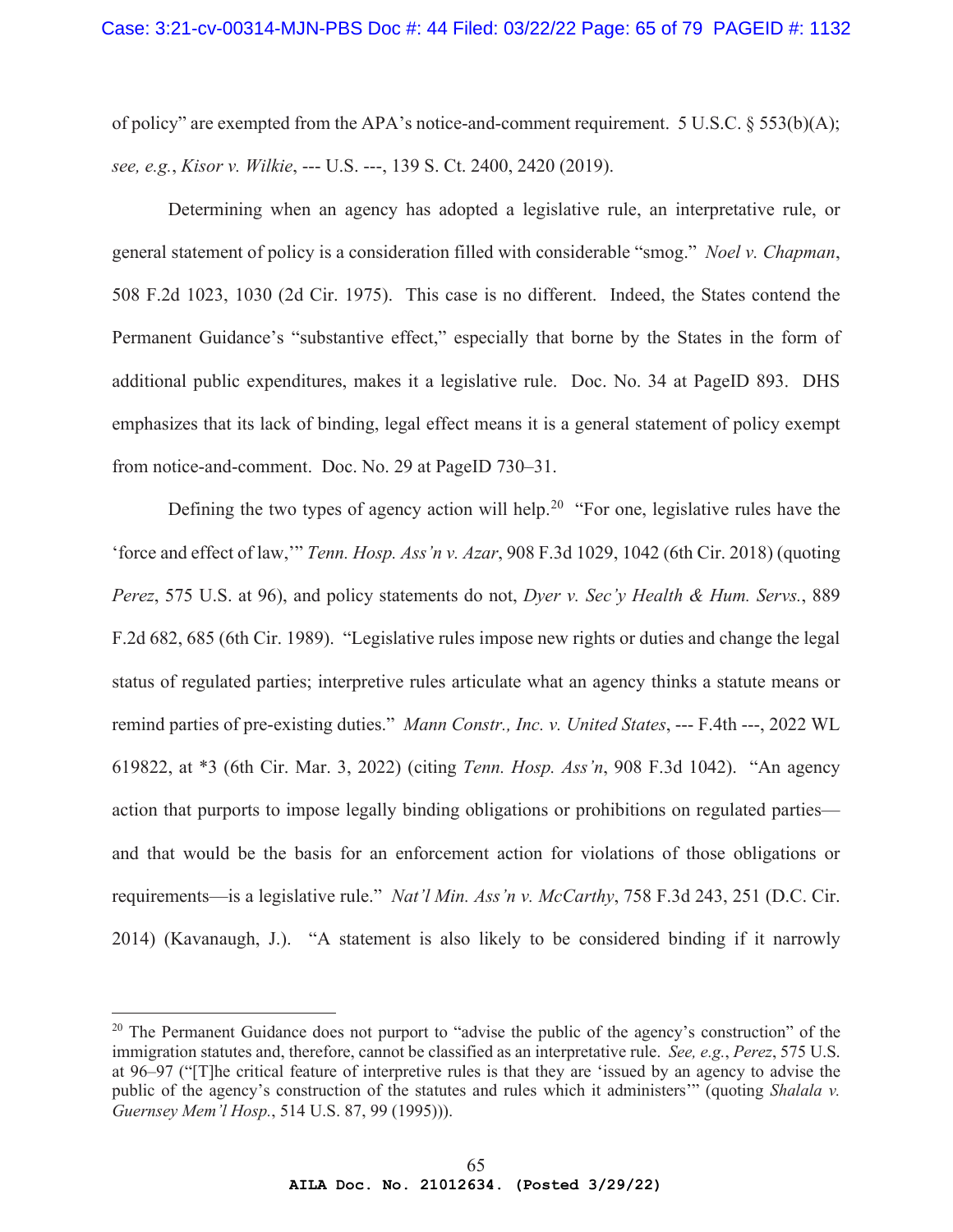of policy" are exempted from the APA's notice-and-comment requirement. 5 U.S.C. § 553(b)(A); *see, e.g.*, *Kisor v. Wilkie*, --- U.S. ---, 139 S. Ct. 2400, 2420 (2019).

Determining when an agency has adopted a legislative rule, an interpretative rule, or general statement of policy is a consideration filled with considerable "smog." *Noel v. Chapman*, 508 F.2d 1023, 1030 (2d Cir. 1975). This case is no different. Indeed, the States contend the Permanent Guidance's "substantive effect," especially that borne by the States in the form of additional public expenditures, makes it a legislative rule. Doc. No. 34 at PageID 893. DHS emphasizes that its lack of binding, legal effect means it is a general statement of policy exempt from notice-and-comment. Doc. No. 29 at PageID 730–31.

Defining the two types of agency action will help.[20] "For one, legislative rules have the 'force and effect of law,'" *Tenn. Hosp. Ass'n v. Azar*, 908 F.3d 1029, 1042 (6th Cir. 2018) (quoting *Perez*, 575 U.S. at 96), and policy statements do not, *Dyer v. Sec'y Health & Hum. Servs.*, 889 F.2d 682, 685 (6th Cir. 1989). "Legislative rules impose new rights or duties and change the legal status of regulated parties; interpretive rules articulate what an agency thinks a statute means or remind parties of pre-existing duties." *Mann Constr., Inc. v. United States*, --- F.4th ---, 2022 WL 619822, at *3 (6th Cir. Mar. 3, 2022) (citing *Tenn. Hosp. Ass'n*, 908 F.3d 1042). "An agency action that purports to impose legally binding obligations or prohibitions on regulated parties—and that would be the basis for an enforcement action for violations of those obligations or requirements—is a legislative rule." *Nat'l Min. Ass'n v. McCarthy*, 758 F.3d 243, 251 (D.C. Cir. 2014) (Kavanaugh, J.). "A statement is also likely to be considered binding if it narrowly

---

[20] The Permanent Guidance does not purport to "advise the public of the agency's construction" of the immigration statutes and, therefore, cannot be classified as an interpretative rule. *See, e.g.*, *Perez*, 575 U.S. at 96–97 ("[T]he critical feature of interpretive rules is that they are 'issued by an agency to advise the public of the agency's construction of the statutes and rules which it administers'" (quoting *Shalala v. Guernsey Mem'l Hosp.*, 514 U.S. 87, 99 (1995))).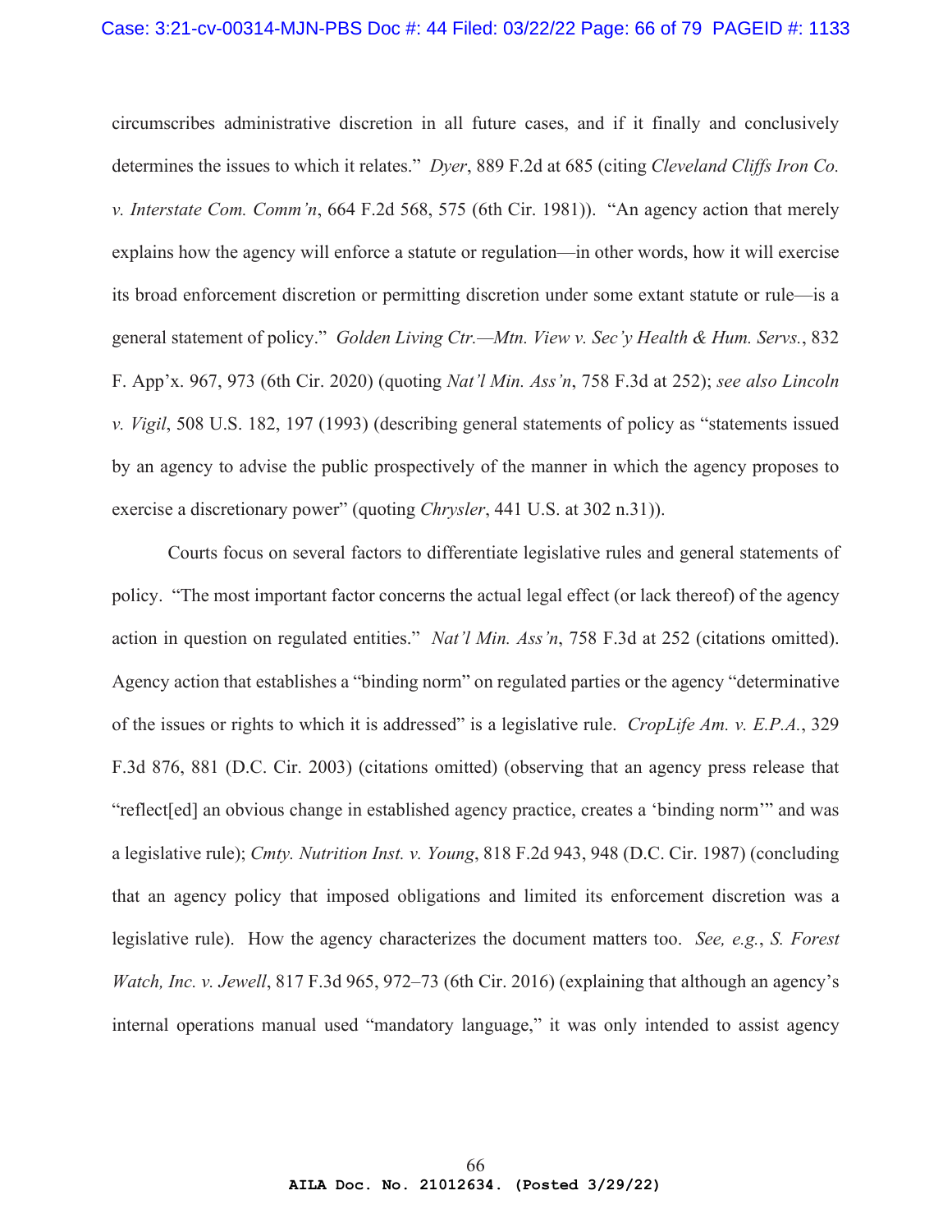circumscribes administrative discretion in all future cases, and if it finally and conclusively determines the issues to which it relates." *Dyer*, 889 F.2d at 685 (citing *Cleveland Cliffs Iron Co. v. Interstate Com. Comm'n*, 664 F.2d 568, 575 (6th Cir. 1981)). "An agency action that merely explains how the agency will enforce a statute or regulation—in other words, how it will exercise its broad enforcement discretion or permitting discretion under some extant statute or rule—is a general statement of policy." *Golden Living Ctr.—Mtn. View v. Sec'y Health & Hum. Servs.*, 832 F. App'x. 967, 973 (6th Cir. 2020) (quoting *Nat'l Min. Ass'n*, 758 F.3d at 252); *see also Lincoln v. Vigil*, 508 U.S. 182, 197 (1993) (describing general statements of policy as "statements issued by an agency to advise the public prospectively of the manner in which the agency proposes to exercise a discretionary power" (quoting *Chrysler*, 441 U.S. at 302 n.31)).

Courts focus on several factors to differentiate legislative rules and general statements of policy. "The most important factor concerns the actual legal effect (or lack thereof) of the agency action in question on regulated entities." *Nat'l Min. Ass'n*, 758 F.3d at 252 (citations omitted). Agency action that establishes a "binding norm" on regulated parties or the agency "determinative of the issues or rights to which it is addressed" is a legislative rule. *CropLife Am. v. E.P.A.*, 329 F.3d 876, 881 (D.C. Cir. 2003) (citations omitted) (observing that an agency press release that "reflect[ed] an obvious change in established agency practice, creates a 'binding norm'" and was a legislative rule); *Cmty. Nutrition Inst. v. Young*, 818 F.2d 943, 948 (D.C. Cir. 1987) (concluding that an agency policy that imposed obligations and limited its enforcement discretion was a legislative rule). How the agency characterizes the document matters too. *See, e.g.*, *S. Forest Watch, Inc. v. Jewell*, 817 F.3d 965, 972–73 (6th Cir. 2016) (explaining that although an agency's internal operations manual used "mandatory language," it was only intended to assist agency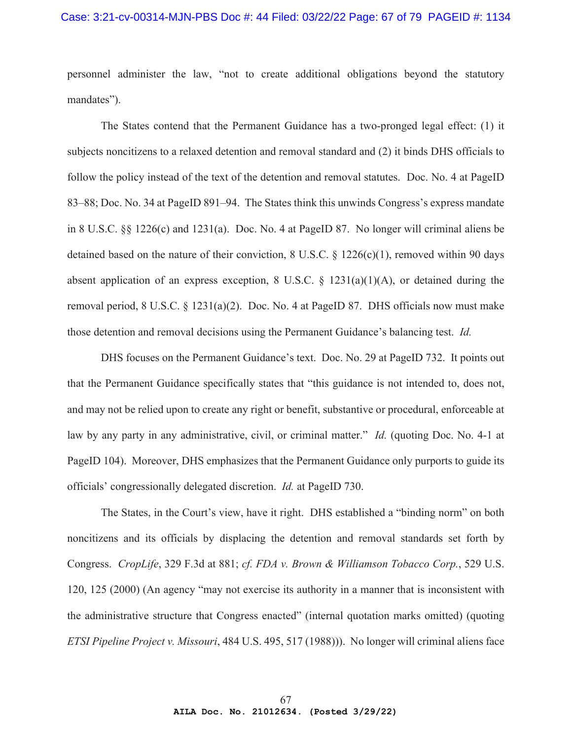personnel administer the law, "not to create additional obligations beyond the statutory mandates").

The States contend that the Permanent Guidance has a two-pronged legal effect: (1) it subjects noncitizens to a relaxed detention and removal standard and (2) it binds DHS officials to follow the policy instead of the text of the detention and removal statutes. Doc. No. 4 at PageID 83–88; Doc. No. 34 at PageID 891–94. The States think this unwinds Congress's express mandate in 8 U.S.C. §§ 1226(c) and 1231(a). Doc. No. 4 at PageID 87. No longer will criminal aliens be detained based on the nature of their conviction, 8 U.S.C. § 1226(c)(1), removed within 90 days absent application of an express exception, 8 U.S.C. § 1231(a)(1)(A), or detained during the removal period, 8 U.S.C. § 1231(a)(2). Doc. No. 4 at PageID 87. DHS officials now must make those detention and removal decisions using the Permanent Guidance's balancing test. *Id.*

DHS focuses on the Permanent Guidance's text. Doc. No. 29 at PageID 732. It points out that the Permanent Guidance specifically states that "this guidance is not intended to, does not, and may not be relied upon to create any right or benefit, substantive or procedural, enforceable at law by any party in any administrative, civil, or criminal matter." *Id.* (quoting Doc. No. 4-1 at PageID 104). Moreover, DHS emphasizes that the Permanent Guidance only purports to guide its officials' congressionally delegated discretion. *Id.* at PageID 730.

The States, in the Court's view, have it right. DHS established a "binding norm" on both noncitizens and its officials by displacing the detention and removal standards set forth by Congress. *CropLife*, 329 F.3d at 881; *cf. FDA v. Brown & Williamson Tobacco Corp.*, 529 U.S. 120, 125 (2000) (An agency "may not exercise its authority in a manner that is inconsistent with the administrative structure that Congress enacted" (internal quotation marks omitted) (quoting *ETSI Pipeline Project v. Missouri*, 484 U.S. 495, 517 (1988))). No longer will criminal aliens face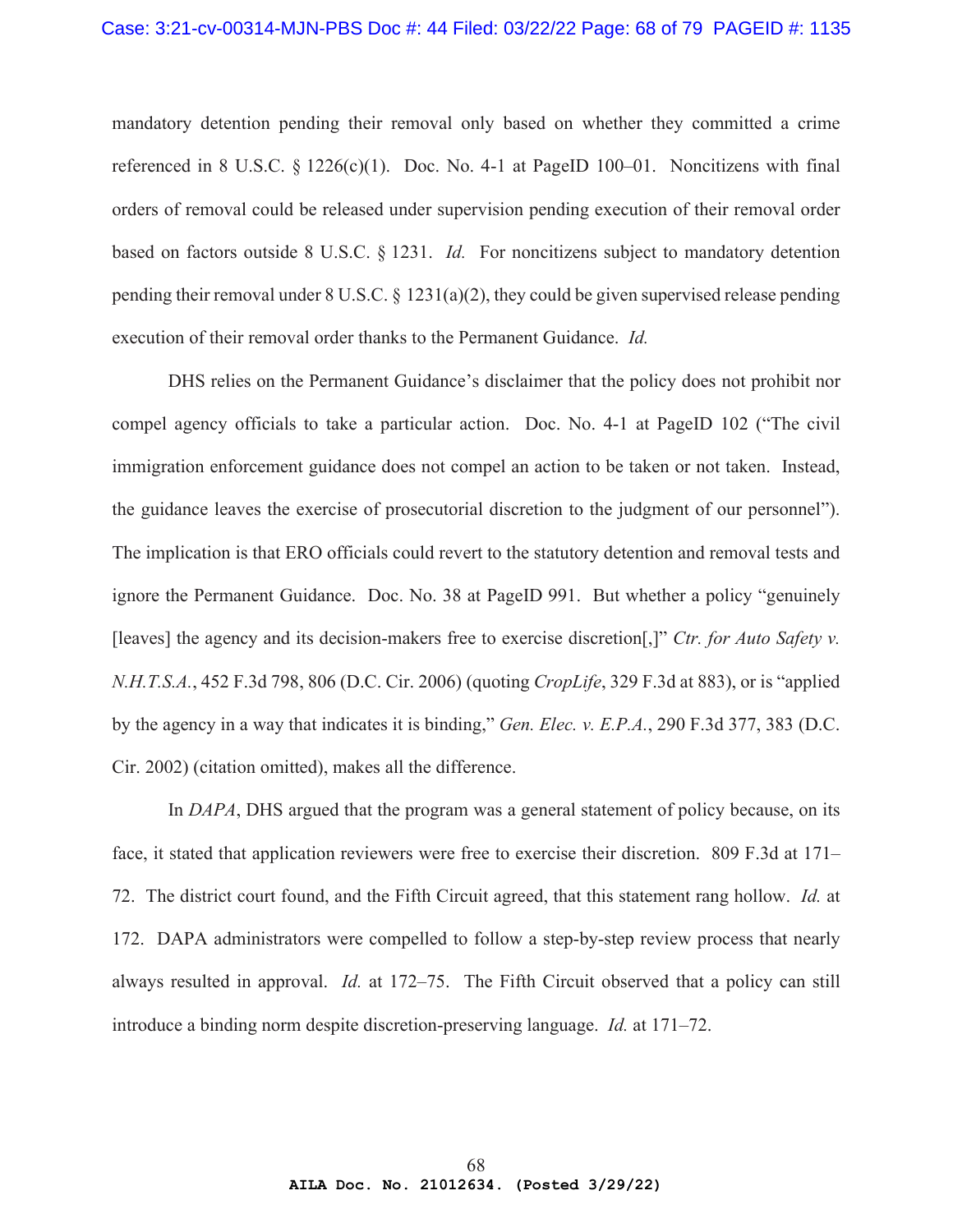mandatory detention pending their removal only based on whether they committed a crime referenced in 8 U.S.C. § 1226(c)(1). Doc. No. 4-1 at PageID 100–01. Noncitizens with final orders of removal could be released under supervision pending execution of their removal order based on factors outside 8 U.S.C. § 1231. *Id.* For noncitizens subject to mandatory detention pending their removal under 8 U.S.C. § 1231(a)(2), they could be given supervised release pending execution of their removal order thanks to the Permanent Guidance. *Id.*

DHS relies on the Permanent Guidance's disclaimer that the policy does not prohibit nor compel agency officials to take a particular action. Doc. No. 4-1 at PageID 102 ("The civil immigration enforcement guidance does not compel an action to be taken or not taken. Instead, the guidance leaves the exercise of prosecutorial discretion to the judgment of our personnel"). The implication is that ERO officials could revert to the statutory detention and removal tests and ignore the Permanent Guidance. Doc. No. 38 at PageID 991. But whether a policy "genuinely [leaves] the agency and its decision-makers free to exercise discretion[,]" *Ctr. for Auto Safety v. N.H.T.S.A.*, 452 F.3d 798, 806 (D.C. Cir. 2006) (quoting *CropLife*, 329 F.3d at 883), or is "applied by the agency in a way that indicates it is binding," *Gen. Elec. v. E.P.A.*, 290 F.3d 377, 383 (D.C. Cir. 2002) (citation omitted), makes all the difference.

In *DAPA*, DHS argued that the program was a general statement of policy because, on its face, it stated that application reviewers were free to exercise their discretion. 809 F.3d at 171–72. The district court found, and the Fifth Circuit agreed, that this statement rang hollow. *Id.* at 172. DAPA administrators were compelled to follow a step-by-step review process that nearly always resulted in approval. *Id.* at 172–75. The Fifth Circuit observed that a policy can still introduce a binding norm despite discretion-preserving language. *Id.* at 171–72.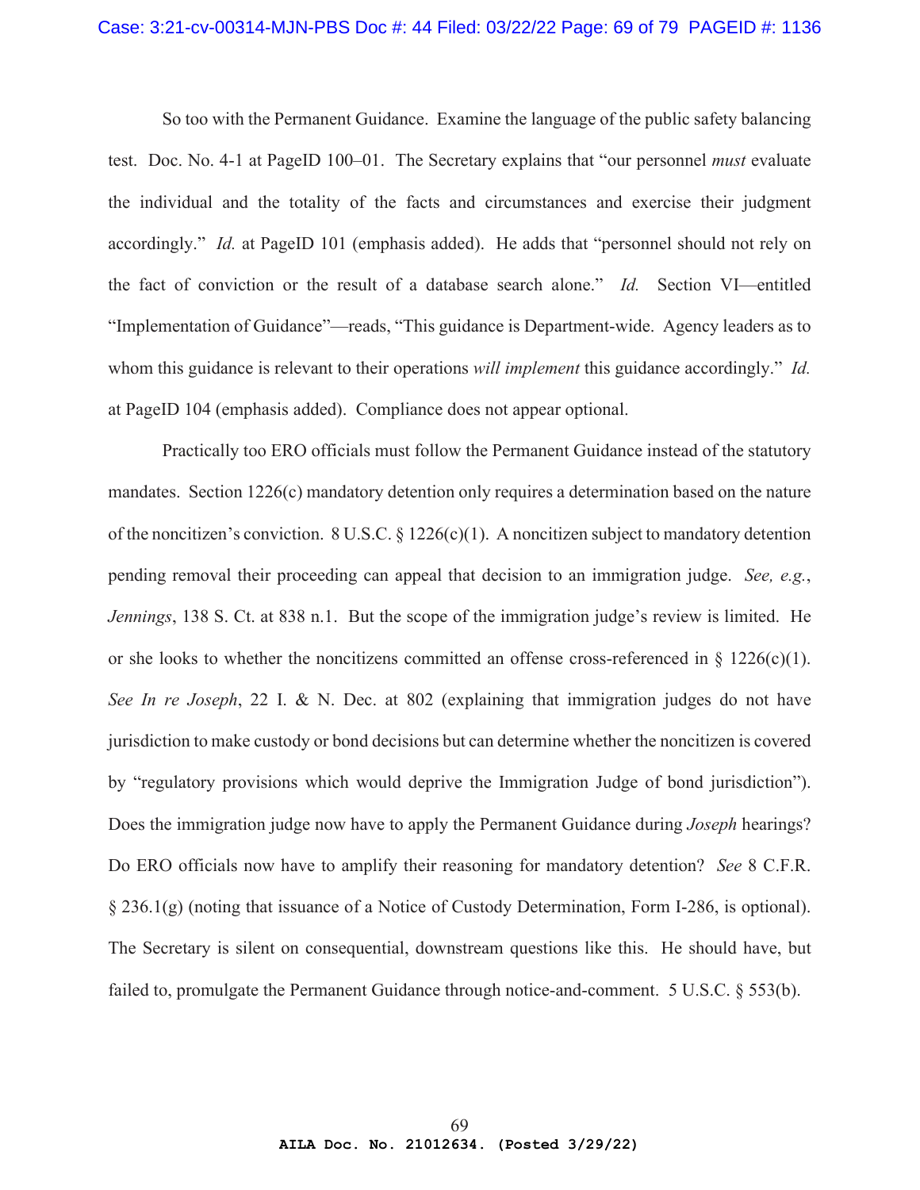So too with the Permanent Guidance. Examine the language of the public safety balancing test. Doc. No. 4-1 at PageID 100–01. The Secretary explains that "our personnel *must* evaluate the individual and the totality of the facts and circumstances and exercise their judgment accordingly." *Id.* at PageID 101 (emphasis added). He adds that "personnel should not rely on the fact of conviction or the result of a database search alone." *Id.* Section VI—entitled "Implementation of Guidance"—reads, "This guidance is Department-wide. Agency leaders as to whom this guidance is relevant to their operations *will implement* this guidance accordingly." *Id.* at PageID 104 (emphasis added). Compliance does not appear optional.

Practically too ERO officials must follow the Permanent Guidance instead of the statutory mandates. Section 1226(c) mandatory detention only requires a determination based on the nature of the noncitizen's conviction. 8 U.S.C. § 1226(c)(1). A noncitizen subject to mandatory detention pending removal their proceeding can appeal that decision to an immigration judge. *See, e.g.*, *Jennings*, 138 S. Ct. at 838 n.1. But the scope of the immigration judge's review is limited. He or she looks to whether the noncitizens committed an offense cross-referenced in § 1226(c)(1). *See In re Joseph*, 22 I. & N. Dec. at 802 (explaining that immigration judges do not have jurisdiction to make custody or bond decisions but can determine whether the noncitizen is covered by "regulatory provisions which would deprive the Immigration Judge of bond jurisdiction"). Does the immigration judge now have to apply the Permanent Guidance during *Joseph* hearings? Do ERO officials now have to amplify their reasoning for mandatory detention? *See* 8 C.F.R. § 236.1(g) (noting that issuance of a Notice of Custody Determination, Form I-286, is optional). The Secretary is silent on consequential, downstream questions like this. He should have, but failed to, promulgate the Permanent Guidance through notice-and-comment. 5 U.S.C. § 553(b).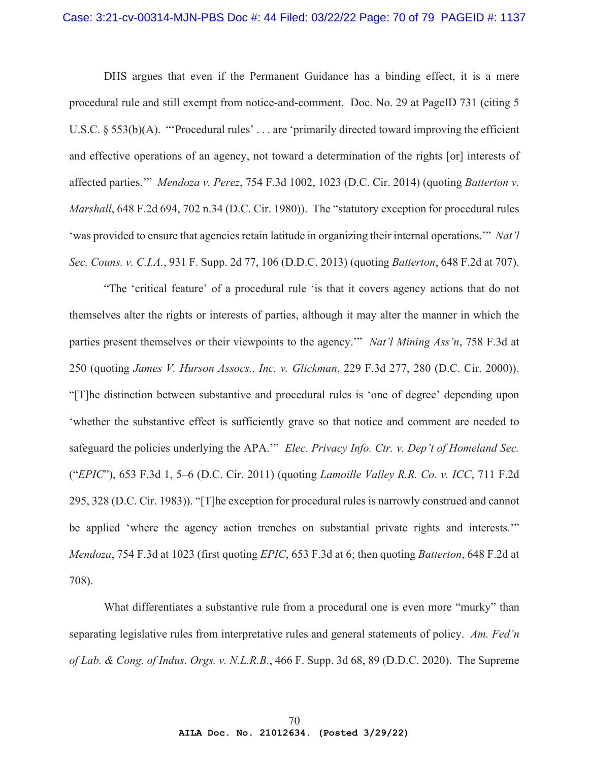DHS argues that even if the Permanent Guidance has a binding effect, it is a mere procedural rule and still exempt from notice-and-comment. Doc. No. 29 at PageID 731 (citing 5 U.S.C. § 553(b)(A). "'Procedural rules' . . . are 'primarily directed toward improving the efficient and effective operations of an agency, not toward a determination of the rights [or] interests of affected parties.'" *Mendoza v. Perez*, 754 F.3d 1002, 1023 (D.C. Cir. 2014) (quoting *Batterton v. Marshall*, 648 F.2d 694, 702 n.34 (D.C. Cir. 1980)). The "statutory exception for procedural rules 'was provided to ensure that agencies retain latitude in organizing their internal operations.'" *Nat'l Sec. Couns. v. C.I.A.*, 931 F. Supp. 2d 77, 106 (D.D.C. 2013) (quoting *Batterton*, 648 F.2d at 707).

"The 'critical feature' of a procedural rule 'is that it covers agency actions that do not themselves alter the rights or interests of parties, although it may alter the manner in which the parties present themselves or their viewpoints to the agency.'" *Nat'l Mining Ass'n*, 758 F.3d at 250 (quoting *James V. Hurson Assocs., Inc. v. Glickman*, 229 F.3d 277, 280 (D.C. Cir. 2000)). "[T]he distinction between substantive and procedural rules is 'one of degree' depending upon 'whether the substantive effect is sufficiently grave so that notice and comment are needed to safeguard the policies underlying the APA.'" *Elec. Privacy Info. Ctr. v. Dep't of Homeland Sec.* ("*EPIC*"), 653 F.3d 1, 5–6 (D.C. Cir. 2011) (quoting *Lamoille Valley R.R. Co. v. ICC*, 711 F.2d 295, 328 (D.C. Cir. 1983)). "[T]he exception for procedural rules is narrowly construed and cannot be applied 'where the agency action trenches on substantial private rights and interests.'" *Mendoza*, 754 F.3d at 1023 (first quoting *EPIC*, 653 F.3d at 6; then quoting *Batterton*, 648 F.2d at 708).

What differentiates a substantive rule from a procedural one is even more "murky" than separating legislative rules from interpretative rules and general statements of policy. *Am. Fed'n of Lab. & Cong. of Indus. Orgs. v. N.L.R.B.*, 466 F. Supp. 3d 68, 89 (D.D.C. 2020). The Supreme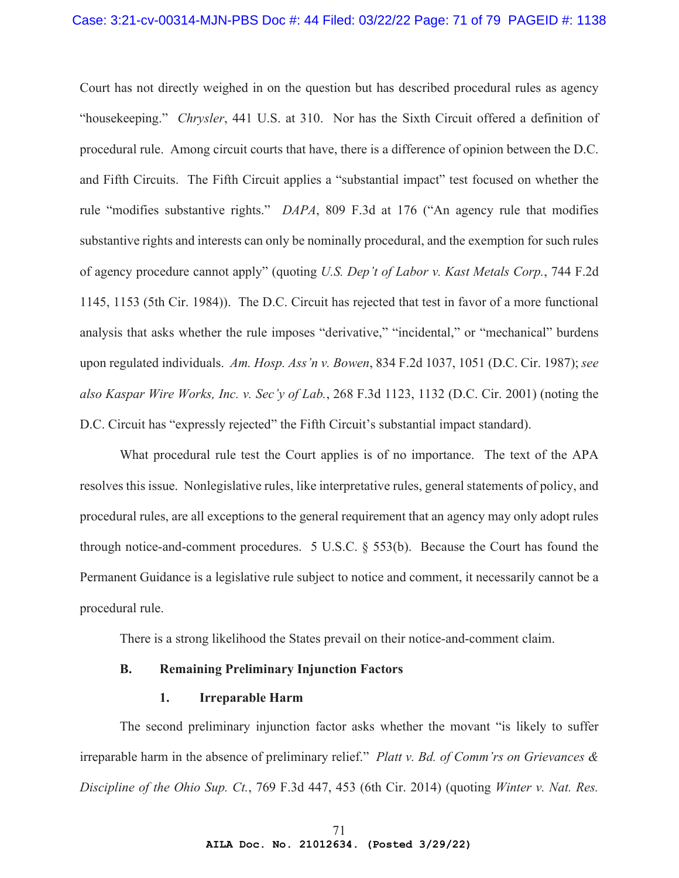Court has not directly weighed in on the question but has described procedural rules as agency "housekeeping." *Chrysler*, 441 U.S. at 310. Nor has the Sixth Circuit offered a definition of procedural rule. Among circuit courts that have, there is a difference of opinion between the D.C. and Fifth Circuits. The Fifth Circuit applies a "substantial impact" test focused on whether the rule "modifies substantive rights." *DAPA*, 809 F.3d at 176 ("An agency rule that modifies substantive rights and interests can only be nominally procedural, and the exemption for such rules of agency procedure cannot apply" (quoting *U.S. Dep't of Labor v. Kast Metals Corp.*, 744 F.2d 1145, 1153 (5th Cir. 1984)). The D.C. Circuit has rejected that test in favor of a more functional analysis that asks whether the rule imposes "derivative," "incidental," or "mechanical" burdens upon regulated individuals. *Am. Hosp. Ass'n v. Bowen*, 834 F.2d 1037, 1051 (D.C. Cir. 1987); *see also Kaspar Wire Works, Inc. v. Sec'y of Lab.*, 268 F.3d 1123, 1132 (D.C. Cir. 2001) (noting the D.C. Circuit has "expressly rejected" the Fifth Circuit's substantial impact standard).

What procedural rule test the Court applies is of no importance. The text of the APA resolves this issue. Nonlegislative rules, like interpretative rules, general statements of policy, and procedural rules, are all exceptions to the general requirement that an agency may only adopt rules through notice-and-comment procedures. 5 U.S.C. § 553(b). Because the Court has found the Permanent Guidance is a legislative rule subject to notice and comment, it necessarily cannot be a procedural rule.

There is a strong likelihood the States prevail on their notice-and-comment claim.

### B. Remaining Preliminary Injunction Factors

#### 1. Irreparable Harm

The second preliminary injunction factor asks whether the movant "is likely to suffer irreparable harm in the absence of preliminary relief." *Platt v. Bd. of Comm'rs on Grievances & Discipline of the Ohio Sup. Ct.*, 769 F.3d 447, 453 (6th Cir. 2014) (quoting *Winter v. Nat. Res.*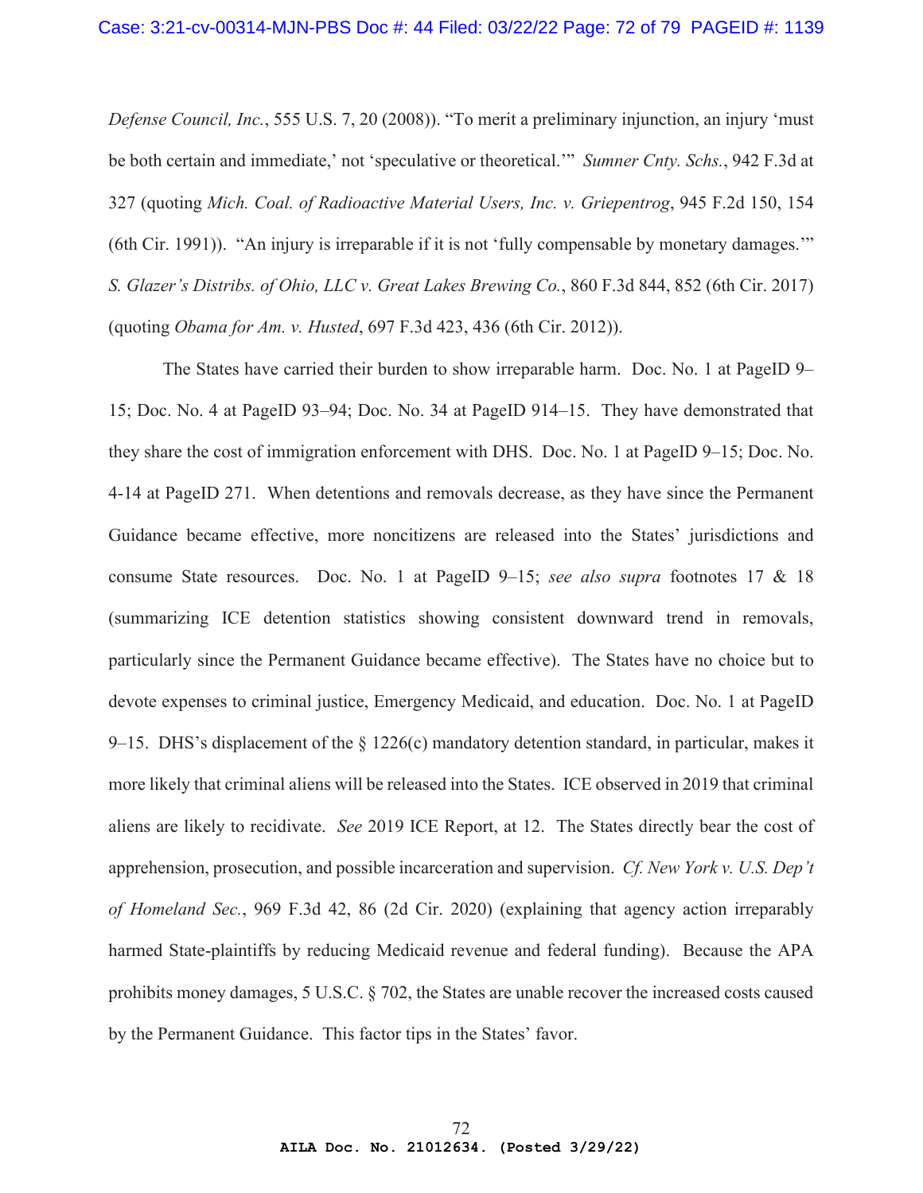*Defense Council, Inc.*, 555 U.S. 7, 20 (2008)). "To merit a preliminary injunction, an injury 'must be both certain and immediate,' not 'speculative or theoretical.'" *Sumner Cnty. Schs.*, 942 F.3d at 327 (quoting *Mich. Coal. of Radioactive Material Users, Inc. v. Griepentrog*, 945 F.2d 150, 154 (6th Cir. 1991)). "An injury is irreparable if it is not 'fully compensable by monetary damages.'" *S. Glazer's Distribs. of Ohio, LLC v. Great Lakes Brewing Co.*, 860 F.3d 844, 852 (6th Cir. 2017) (quoting *Obama for Am. v. Husted*, 697 F.3d 423, 436 (6th Cir. 2012)).

The States have carried their burden to show irreparable harm. Doc. No. 1 at PageID 9–15; Doc. No. 4 at PageID 93–94; Doc. No. 34 at PageID 914–15. They have demonstrated that they share the cost of immigration enforcement with DHS. Doc. No. 1 at PageID 9–15; Doc. No. 4-14 at PageID 271. When detentions and removals decrease, as they have since the Permanent Guidance became effective, more noncitizens are released into the States' jurisdictions and consume State resources. Doc. No. 1 at PageID 9–15; *see also supra* footnotes 17 & 18 (summarizing ICE detention statistics showing consistent downward trend in removals, particularly since the Permanent Guidance became effective). The States have no choice but to devote expenses to criminal justice, Emergency Medicaid, and education. Doc. No. 1 at PageID 9–15. DHS's displacement of the § 1226(c) mandatory detention standard, in particular, makes it more likely that criminal aliens will be released into the States. ICE observed in 2019 that criminal aliens are likely to recidivate. *See* 2019 ICE Report, at 12. The States directly bear the cost of apprehension, prosecution, and possible incarceration and supervision. *Cf. New York v. U.S. Dep't of Homeland Sec.*, 969 F.3d 42, 86 (2d Cir. 2020) (explaining that agency action irreparably harmed State-plaintiffs by reducing Medicaid revenue and federal funding). Because the APA prohibits money damages, 5 U.S.C. § 702, the States are unable recover the increased costs caused by the Permanent Guidance. This factor tips in the States' favor.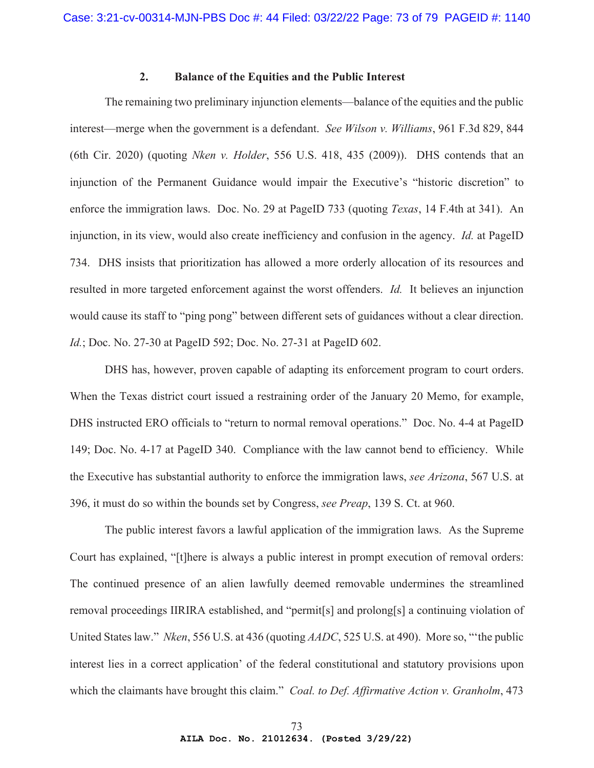### 2. Balance of the Equities and the Public Interest

The remaining two preliminary injunction elements—balance of the equities and the public interest—merge when the government is a defendant. *See Wilson v. Williams*, 961 F.3d 829, 844 (6th Cir. 2020) (quoting *Nken v. Holder*, 556 U.S. 418, 435 (2009)). DHS contends that an injunction of the Permanent Guidance would impair the Executive's "historic discretion" to enforce the immigration laws. Doc. No. 29 at PageID 733 (quoting *Texas*, 14 F.4th at 341). An injunction, in its view, would also create inefficiency and confusion in the agency. *Id.* at PageID 734. DHS insists that prioritization has allowed a more orderly allocation of its resources and resulted in more targeted enforcement against the worst offenders. *Id.* It believes an injunction would cause its staff to "ping pong" between different sets of guidances without a clear direction. *Id.*; Doc. No. 27-30 at PageID 592; Doc. No. 27-31 at PageID 602.

DHS has, however, proven capable of adapting its enforcement program to court orders. When the Texas district court issued a restraining order of the January 20 Memo, for example, DHS instructed ERO officials to "return to normal removal operations." Doc. No. 4-4 at PageID 149; Doc. No. 4-17 at PageID 340. Compliance with the law cannot bend to efficiency. While the Executive has substantial authority to enforce the immigration laws, *see Arizona*, 567 U.S. at 396, it must do so within the bounds set by Congress, *see Preap*, 139 S. Ct. at 960.

The public interest favors a lawful application of the immigration laws. As the Supreme Court has explained, "[t]here is always a public interest in prompt execution of removal orders: The continued presence of an alien lawfully deemed removable undermines the streamlined removal proceedings IIRIRA established, and "permit[s] and prolong[s] a continuing violation of United States law." *Nken*, 556 U.S. at 436 (quoting *AADC*, 525 U.S. at 490). More so, "'the public interest lies in a correct application' of the federal constitutional and statutory provisions upon which the claimants have brought this claim." *Coal. to Def. Affirmative Action v. Granholm*, 473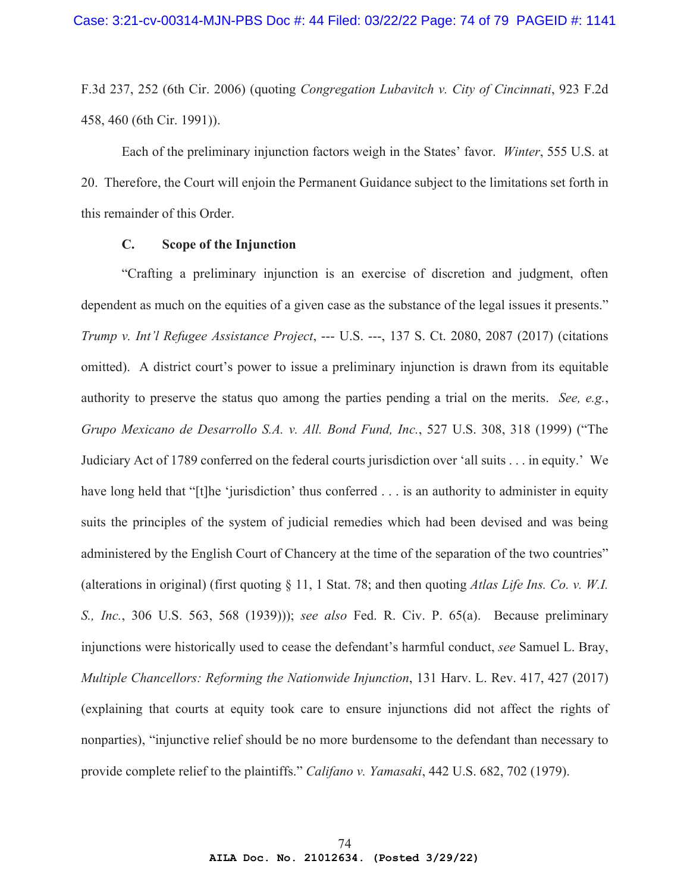F.3d 237, 252 (6th Cir. 2006) (quoting *Congregation Lubavitch v. City of Cincinnati*, 923 F.2d 458, 460 (6th Cir. 1991)).

Each of the preliminary injunction factors weigh in the States' favor. *Winter*, 555 U.S. at 20. Therefore, the Court will enjoin the Permanent Guidance subject to the limitations set forth in this remainder of this Order.

### C. Scope of the Injunction

"Crafting a preliminary injunction is an exercise of discretion and judgment, often dependent as much on the equities of a given case as the substance of the legal issues it presents." *Trump v. Int'l Refugee Assistance Project*, --- U.S. ---, 137 S. Ct. 2080, 2087 (2017) (citations omitted). A district court's power to issue a preliminary injunction is drawn from its equitable authority to preserve the status quo among the parties pending a trial on the merits. *See, e.g.*, *Grupo Mexicano de Desarrollo S.A. v. All. Bond Fund, Inc.*, 527 U.S. 308, 318 (1999) ("The Judiciary Act of 1789 conferred on the federal courts jurisdiction over 'all suits . . . in equity.' We have long held that "[t]he 'jurisdiction' thus conferred . . . is an authority to administer in equity suits the principles of the system of judicial remedies which had been devised and was being administered by the English Court of Chancery at the time of the separation of the two countries" (alterations in original) (first quoting § 11, 1 Stat. 78; and then quoting *Atlas Life Ins. Co. v. W.I. S., Inc.*, 306 U.S. 563, 568 (1939))); *see also* Fed. R. Civ. P. 65(a). Because preliminary injunctions were historically used to cease the defendant's harmful conduct, *see* Samuel L. Bray, *Multiple Chancellors: Reforming the Nationwide Injunction*, 131 Harv. L. Rev. 417, 427 (2017) (explaining that courts at equity took care to ensure injunctions did not affect the rights of nonparties), "injunctive relief should be no more burdensome to the defendant than necessary to provide complete relief to the plaintiffs." *Califano v. Yamasaki*, 442 U.S. 682, 702 (1979).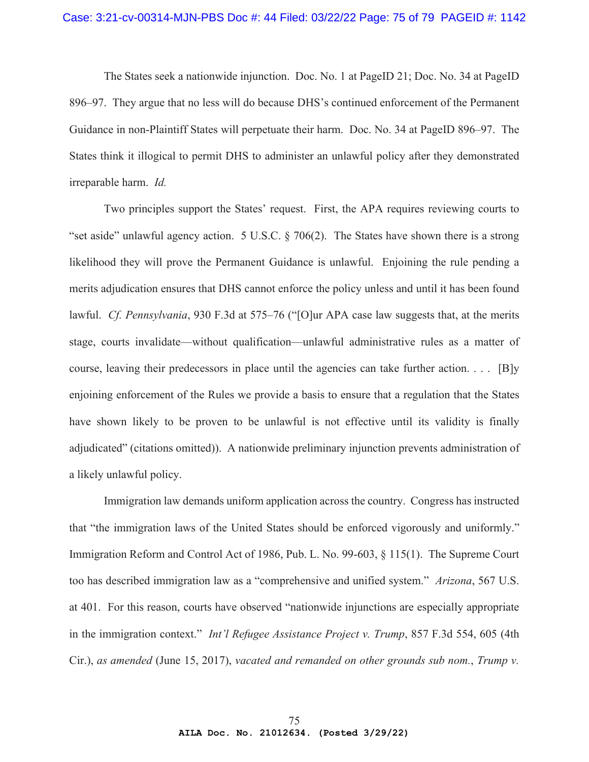The States seek a nationwide injunction. Doc. No. 1 at PageID 21; Doc. No. 34 at PageID 896–97. They argue that no less will do because DHS's continued enforcement of the Permanent Guidance in non-Plaintiff States will perpetuate their harm. Doc. No. 34 at PageID 896–97. The States think it illogical to permit DHS to administer an unlawful policy after they demonstrated irreparable harm. *Id.*

Two principles support the States' request. First, the APA requires reviewing courts to "set aside" unlawful agency action. 5 U.S.C. § 706(2). The States have shown there is a strong likelihood they will prove the Permanent Guidance is unlawful. Enjoining the rule pending a merits adjudication ensures that DHS cannot enforce the policy unless and until it has been found lawful. *Cf. Pennsylvania*, 930 F.3d at 575–76 ("[O]ur APA case law suggests that, at the merits stage, courts invalidate—without qualification—unlawful administrative rules as a matter of course, leaving their predecessors in place until the agencies can take further action. . . . [B]y enjoining enforcement of the Rules we provide a basis to ensure that a regulation that the States have shown likely to be proven to be unlawful is not effective until its validity is finally adjudicated" (citations omitted)). A nationwide preliminary injunction prevents administration of a likely unlawful policy.

Immigration law demands uniform application across the country. Congress has instructed that "the immigration laws of the United States should be enforced vigorously and uniformly." Immigration Reform and Control Act of 1986, Pub. L. No. 99-603, § 115(1). The Supreme Court too has described immigration law as a "comprehensive and unified system." *Arizona*, 567 U.S. at 401. For this reason, courts have observed "nationwide injunctions are especially appropriate in the immigration context." *Int'l Refugee Assistance Project v. Trump*, 857 F.3d 554, 605 (4th Cir.), *as amended* (June 15, 2017), *vacated and remanded on other grounds sub nom.*, *Trump v.*

AILA Doc. No. 21012634. (Posted 3/29/22)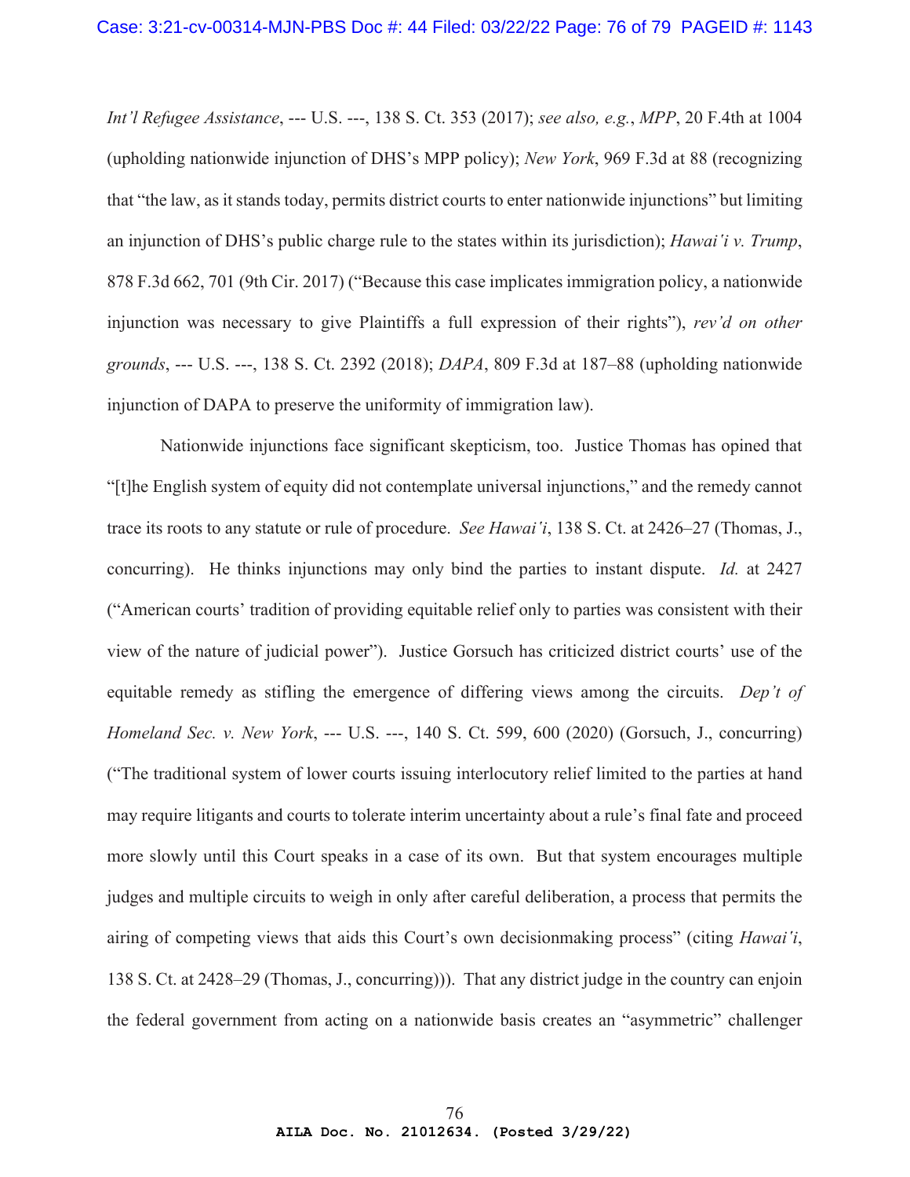*Int'l Refugee Assistance*, --- U.S. ---, 138 S. Ct. 353 (2017); *see also, e.g.*, *MPP*, 20 F.4th at 1004 (upholding nationwide injunction of DHS's MPP policy); *New York*, 969 F.3d at 88 (recognizing that "the law, as it stands today, permits district courts to enter nationwide injunctions" but limiting an injunction of DHS's public charge rule to the states within its jurisdiction); *Hawai'i v. Trump*, 878 F.3d 662, 701 (9th Cir. 2017) ("Because this case implicates immigration policy, a nationwide injunction was necessary to give Plaintiffs a full expression of their rights"), *rev'd on other grounds*, --- U.S. ---, 138 S. Ct. 2392 (2018); *DAPA*, 809 F.3d at 187–88 (upholding nationwide injunction of DAPA to preserve the uniformity of immigration law).

Nationwide injunctions face significant skepticism, too. Justice Thomas has opined that "[t]he English system of equity did not contemplate universal injunctions," and the remedy cannot trace its roots to any statute or rule of procedure. *See Hawai'i*, 138 S. Ct. at 2426–27 (Thomas, J., concurring). He thinks injunctions may only bind the parties to instant dispute. *Id.* at 2427 ("American courts' tradition of providing equitable relief only to parties was consistent with their view of the nature of judicial power"). Justice Gorsuch has criticized district courts' use of the equitable remedy as stifling the emergence of differing views among the circuits. *Dep't of Homeland Sec. v. New York*, --- U.S. ---, 140 S. Ct. 599, 600 (2020) (Gorsuch, J., concurring) ("The traditional system of lower courts issuing interlocutory relief limited to the parties at hand may require litigants and courts to tolerate interim uncertainty about a rule's final fate and proceed more slowly until this Court speaks in a case of its own. But that system encourages multiple judges and multiple circuits to weigh in only after careful deliberation, a process that permits the airing of competing views that aids this Court's own decisionmaking process" (citing *Hawai'i*, 138 S. Ct. at 2428–29 (Thomas, J., concurring))). That any district judge in the country can enjoin the federal government from acting on a nationwide basis creates an "asymmetric" challenger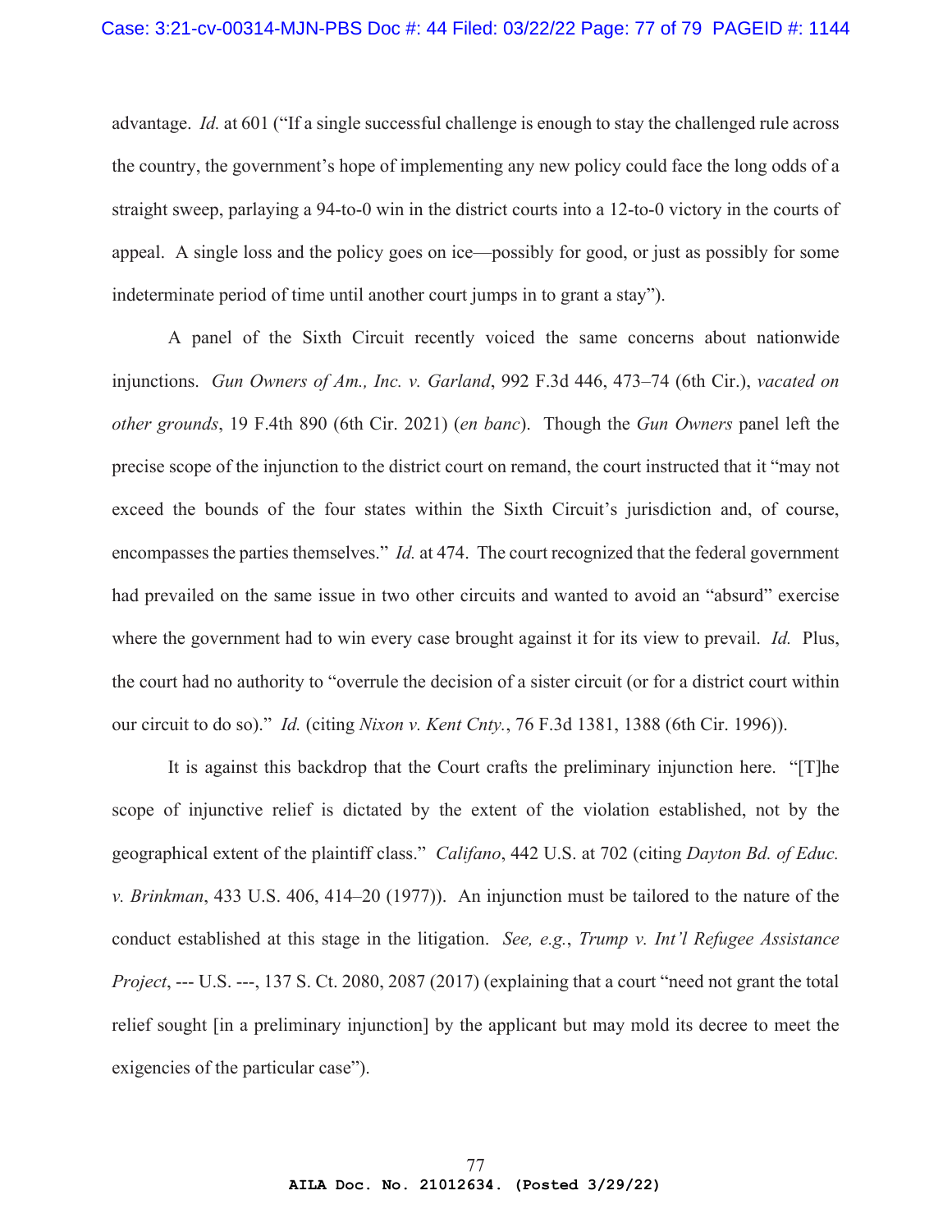advantage. *Id.* at 601 ("If a single successful challenge is enough to stay the challenged rule across the country, the government's hope of implementing any new policy could face the long odds of a straight sweep, parlaying a 94-to-0 win in the district courts into a 12-to-0 victory in the courts of appeal. A single loss and the policy goes on ice—possibly for good, or just as possibly for some indeterminate period of time until another court jumps in to grant a stay").

A panel of the Sixth Circuit recently voiced the same concerns about nationwide injunctions. *Gun Owners of Am., Inc. v. Garland*, 992 F.3d 446, 473–74 (6th Cir.), *vacated on other grounds*, 19 F.4th 890 (6th Cir. 2021) (*en banc*). Though the *Gun Owners* panel left the precise scope of the injunction to the district court on remand, the court instructed that it "may not exceed the bounds of the four states within the Sixth Circuit's jurisdiction and, of course, encompasses the parties themselves." *Id.* at 474. The court recognized that the federal government had prevailed on the same issue in two other circuits and wanted to avoid an "absurd" exercise where the government had to win every case brought against it for its view to prevail. *Id.* Plus, the court had no authority to "overrule the decision of a sister circuit (or for a district court within our circuit to do so)." *Id.* (citing *Nixon v. Kent Cnty.*, 76 F.3d 1381, 1388 (6th Cir. 1996)).

It is against this backdrop that the Court crafts the preliminary injunction here. "[T]he scope of injunctive relief is dictated by the extent of the violation established, not by the geographical extent of the plaintiff class." *Califano*, 442 U.S. at 702 (citing *Dayton Bd. of Educ. v. Brinkman*, 433 U.S. 406, 414–20 (1977)). An injunction must be tailored to the nature of the conduct established at this stage in the litigation. *See, e.g.*, *Trump v. Int'l Refugee Assistance Project*, --- U.S. ---, 137 S. Ct. 2080, 2087 (2017) (explaining that a court "need not grant the total relief sought [in a preliminary injunction] by the applicant but may mold its decree to meet the exigencies of the particular case").

**AILA Doc. No. 21012634. (Posted 3/29/22)**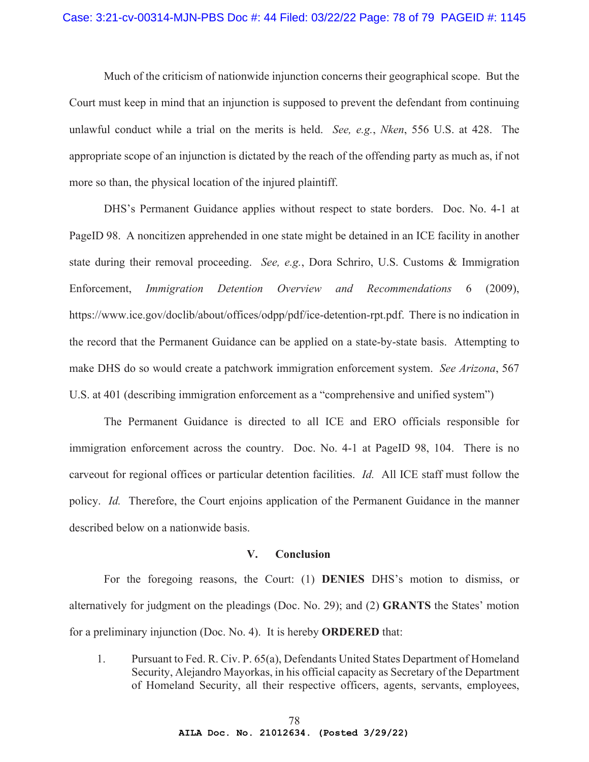Much of the criticism of nationwide injunction concerns their geographical scope. But the Court must keep in mind that an injunction is supposed to prevent the defendant from continuing unlawful conduct while a trial on the merits is held. *See, e.g.*, *Nken*, 556 U.S. at 428. The appropriate scope of an injunction is dictated by the reach of the offending party as much as, if not more so than, the physical location of the injured plaintiff.

DHS's Permanent Guidance applies without respect to state borders. Doc. No. 4-1 at PageID 98. A noncitizen apprehended in one state might be detained in an ICE facility in another state during their removal proceeding. *See, e.g.*, Dora Schriro, U.S. Customs & Immigration Enforcement, *Immigration Detention Overview and Recommendations* 6 (2009), https://www.ice.gov/doclib/about/offices/odpp/pdf/ice-detention-rpt.pdf. There is no indication in the record that the Permanent Guidance can be applied on a state-by-state basis. Attempting to make DHS do so would create a patchwork immigration enforcement system. *See Arizona*, 567 U.S. at 401 (describing immigration enforcement as a "comprehensive and unified system")

The Permanent Guidance is directed to all ICE and ERO officials responsible for immigration enforcement across the country. Doc. No. 4-1 at PageID 98, 104. There is no carveout for regional offices or particular detention facilities. *Id.* All ICE staff must follow the policy. *Id.* Therefore, the Court enjoins application of the Permanent Guidance in the manner described below on a nationwide basis.

## V. Conclusion

For the foregoing reasons, the Court: (1) **DENIES** DHS's motion to dismiss, or alternatively for judgment on the pleadings (Doc. No. 29); and (2) **GRANTS** the States' motion for a preliminary injunction (Doc. No. 4). It is hereby **ORDERED** that:

1. Pursuant to Fed. R. Civ. P. 65(a), Defendants United States Department of Homeland Security, Alejandro Mayorkas, in his official capacity as Secretary of the Department of Homeland Security, all their respective officers, agents, servants, employees,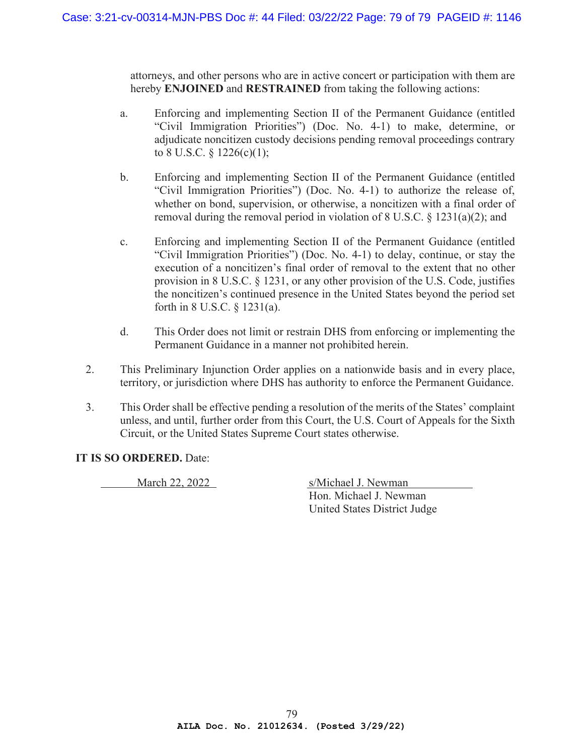attorneys, and other persons who are in active concert or participation with them are hereby **ENJOINED** and **RESTRAINED** from taking the following actions:

a. Enforcing and implementing Section II of the Permanent Guidance (entitled "Civil Immigration Priorities") (Doc. No. 4-1) to make, determine, or adjudicate noncitizen custody decisions pending removal proceedings contrary to 8 U.S.C. § 1226(c)(1);

b. Enforcing and implementing Section II of the Permanent Guidance (entitled "Civil Immigration Priorities") (Doc. No. 4-1) to authorize the release of, whether on bond, supervision, or otherwise, a noncitizen with a final order of removal during the removal period in violation of 8 U.S.C. § 1231(a)(2); and

c. Enforcing and implementing Section II of the Permanent Guidance (entitled "Civil Immigration Priorities") (Doc. No. 4-1) to delay, continue, or stay the execution of a noncitizen's final order of removal to the extent that no other provision in 8 U.S.C. § 1231, or any other provision of the U.S. Code, justifies the noncitizen's continued presence in the United States beyond the period set forth in 8 U.S.C. § 1231(a).

d. This Order does not limit or restrain DHS from enforcing or implementing the Permanent Guidance in a manner not prohibited herein.

2. This Preliminary Injunction Order applies on a nationwide basis and in every place, territory, or jurisdiction where DHS has authority to enforce the Permanent Guidance.

3. This Order shall be effective pending a resolution of the merits of the States' complaint unless, and until, further order from this Court, the U.S. Court of Appeals for the Sixth Circuit, or the United States Supreme Court states otherwise.

**IT IS SO ORDERED.** Date:

March 22, 2022

s/Michael J. Newman
Hon. Michael J. Newman
United States District Judge

AILA Doc. No. 21012634. (Posted 3/29/22)